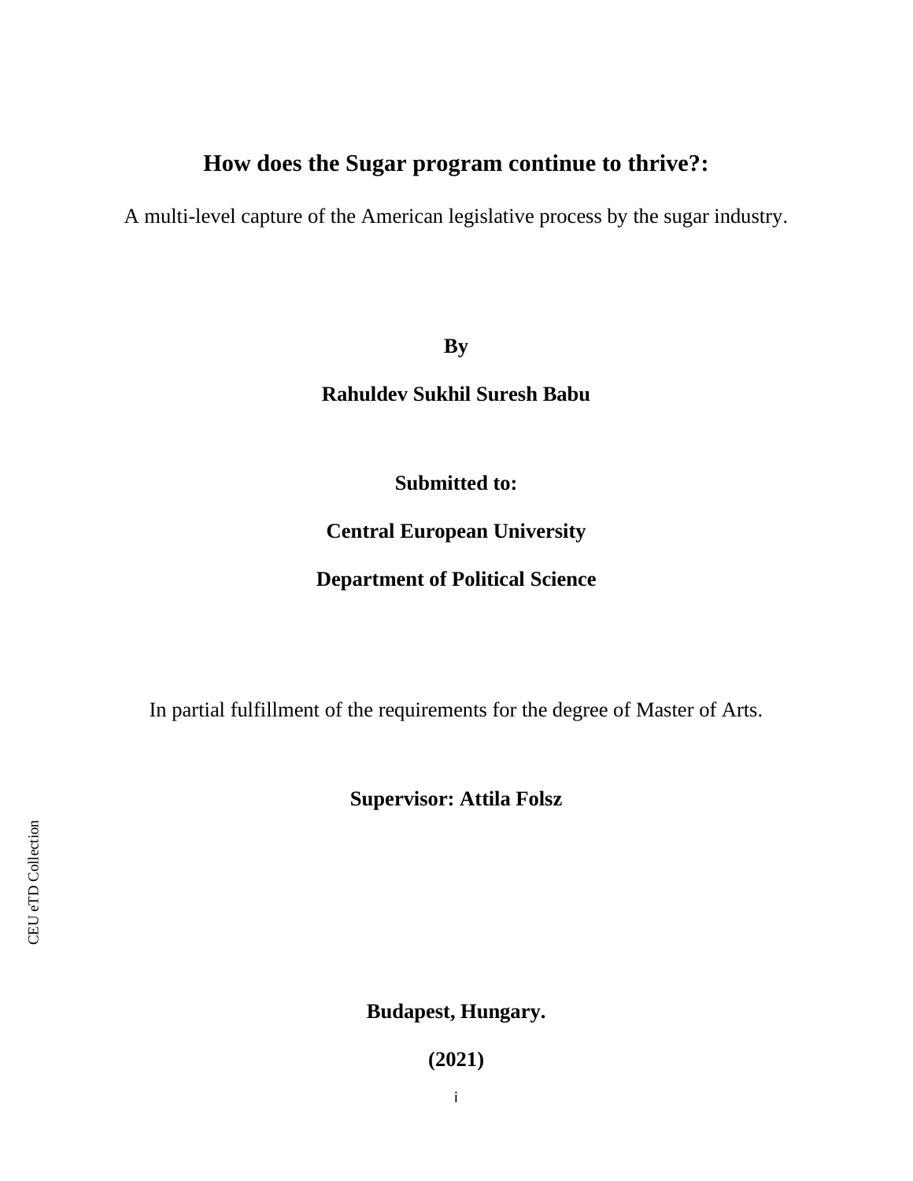# How does the Sugar program continue to thrive?:

A multi-level capture of the American legislative process by the sugar industry.

**By**

**Rahuldev Sukhil Suresh Babu**

**Submitted to:**

**Central European University**

**Department of Political Science**

In partial fulfillment of the requirements for the degree of Master of Arts.

**Supervisor: Attila Folsz**

**Budapest, Hungary.**

**(2021)**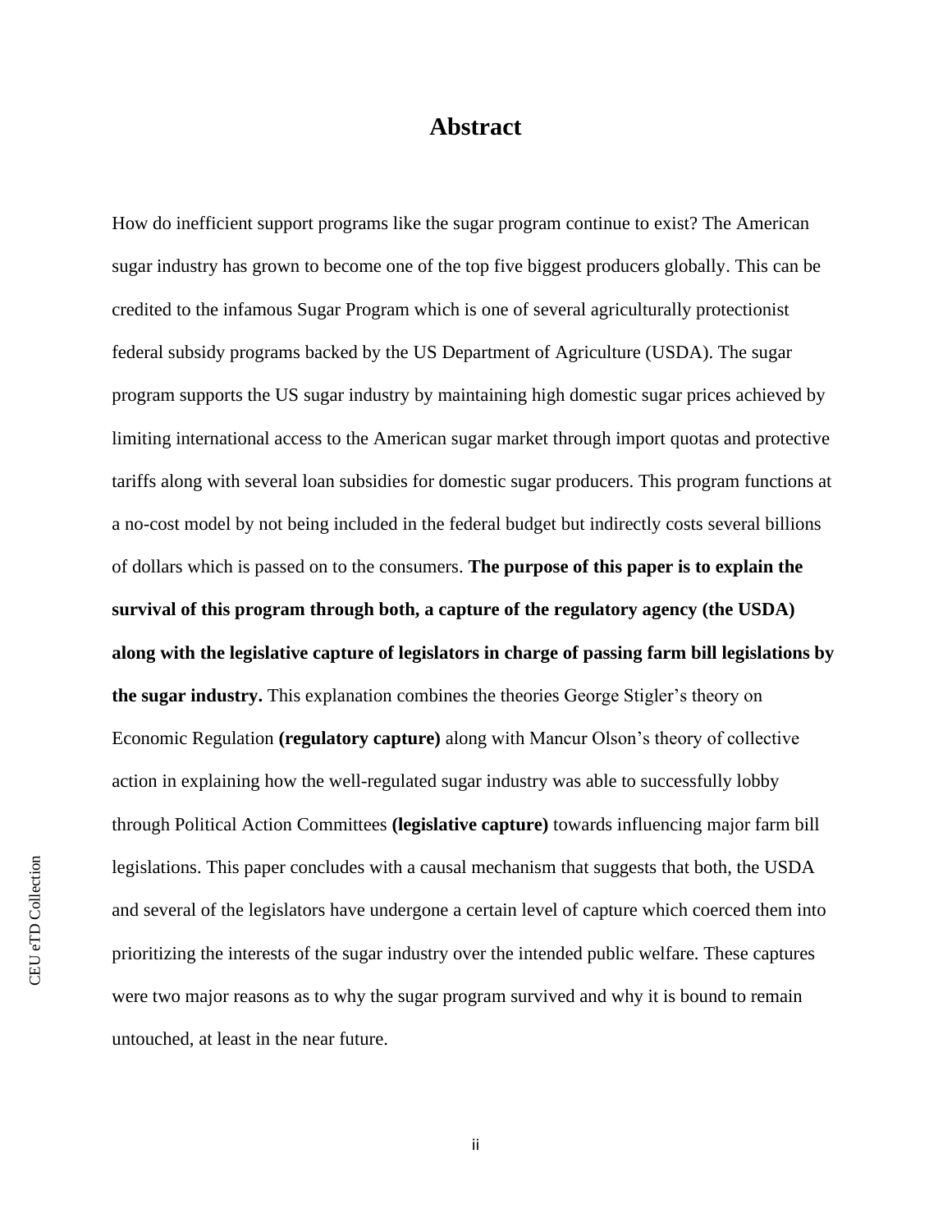# Abstract

How do inefficient support programs like the sugar program continue to exist? The American sugar industry has grown to become one of the top five biggest producers globally. This can be credited to the infamous Sugar Program which is one of several agriculturally protectionist federal subsidy programs backed by the US Department of Agriculture (USDA). The sugar program supports the US sugar industry by maintaining high domestic sugar prices achieved by limiting international access to the American sugar market through import quotas and protective tariffs along with several loan subsidies for domestic sugar producers. This program functions at a no-cost model by not being included in the federal budget but indirectly costs several billions of dollars which is passed on to the consumers. **The purpose of this paper is to explain the survival of this program through both, a capture of the regulatory agency (the USDA) along with the legislative capture of legislators in charge of passing farm bill legislations by the sugar industry.** This explanation combines the theories George Stigler's theory on Economic Regulation **(regulatory capture)** along with Mancur Olson's theory of collective action in explaining how the well-regulated sugar industry was able to successfully lobby through Political Action Committees **(legislative capture)** towards influencing major farm bill legislations. This paper concludes with a causal mechanism that suggests that both, the USDA and several of the legislators have undergone a certain level of capture which coerced them into prioritizing the interests of the sugar industry over the intended public welfare. These captures were two major reasons as to why the sugar program survived and why it is bound to remain untouched, at least in the near future.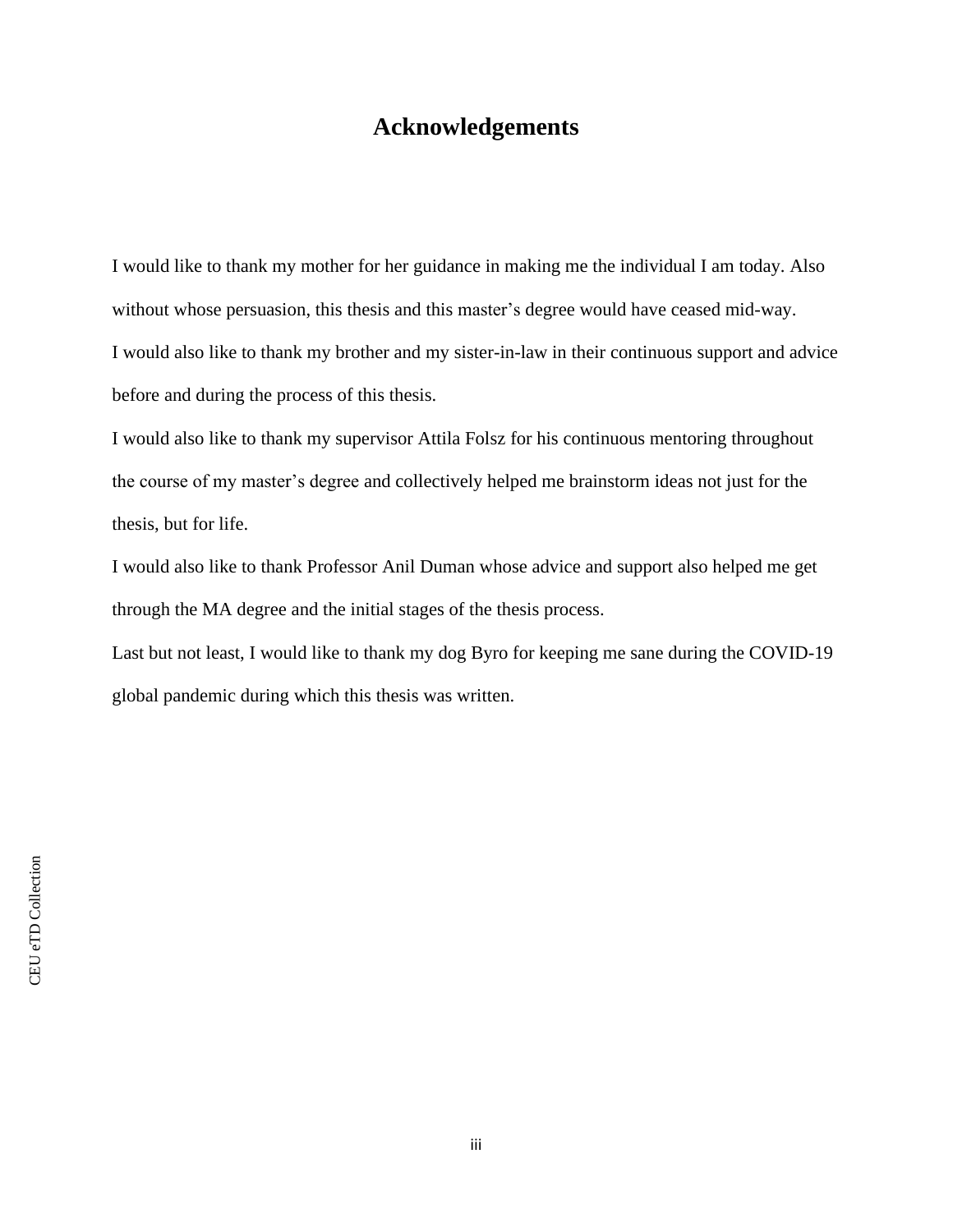# Acknowledgements

I would like to thank my mother for her guidance in making me the individual I am today. Also without whose persuasion, this thesis and this master's degree would have ceased mid-way.

I would also like to thank my brother and my sister-in-law in their continuous support and advice before and during the process of this thesis.

I would also like to thank my supervisor Attila Folsz for his continuous mentoring throughout the course of my master's degree and collectively helped me brainstorm ideas not just for the thesis, but for life.

I would also like to thank Professor Anil Duman whose advice and support also helped me get through the MA degree and the initial stages of the thesis process.

Last but not least, I would like to thank my dog Byro for keeping me sane during the COVID-19 global pandemic during which this thesis was written.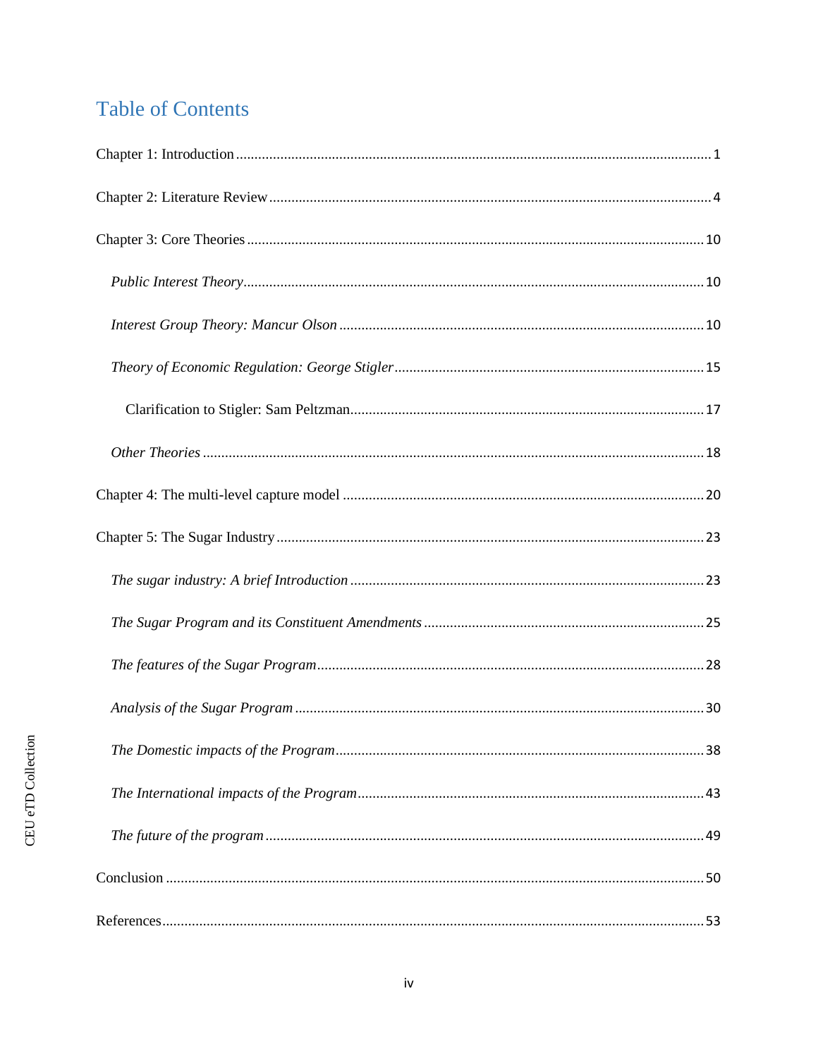# Table of Contents

Chapter 1: Introduction ........................................................................................................ 1

Chapter 2: Literature Review ................................................................................................ 4

Chapter 3: Core Theories .................................................................................................... 10

*Public Interest Theory* ...................................................................................................... 10

*Interest Group Theory: Mancur Olson* .............................................................................. 10

*Theory of Economic Regulation: George Stigler* .............................................................. 15

Clarification to Stigler: Sam Peltzman .................................................................................. 17

*Other Theories* ................................................................................................................. 18

Chapter 4: The multi-level capture model ........................................................................... 20

Chapter 5: The Sugar Industry ............................................................................................. 23

*The sugar industry: A brief Introduction* .......................................................................... 23

*The Sugar Program and its Constituent Amendments* ....................................................... 25

*The features of the Sugar Program* .................................................................................. 28

*Analysis of the Sugar Program* ......................................................................................... 30

*The Domestic impacts of the Program* .............................................................................. 38

*The International impacts of the Program* ......................................................................... 43

*The future of the program* ................................................................................................. 49

Conclusion .......................................................................................................................... 50

References ........................................................................................................................... 53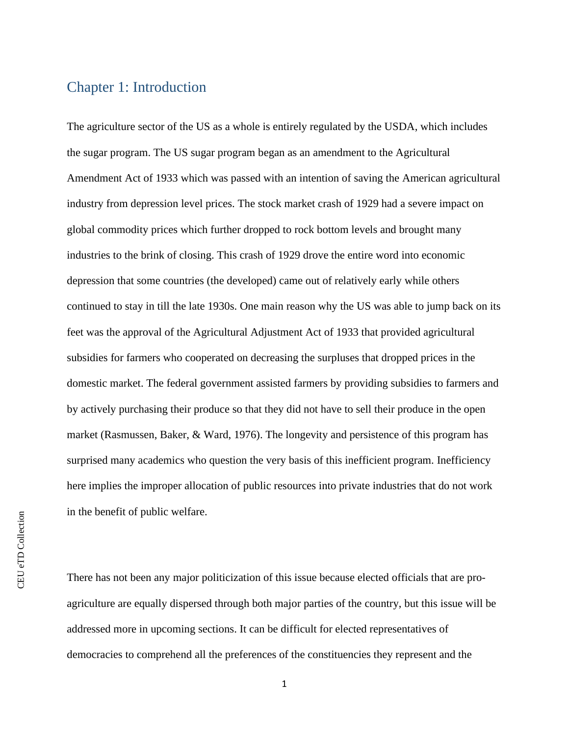## Chapter 1: Introduction

The agriculture sector of the US as a whole is entirely regulated by the USDA, which includes the sugar program. The US sugar program began as an amendment to the Agricultural Amendment Act of 1933 which was passed with an intention of saving the American agricultural industry from depression level prices. The stock market crash of 1929 had a severe impact on global commodity prices which further dropped to rock bottom levels and brought many industries to the brink of closing. This crash of 1929 drove the entire word into economic depression that some countries (the developed) came out of relatively early while others continued to stay in till the late 1930s. One main reason why the US was able to jump back on its feet was the approval of the Agricultural Adjustment Act of 1933 that provided agricultural subsidies for farmers who cooperated on decreasing the surpluses that dropped prices in the domestic market. The federal government assisted farmers by providing subsidies to farmers and by actively purchasing their produce so that they did not have to sell their produce in the open market (Rasmussen, Baker, & Ward, 1976). The longevity and persistence of this program has surprised many academics who question the very basis of this inefficient program. Inefficiency here implies the improper allocation of public resources into private industries that do not work in the benefit of public welfare.

There has not been any major politicization of this issue because elected officials that are pro-agriculture are equally dispersed through both major parties of the country, but this issue will be addressed more in upcoming sections. It can be difficult for elected representatives of democracies to comprehend all the preferences of the constituencies they represent and the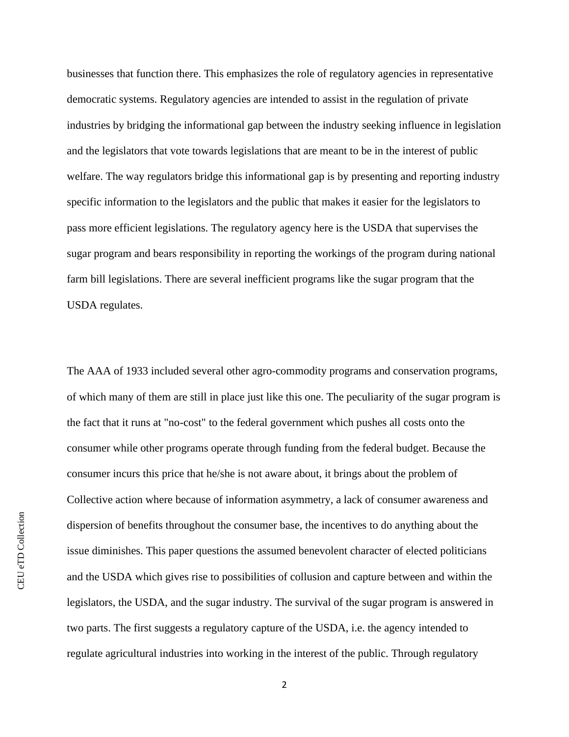businesses that function there. This emphasizes the role of regulatory agencies in representative democratic systems. Regulatory agencies are intended to assist in the regulation of private industries by bridging the informational gap between the industry seeking influence in legislation and the legislators that vote towards legislations that are meant to be in the interest of public welfare. The way regulators bridge this informational gap is by presenting and reporting industry specific information to the legislators and the public that makes it easier for the legislators to pass more efficient legislations. The regulatory agency here is the USDA that supervises the sugar program and bears responsibility in reporting the workings of the program during national farm bill legislations. There are several inefficient programs like the sugar program that the USDA regulates.

The AAA of 1933 included several other agro-commodity programs and conservation programs, of which many of them are still in place just like this one. The peculiarity of the sugar program is the fact that it runs at "no-cost" to the federal government which pushes all costs onto the consumer while other programs operate through funding from the federal budget. Because the consumer incurs this price that he/she is not aware about, it brings about the problem of Collective action where because of information asymmetry, a lack of consumer awareness and dispersion of benefits throughout the consumer base, the incentives to do anything about the issue diminishes. This paper questions the assumed benevolent character of elected politicians and the USDA which gives rise to possibilities of collusion and capture between and within the legislators, the USDA, and the sugar industry. The survival of the sugar program is answered in two parts. The first suggests a regulatory capture of the USDA, i.e. the agency intended to regulate agricultural industries into working in the interest of the public. Through regulatory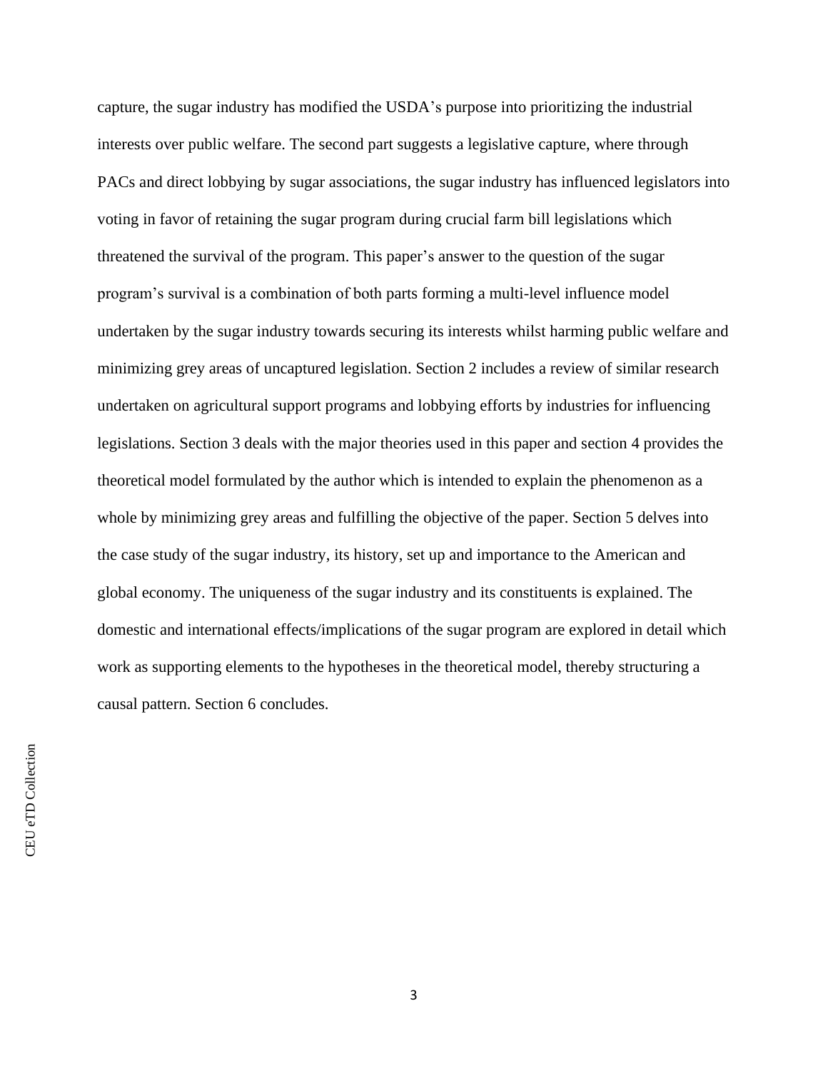capture, the sugar industry has modified the USDA's purpose into prioritizing the industrial interests over public welfare. The second part suggests a legislative capture, where through PACs and direct lobbying by sugar associations, the sugar industry has influenced legislators into voting in favor of retaining the sugar program during crucial farm bill legislations which threatened the survival of the program. This paper's answer to the question of the sugar program's survival is a combination of both parts forming a multi-level influence model undertaken by the sugar industry towards securing its interests whilst harming public welfare and minimizing grey areas of uncaptured legislation. Section 2 includes a review of similar research undertaken on agricultural support programs and lobbying efforts by industries for influencing legislations. Section 3 deals with the major theories used in this paper and section 4 provides the theoretical model formulated by the author which is intended to explain the phenomenon as a whole by minimizing grey areas and fulfilling the objective of the paper. Section 5 delves into the case study of the sugar industry, its history, set up and importance to the American and global economy. The uniqueness of the sugar industry and its constituents is explained. The domestic and international effects/implications of the sugar program are explored in detail which work as supporting elements to the hypotheses in the theoretical model, thereby structuring a causal pattern. Section 6 concludes.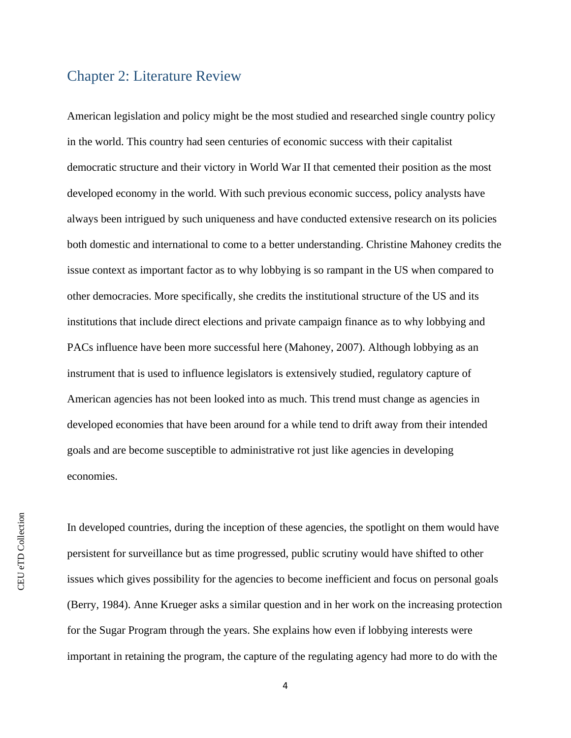## Chapter 2: Literature Review

American legislation and policy might be the most studied and researched single country policy in the world. This country had seen centuries of economic success with their capitalist democratic structure and their victory in World War II that cemented their position as the most developed economy in the world. With such previous economic success, policy analysts have always been intrigued by such uniqueness and have conducted extensive research on its policies both domestic and international to come to a better understanding. Christine Mahoney credits the issue context as important factor as to why lobbying is so rampant in the US when compared to other democracies. More specifically, she credits the institutional structure of the US and its institutions that include direct elections and private campaign finance as to why lobbying and PACs influence have been more successful here (Mahoney, 2007). Although lobbying as an instrument that is used to influence legislators is extensively studied, regulatory capture of American agencies has not been looked into as much. This trend must change as agencies in developed economies that have been around for a while tend to drift away from their intended goals and are become susceptible to administrative rot just like agencies in developing economies.

In developed countries, during the inception of these agencies, the spotlight on them would have persistent for surveillance but as time progressed, public scrutiny would have shifted to other issues which gives possibility for the agencies to become inefficient and focus on personal goals (Berry, 1984). Anne Krueger asks a similar question and in her work on the increasing protection for the Sugar Program through the years. She explains how even if lobbying interests were important in retaining the program, the capture of the regulating agency had more to do with the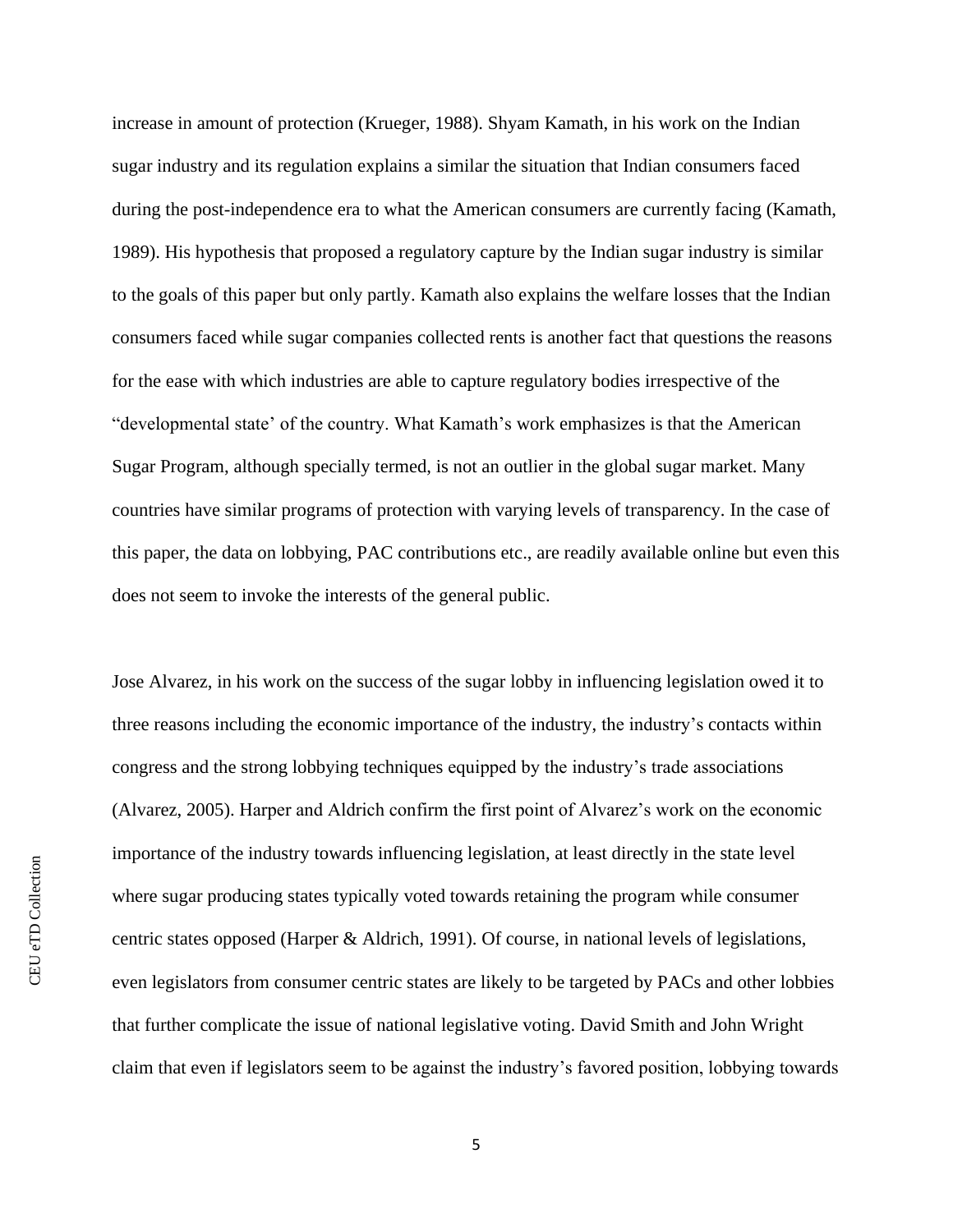increase in amount of protection (Krueger, 1988). Shyam Kamath, in his work on the Indian sugar industry and its regulation explains a similar the situation that Indian consumers faced during the post-independence era to what the American consumers are currently facing (Kamath, 1989). His hypothesis that proposed a regulatory capture by the Indian sugar industry is similar to the goals of this paper but only partly. Kamath also explains the welfare losses that the Indian consumers faced while sugar companies collected rents is another fact that questions the reasons for the ease with which industries are able to capture regulatory bodies irrespective of the "developmental state' of the country. What Kamath's work emphasizes is that the American Sugar Program, although specially termed, is not an outlier in the global sugar market. Many countries have similar programs of protection with varying levels of transparency. In the case of this paper, the data on lobbying, PAC contributions etc., are readily available online but even this does not seem to invoke the interests of the general public.

Jose Alvarez, in his work on the success of the sugar lobby in influencing legislation owed it to three reasons including the economic importance of the industry, the industry's contacts within congress and the strong lobbying techniques equipped by the industry's trade associations (Alvarez, 2005). Harper and Aldrich confirm the first point of Alvarez's work on the economic importance of the industry towards influencing legislation, at least directly in the state level where sugar producing states typically voted towards retaining the program while consumer centric states opposed (Harper & Aldrich, 1991). Of course, in national levels of legislations, even legislators from consumer centric states are likely to be targeted by PACs and other lobbies that further complicate the issue of national legislative voting. David Smith and John Wright claim that even if legislators seem to be against the industry's favored position, lobbying towards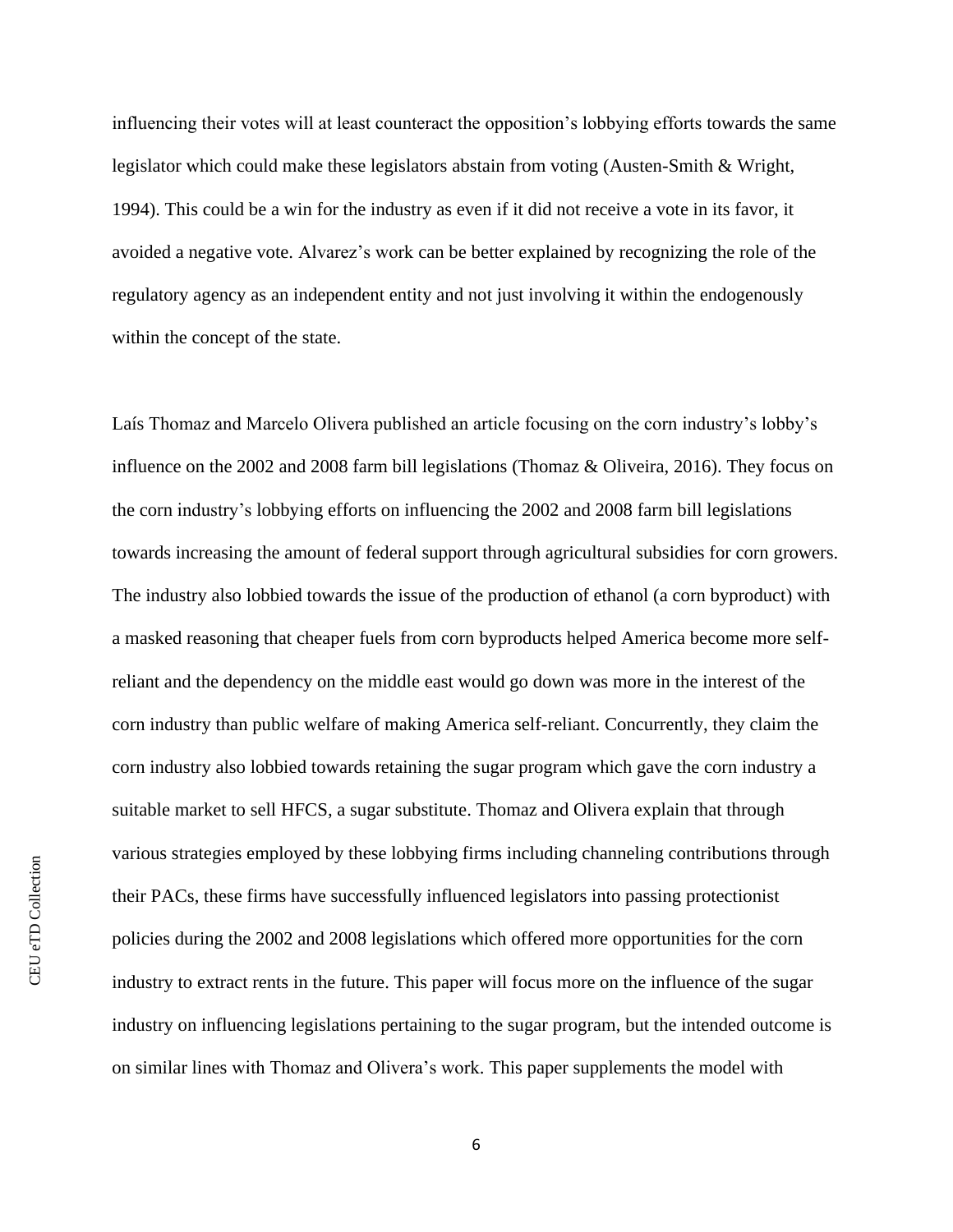influencing their votes will at least counteract the opposition's lobbying efforts towards the same legislator which could make these legislators abstain from voting (Austen-Smith & Wright, 1994). This could be a win for the industry as even if it did not receive a vote in its favor, it avoided a negative vote. Alvarez's work can be better explained by recognizing the role of the regulatory agency as an independent entity and not just involving it within the endogenously within the concept of the state.

Laís Thomaz and Marcelo Olivera published an article focusing on the corn industry's lobby's influence on the 2002 and 2008 farm bill legislations (Thomaz & Oliveira, 2016). They focus on the corn industry's lobbying efforts on influencing the 2002 and 2008 farm bill legislations towards increasing the amount of federal support through agricultural subsidies for corn growers. The industry also lobbied towards the issue of the production of ethanol (a corn byproduct) with a masked reasoning that cheaper fuels from corn byproducts helped America become more self-reliant and the dependency on the middle east would go down was more in the interest of the corn industry than public welfare of making America self-reliant. Concurrently, they claim the corn industry also lobbied towards retaining the sugar program which gave the corn industry a suitable market to sell HFCS, a sugar substitute. Thomaz and Olivera explain that through various strategies employed by these lobbying firms including channeling contributions through their PACs, these firms have successfully influenced legislators into passing protectionist policies during the 2002 and 2008 legislations which offered more opportunities for the corn industry to extract rents in the future. This paper will focus more on the influence of the sugar industry on influencing legislations pertaining to the sugar program, but the intended outcome is on similar lines with Thomaz and Olivera's work. This paper supplements the model with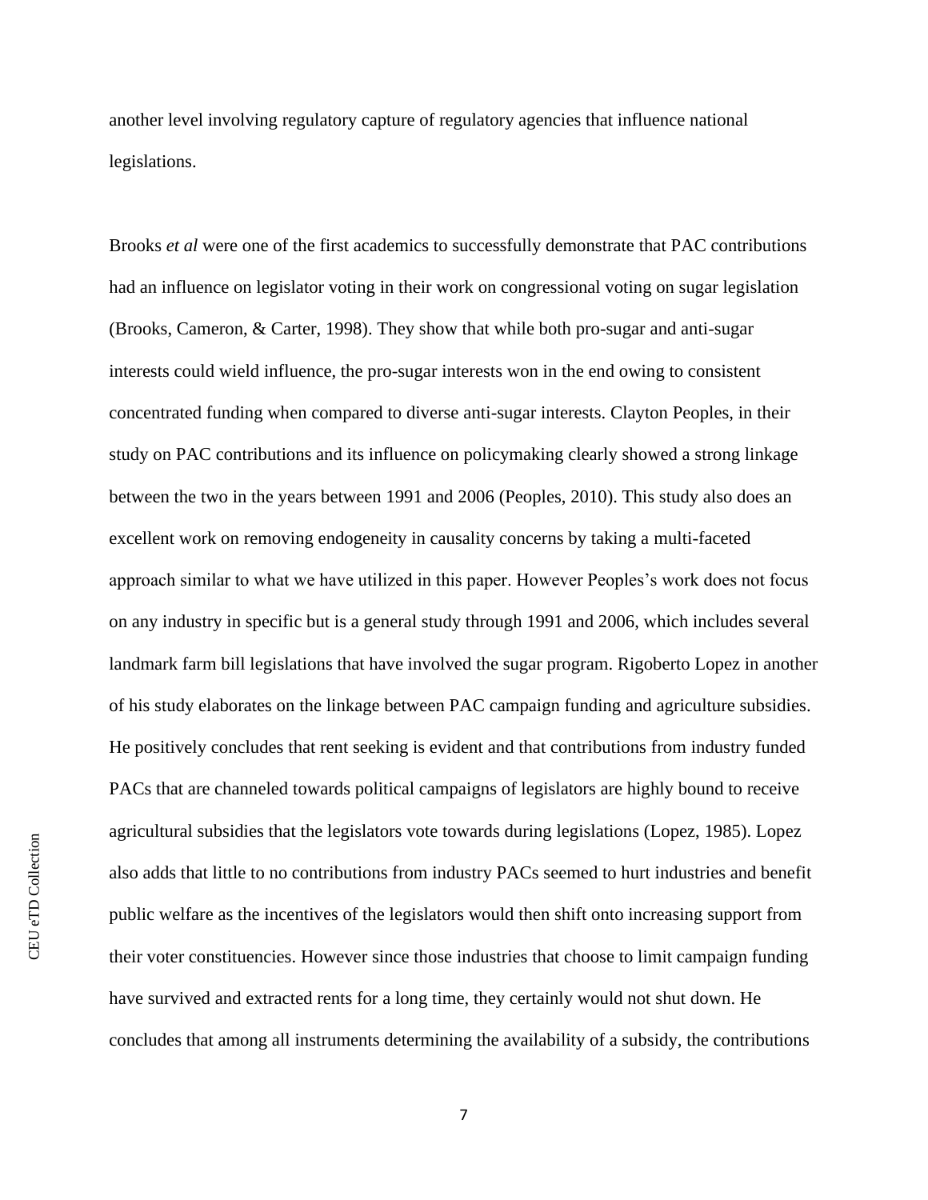another level involving regulatory capture of regulatory agencies that influence national legislations.

Brooks *et al* were one of the first academics to successfully demonstrate that PAC contributions had an influence on legislator voting in their work on congressional voting on sugar legislation (Brooks, Cameron, & Carter, 1998). They show that while both pro-sugar and anti-sugar interests could wield influence, the pro-sugar interests won in the end owing to consistent concentrated funding when compared to diverse anti-sugar interests. Clayton Peoples, in their study on PAC contributions and its influence on policymaking clearly showed a strong linkage between the two in the years between 1991 and 2006 (Peoples, 2010). This study also does an excellent work on removing endogeneity in causality concerns by taking a multi-faceted approach similar to what we have utilized in this paper. However Peoples's work does not focus on any industry in specific but is a general study through 1991 and 2006, which includes several landmark farm bill legislations that have involved the sugar program. Rigoberto Lopez in another of his study elaborates on the linkage between PAC campaign funding and agriculture subsidies. He positively concludes that rent seeking is evident and that contributions from industry funded PACs that are channeled towards political campaigns of legislators are highly bound to receive agricultural subsidies that the legislators vote towards during legislations (Lopez, 1985). Lopez also adds that little to no contributions from industry PACs seemed to hurt industries and benefit public welfare as the incentives of the legislators would then shift onto increasing support from their voter constituencies. However since those industries that choose to limit campaign funding have survived and extracted rents for a long time, they certainly would not shut down. He concludes that among all instruments determining the availability of a subsidy, the contributions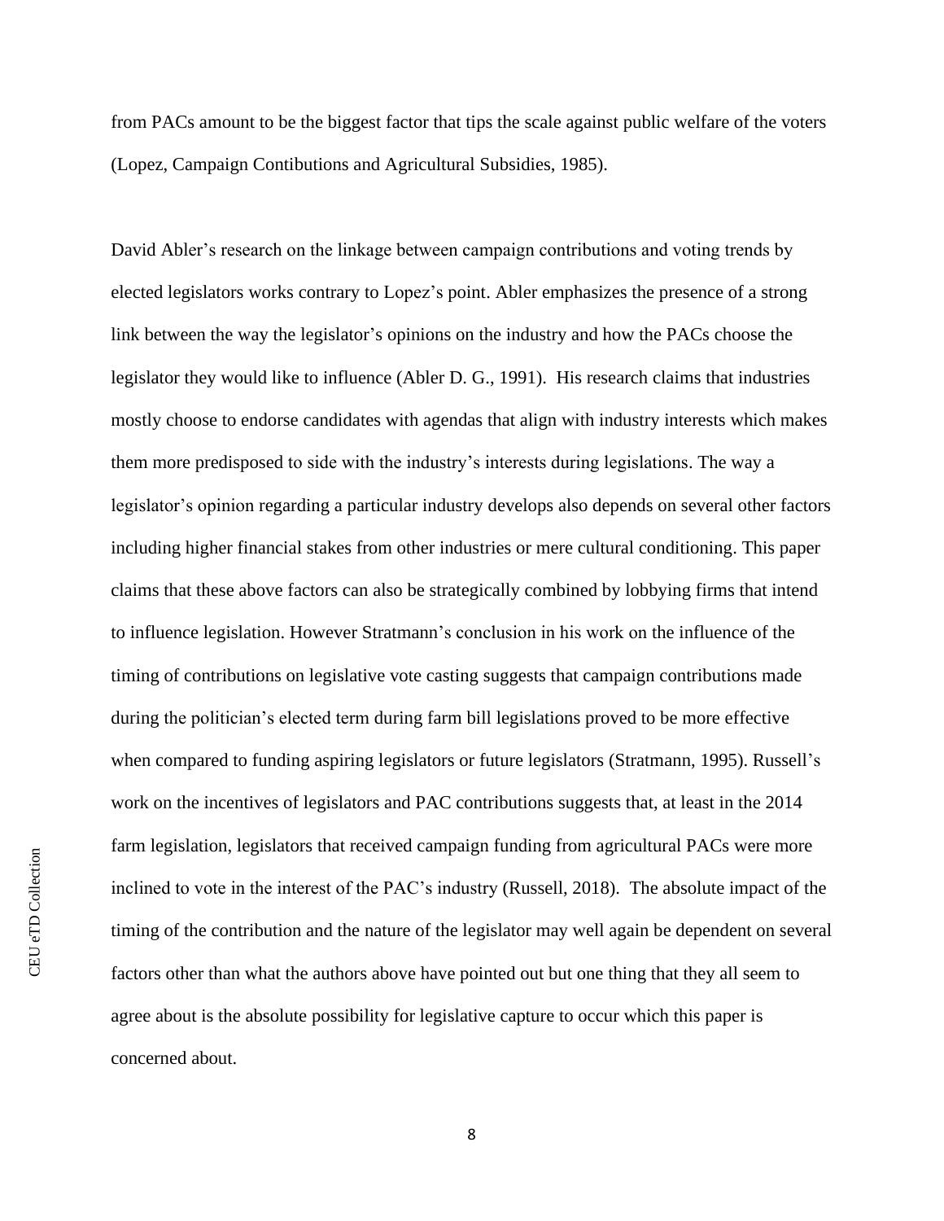from PACs amount to be the biggest factor that tips the scale against public welfare of the voters (Lopez, Campaign Contibutions and Agricultural Subsidies, 1985).

David Abler's research on the linkage between campaign contributions and voting trends by elected legislators works contrary to Lopez's point. Abler emphasizes the presence of a strong link between the way the legislator's opinions on the industry and how the PACs choose the legislator they would like to influence (Abler D. G., 1991). His research claims that industries mostly choose to endorse candidates with agendas that align with industry interests which makes them more predisposed to side with the industry's interests during legislations. The way a legislator's opinion regarding a particular industry develops also depends on several other factors including higher financial stakes from other industries or mere cultural conditioning. This paper claims that these above factors can also be strategically combined by lobbying firms that intend to influence legislation. However Stratmann's conclusion in his work on the influence of the timing of contributions on legislative vote casting suggests that campaign contributions made during the politician's elected term during farm bill legislations proved to be more effective when compared to funding aspiring legislators or future legislators (Stratmann, 1995). Russell's work on the incentives of legislators and PAC contributions suggests that, at least in the 2014 farm legislation, legislators that received campaign funding from agricultural PACs were more inclined to vote in the interest of the PAC's industry (Russell, 2018). The absolute impact of the timing of the contribution and the nature of the legislator may well again be dependent on several factors other than what the authors above have pointed out but one thing that they all seem to agree about is the absolute possibility for legislative capture to occur which this paper is concerned about.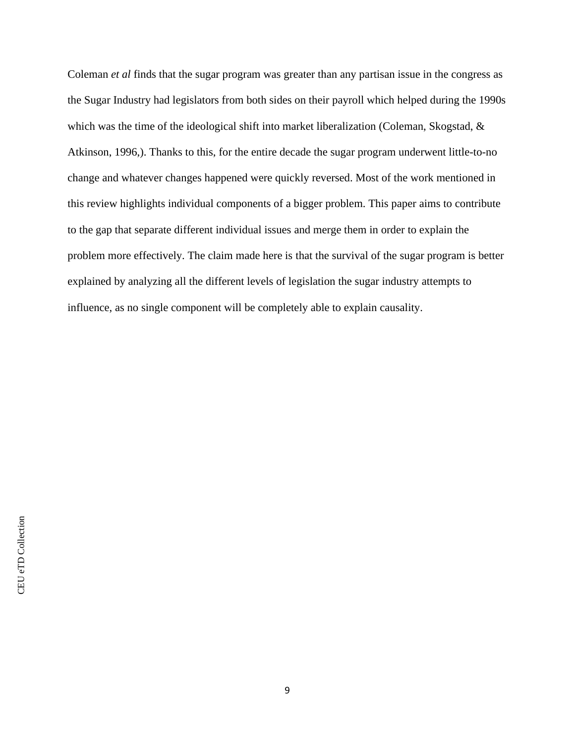Coleman *et al* finds that the sugar program was greater than any partisan issue in the congress as the Sugar Industry had legislators from both sides on their payroll which helped during the 1990s which was the time of the ideological shift into market liberalization (Coleman, Skogstad, & Atkinson, 1996,). Thanks to this, for the entire decade the sugar program underwent little-to-no change and whatever changes happened were quickly reversed. Most of the work mentioned in this review highlights individual components of a bigger problem. This paper aims to contribute to the gap that separate different individual issues and merge them in order to explain the problem more effectively. The claim made here is that the survival of the sugar program is better explained by analyzing all the different levels of legislation the sugar industry attempts to influence, as no single component will be completely able to explain causality.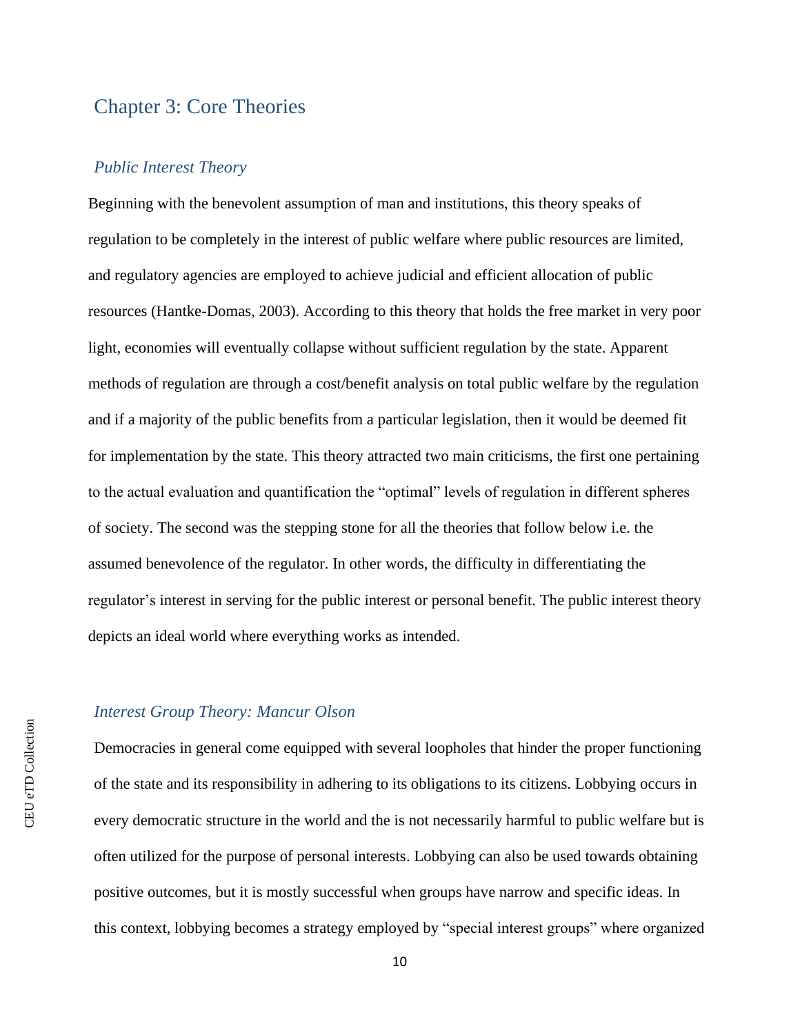## Chapter 3: Core Theories

### *Public Interest Theory*

Beginning with the benevolent assumption of man and institutions, this theory speaks of regulation to be completely in the interest of public welfare where public resources are limited, and regulatory agencies are employed to achieve judicial and efficient allocation of public resources (Hantke-Domas, 2003). According to this theory that holds the free market in very poor light, economies will eventually collapse without sufficient regulation by the state. Apparent methods of regulation are through a cost/benefit analysis on total public welfare by the regulation and if a majority of the public benefits from a particular legislation, then it would be deemed fit for implementation by the state. This theory attracted two main criticisms, the first one pertaining to the actual evaluation and quantification the "optimal" levels of regulation in different spheres of society. The second was the stepping stone for all the theories that follow below i.e. the assumed benevolence of the regulator. In other words, the difficulty in differentiating the regulator's interest in serving for the public interest or personal benefit. The public interest theory depicts an ideal world where everything works as intended.

### *Interest Group Theory: Mancur Olson*

Democracies in general come equipped with several loopholes that hinder the proper functioning of the state and its responsibility in adhering to its obligations to its citizens. Lobbying occurs in every democratic structure in the world and the is not necessarily harmful to public welfare but is often utilized for the purpose of personal interests. Lobbying can also be used towards obtaining positive outcomes, but it is mostly successful when groups have narrow and specific ideas. In this context, lobbying becomes a strategy employed by "special interest groups" where organized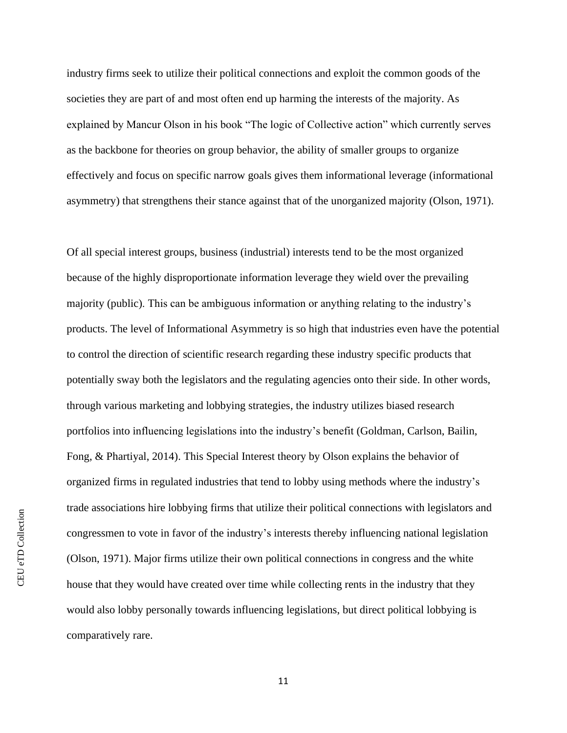industry firms seek to utilize their political connections and exploit the common goods of the societies they are part of and most often end up harming the interests of the majority. As explained by Mancur Olson in his book "The logic of Collective action" which currently serves as the backbone for theories on group behavior, the ability of smaller groups to organize effectively and focus on specific narrow goals gives them informational leverage (informational asymmetry) that strengthens their stance against that of the unorganized majority (Olson, 1971).

Of all special interest groups, business (industrial) interests tend to be the most organized because of the highly disproportionate information leverage they wield over the prevailing majority (public). This can be ambiguous information or anything relating to the industry's products. The level of Informational Asymmetry is so high that industries even have the potential to control the direction of scientific research regarding these industry specific products that potentially sway both the legislators and the regulating agencies onto their side. In other words, through various marketing and lobbying strategies, the industry utilizes biased research portfolios into influencing legislations into the industry's benefit (Goldman, Carlson, Bailin, Fong, & Phartiyal, 2014). This Special Interest theory by Olson explains the behavior of organized firms in regulated industries that tend to lobby using methods where the industry's trade associations hire lobbying firms that utilize their political connections with legislators and congressmen to vote in favor of the industry's interests thereby influencing national legislation (Olson, 1971). Major firms utilize their own political connections in congress and the white house that they would have created over time while collecting rents in the industry that they would also lobby personally towards influencing legislations, but direct political lobbying is comparatively rare.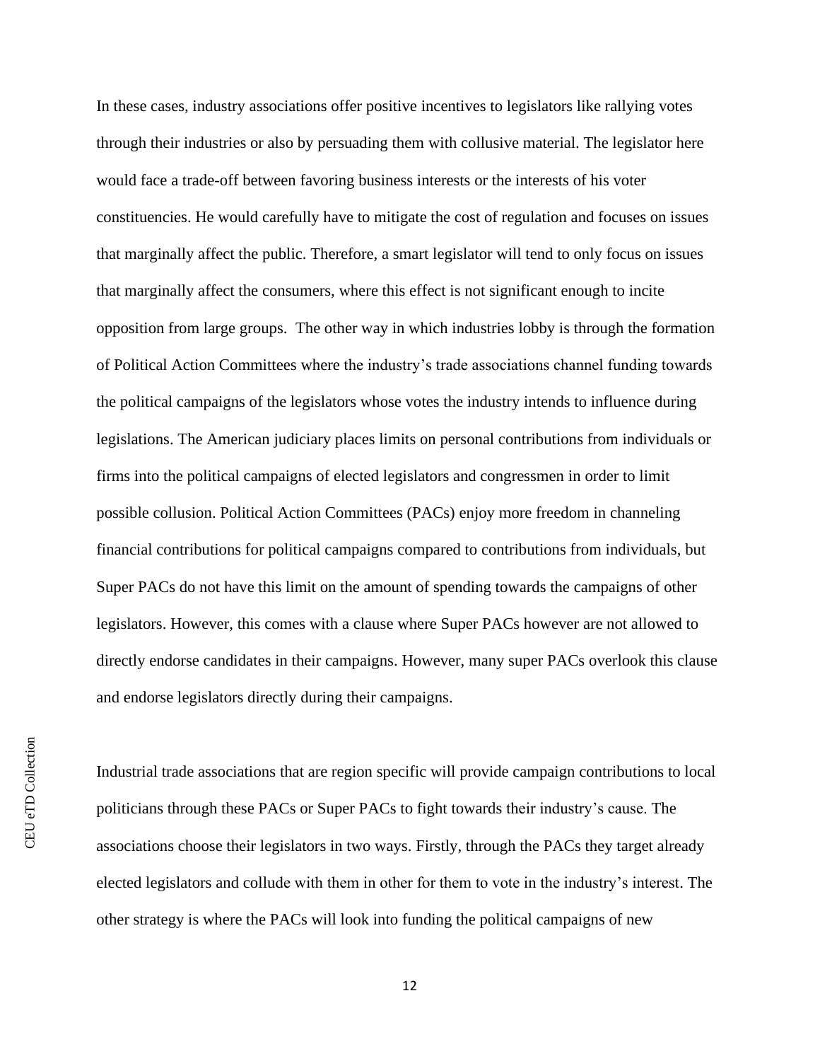In these cases, industry associations offer positive incentives to legislators like rallying votes through their industries or also by persuading them with collusive material. The legislator here would face a trade-off between favoring business interests or the interests of his voter constituencies. He would carefully have to mitigate the cost of regulation and focuses on issues that marginally affect the public. Therefore, a smart legislator will tend to only focus on issues that marginally affect the consumers, where this effect is not significant enough to incite opposition from large groups. The other way in which industries lobby is through the formation of Political Action Committees where the industry's trade associations channel funding towards the political campaigns of the legislators whose votes the industry intends to influence during legislations. The American judiciary places limits on personal contributions from individuals or firms into the political campaigns of elected legislators and congressmen in order to limit possible collusion. Political Action Committees (PACs) enjoy more freedom in channeling financial contributions for political campaigns compared to contributions from individuals, but Super PACs do not have this limit on the amount of spending towards the campaigns of other legislators. However, this comes with a clause where Super PACs however are not allowed to directly endorse candidates in their campaigns. However, many super PACs overlook this clause and endorse legislators directly during their campaigns.

Industrial trade associations that are region specific will provide campaign contributions to local politicians through these PACs or Super PACs to fight towards their industry's cause. The associations choose their legislators in two ways. Firstly, through the PACs they target already elected legislators and collude with them in other for them to vote in the industry's interest. The other strategy is where the PACs will look into funding the political campaigns of new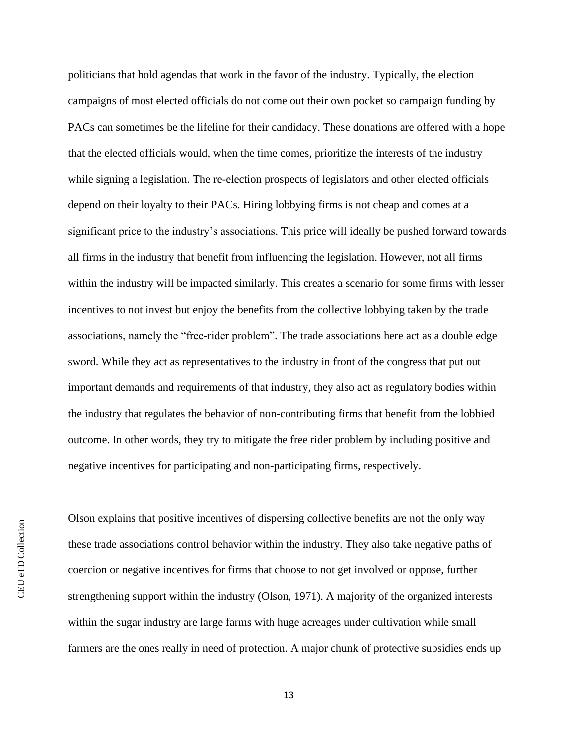politicians that hold agendas that work in the favor of the industry. Typically, the election campaigns of most elected officials do not come out their own pocket so campaign funding by PACs can sometimes be the lifeline for their candidacy. These donations are offered with a hope that the elected officials would, when the time comes, prioritize the interests of the industry while signing a legislation. The re-election prospects of legislators and other elected officials depend on their loyalty to their PACs. Hiring lobbying firms is not cheap and comes at a significant price to the industry's associations. This price will ideally be pushed forward towards all firms in the industry that benefit from influencing the legislation. However, not all firms within the industry will be impacted similarly. This creates a scenario for some firms with lesser incentives to not invest but enjoy the benefits from the collective lobbying taken by the trade associations, namely the "free-rider problem". The trade associations here act as a double edge sword. While they act as representatives to the industry in front of the congress that put out important demands and requirements of that industry, they also act as regulatory bodies within the industry that regulates the behavior of non-contributing firms that benefit from the lobbied outcome. In other words, they try to mitigate the free rider problem by including positive and negative incentives for participating and non-participating firms, respectively.

Olson explains that positive incentives of dispersing collective benefits are not the only way these trade associations control behavior within the industry. They also take negative paths of coercion or negative incentives for firms that choose to not get involved or oppose, further strengthening support within the industry (Olson, 1971). A majority of the organized interests within the sugar industry are large farms with huge acreages under cultivation while small farmers are the ones really in need of protection. A major chunk of protective subsidies ends up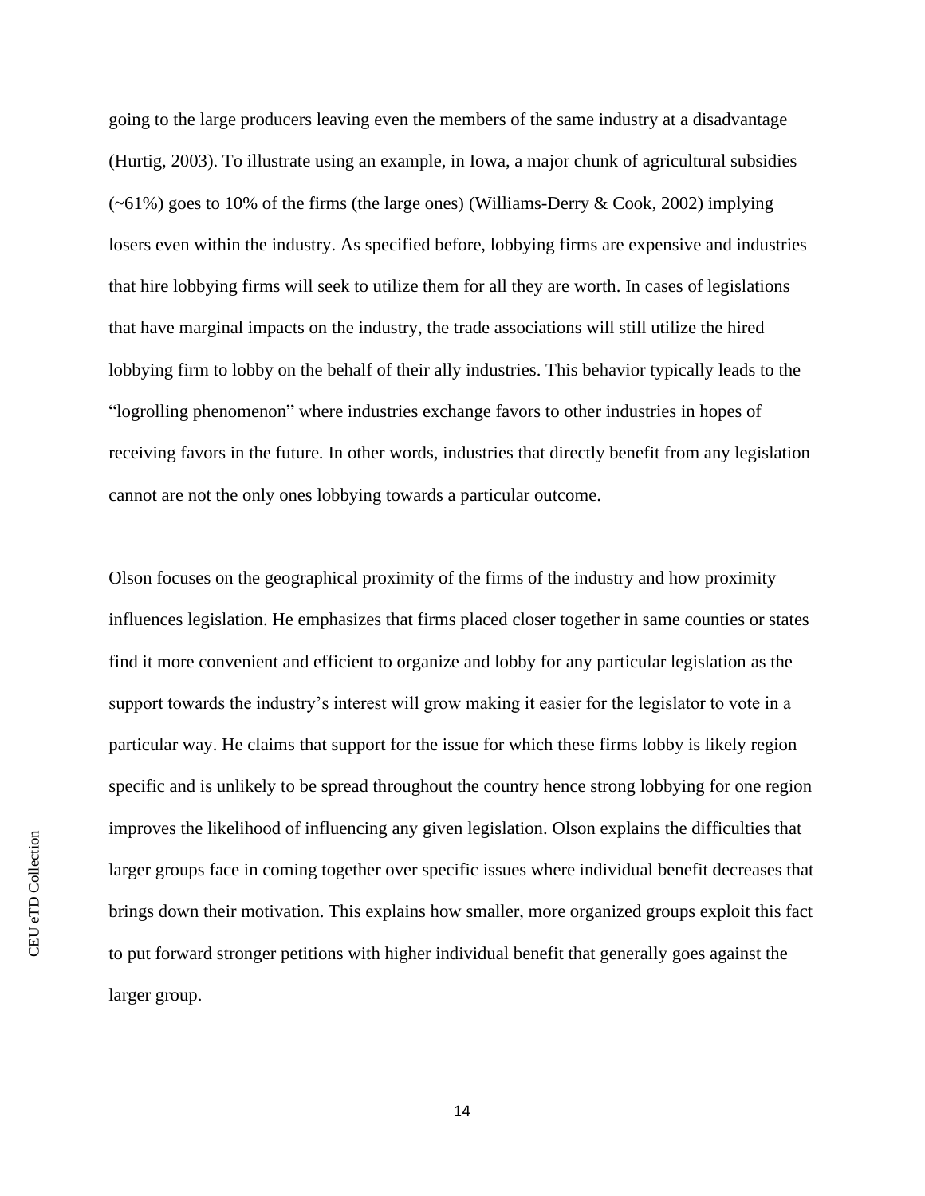going to the large producers leaving even the members of the same industry at a disadvantage (Hurtig, 2003). To illustrate using an example, in Iowa, a major chunk of agricultural subsidies (~61%) goes to 10% of the firms (the large ones) (Williams-Derry & Cook, 2002) implying losers even within the industry. As specified before, lobbying firms are expensive and industries that hire lobbying firms will seek to utilize them for all they are worth. In cases of legislations that have marginal impacts on the industry, the trade associations will still utilize the hired lobbying firm to lobby on the behalf of their ally industries. This behavior typically leads to the "logrolling phenomenon" where industries exchange favors to other industries in hopes of receiving favors in the future. In other words, industries that directly benefit from any legislation cannot are not the only ones lobbying towards a particular outcome.

Olson focuses on the geographical proximity of the firms of the industry and how proximity influences legislation. He emphasizes that firms placed closer together in same counties or states find it more convenient and efficient to organize and lobby for any particular legislation as the support towards the industry's interest will grow making it easier for the legislator to vote in a particular way. He claims that support for the issue for which these firms lobby is likely region specific and is unlikely to be spread throughout the country hence strong lobbying for one region improves the likelihood of influencing any given legislation. Olson explains the difficulties that larger groups face in coming together over specific issues where individual benefit decreases that brings down their motivation. This explains how smaller, more organized groups exploit this fact to put forward stronger petitions with higher individual benefit that generally goes against the larger group.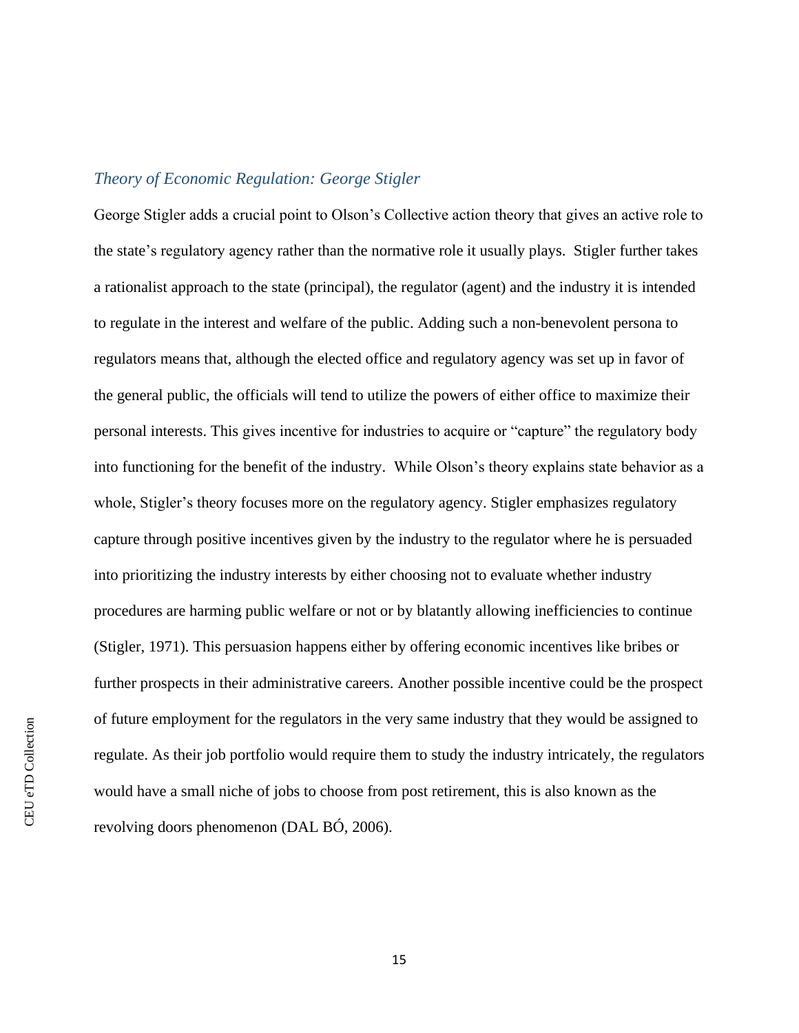### *Theory of Economic Regulation: George Stigler*

George Stigler adds a crucial point to Olson's Collective action theory that gives an active role to the state's regulatory agency rather than the normative role it usually plays. Stigler further takes a rationalist approach to the state (principal), the regulator (agent) and the industry it is intended to regulate in the interest and welfare of the public. Adding such a non-benevolent persona to regulators means that, although the elected office and regulatory agency was set up in favor of the general public, the officials will tend to utilize the powers of either office to maximize their personal interests. This gives incentive for industries to acquire or "capture" the regulatory body into functioning for the benefit of the industry. While Olson's theory explains state behavior as a whole, Stigler's theory focuses more on the regulatory agency. Stigler emphasizes regulatory capture through positive incentives given by the industry to the regulator where he is persuaded into prioritizing the industry interests by either choosing not to evaluate whether industry procedures are harming public welfare or not or by blatantly allowing inefficiencies to continue (Stigler, 1971). This persuasion happens either by offering economic incentives like bribes or further prospects in their administrative careers. Another possible incentive could be the prospect of future employment for the regulators in the very same industry that they would be assigned to regulate. As their job portfolio would require them to study the industry intricately, the regulators would have a small niche of jobs to choose from post retirement, this is also known as the revolving doors phenomenon (DAL BÓ, 2006).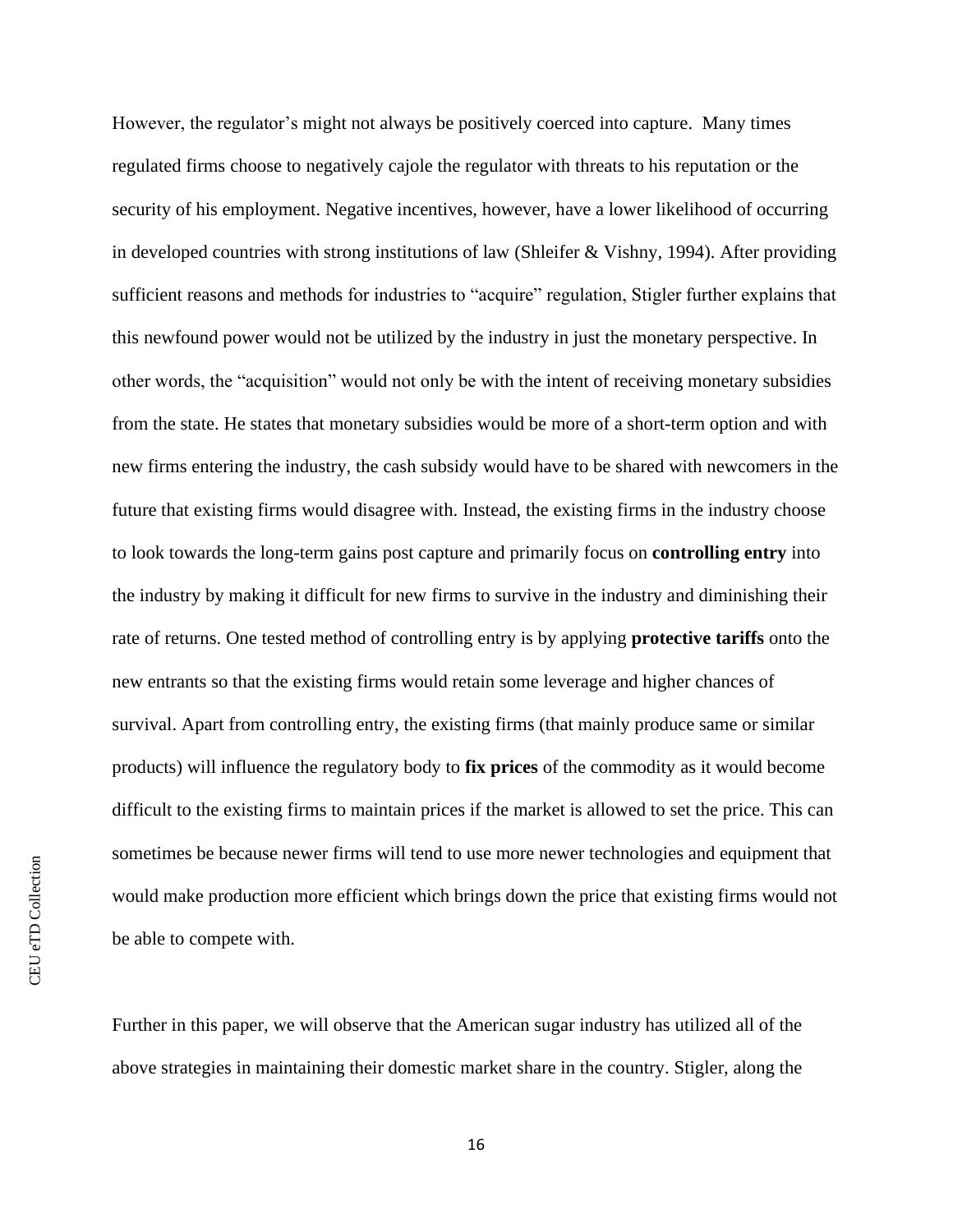However, the regulator's might not always be positively coerced into capture. Many times regulated firms choose to negatively cajole the regulator with threats to his reputation or the security of his employment. Negative incentives, however, have a lower likelihood of occurring in developed countries with strong institutions of law (Shleifer & Vishny, 1994). After providing sufficient reasons and methods for industries to "acquire" regulation, Stigler further explains that this newfound power would not be utilized by the industry in just the monetary perspective. In other words, the "acquisition" would not only be with the intent of receiving monetary subsidies from the state. He states that monetary subsidies would be more of a short-term option and with new firms entering the industry, the cash subsidy would have to be shared with newcomers in the future that existing firms would disagree with. Instead, the existing firms in the industry choose to look towards the long-term gains post capture and primarily focus on **controlling entry** into the industry by making it difficult for new firms to survive in the industry and diminishing their rate of returns. One tested method of controlling entry is by applying **protective tariffs** onto the new entrants so that the existing firms would retain some leverage and higher chances of survival. Apart from controlling entry, the existing firms (that mainly produce same or similar products) will influence the regulatory body to **fix prices** of the commodity as it would become difficult to the existing firms to maintain prices if the market is allowed to set the price. This can sometimes be because newer firms will tend to use more newer technologies and equipment that would make production more efficient which brings down the price that existing firms would not be able to compete with.

Further in this paper, we will observe that the American sugar industry has utilized all of the above strategies in maintaining their domestic market share in the country. Stigler, along the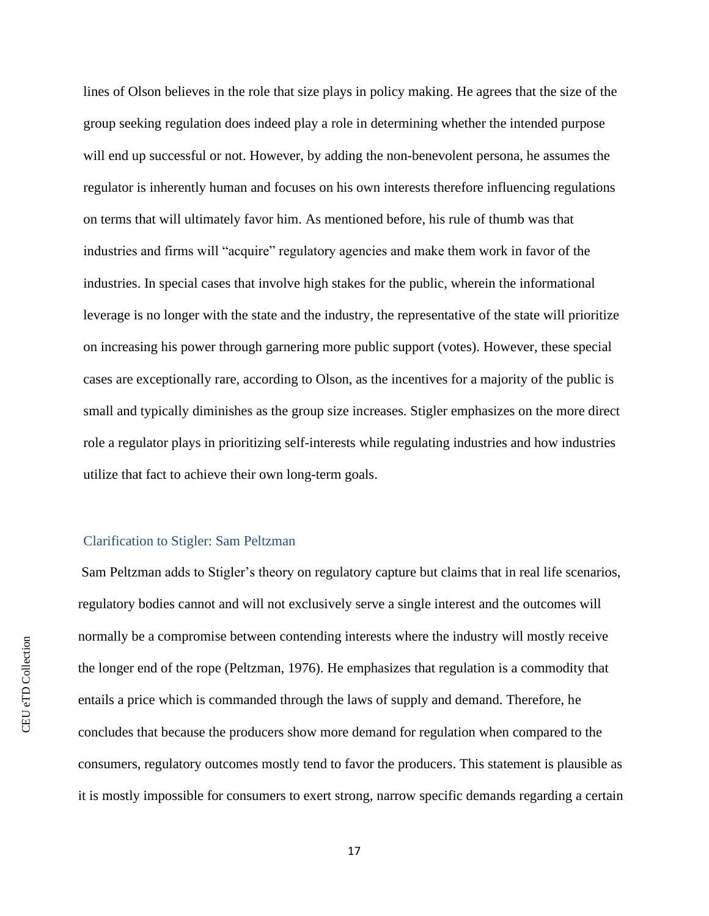lines of Olson believes in the role that size plays in policy making. He agrees that the size of the group seeking regulation does indeed play a role in determining whether the intended purpose will end up successful or not. However, by adding the non-benevolent persona, he assumes the regulator is inherently human and focuses on his own interests therefore influencing regulations on terms that will ultimately favor him. As mentioned before, his rule of thumb was that industries and firms will "acquire" regulatory agencies and make them work in favor of the industries. In special cases that involve high stakes for the public, wherein the informational leverage is no longer with the state and the industry, the representative of the state will prioritize on increasing his power through garnering more public support (votes). However, these special cases are exceptionally rare, according to Olson, as the incentives for a majority of the public is small and typically diminishes as the group size increases. Stigler emphasizes on the more direct role a regulator plays in prioritizing self-interests while regulating industries and how industries utilize that fact to achieve their own long-term goals.

### Clarification to Stigler: Sam Peltzman

Sam Peltzman adds to Stigler's theory on regulatory capture but claims that in real life scenarios, regulatory bodies cannot and will not exclusively serve a single interest and the outcomes will normally be a compromise between contending interests where the industry will mostly receive the longer end of the rope (Peltzman, 1976). He emphasizes that regulation is a commodity that entails a price which is commanded through the laws of supply and demand. Therefore, he concludes that because the producers show more demand for regulation when compared to the consumers, regulatory outcomes mostly tend to favor the producers. This statement is plausible as it is mostly impossible for consumers to exert strong, narrow specific demands regarding a certain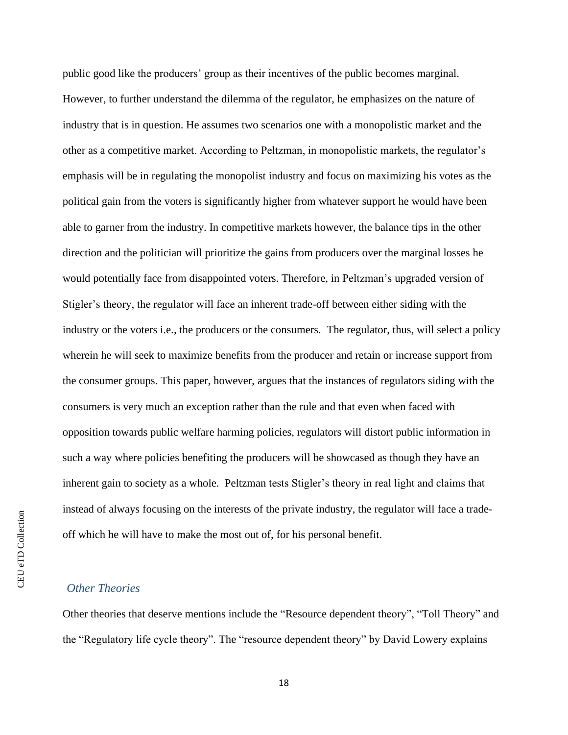public good like the producers' group as their incentives of the public becomes marginal. However, to further understand the dilemma of the regulator, he emphasizes on the nature of industry that is in question. He assumes two scenarios one with a monopolistic market and the other as a competitive market. According to Peltzman, in monopolistic markets, the regulator's emphasis will be in regulating the monopolist industry and focus on maximizing his votes as the political gain from the voters is significantly higher from whatever support he would have been able to garner from the industry. In competitive markets however, the balance tips in the other direction and the politician will prioritize the gains from producers over the marginal losses he would potentially face from disappointed voters. Therefore, in Peltzman's upgraded version of Stigler's theory, the regulator will face an inherent trade-off between either siding with the industry or the voters i.e., the producers or the consumers. The regulator, thus, will select a policy wherein he will seek to maximize benefits from the producer and retain or increase support from the consumer groups. This paper, however, argues that the instances of regulators siding with the consumers is very much an exception rather than the rule and that even when faced with opposition towards public welfare harming policies, regulators will distort public information in such a way where policies benefiting the producers will be showcased as though they have an inherent gain to society as a whole. Peltzman tests Stigler's theory in real light and claims that instead of always focusing on the interests of the private industry, the regulator will face a trade-off which he will have to make the most out of, for his personal benefit.

### *Other Theories*

Other theories that deserve mentions include the "Resource dependent theory", "Toll Theory" and the "Regulatory life cycle theory". The "resource dependent theory" by David Lowery explains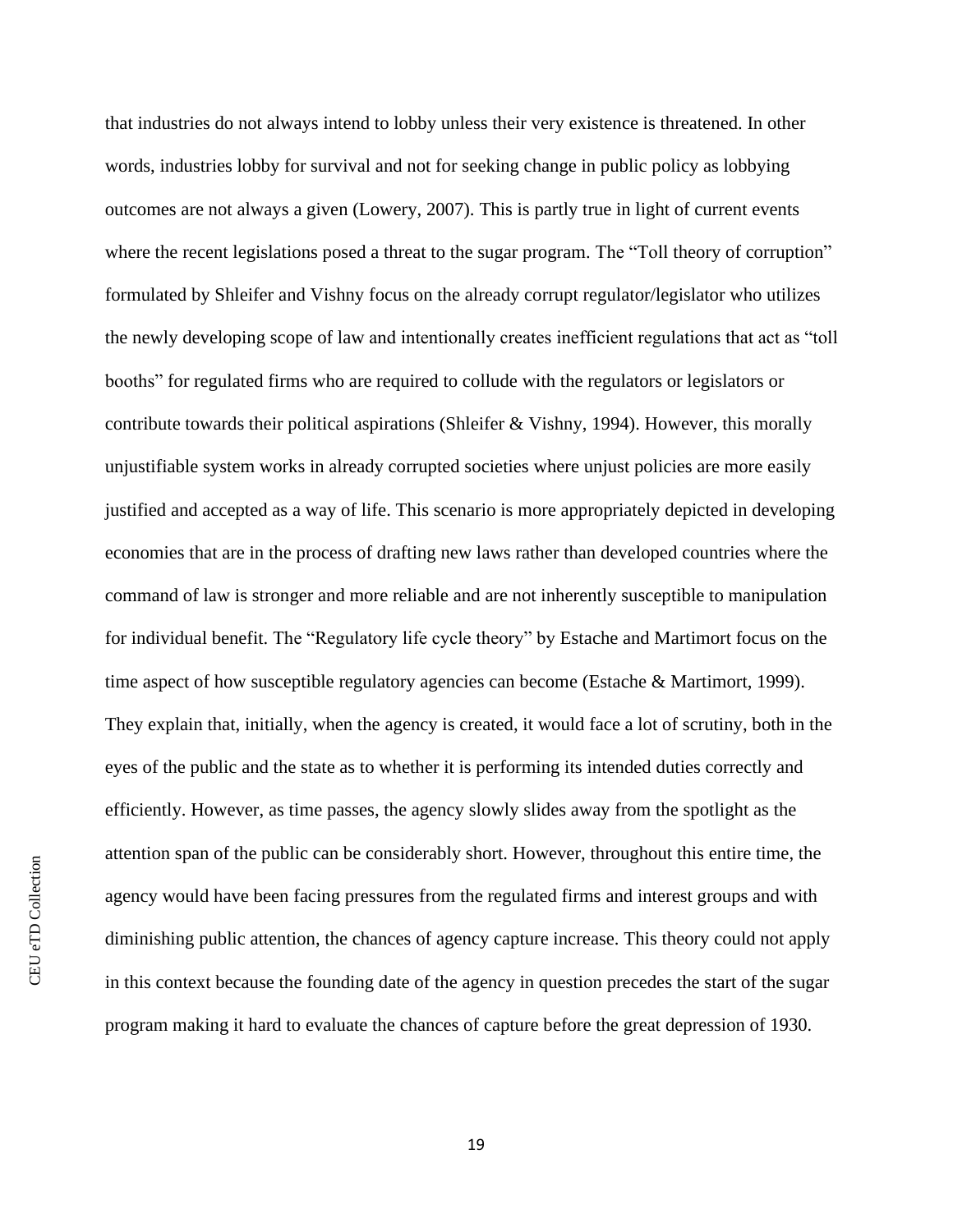that industries do not always intend to lobby unless their very existence is threatened. In other words, industries lobby for survival and not for seeking change in public policy as lobbying outcomes are not always a given (Lowery, 2007). This is partly true in light of current events where the recent legislations posed a threat to the sugar program. The "Toll theory of corruption" formulated by Shleifer and Vishny focus on the already corrupt regulator/legislator who utilizes the newly developing scope of law and intentionally creates inefficient regulations that act as "toll booths" for regulated firms who are required to collude with the regulators or legislators or contribute towards their political aspirations (Shleifer & Vishny, 1994). However, this morally unjustifiable system works in already corrupted societies where unjust policies are more easily justified and accepted as a way of life. This scenario is more appropriately depicted in developing economies that are in the process of drafting new laws rather than developed countries where the command of law is stronger and more reliable and are not inherently susceptible to manipulation for individual benefit. The "Regulatory life cycle theory" by Estache and Martimort focus on the time aspect of how susceptible regulatory agencies can become (Estache & Martimort, 1999). They explain that, initially, when the agency is created, it would face a lot of scrutiny, both in the eyes of the public and the state as to whether it is performing its intended duties correctly and efficiently. However, as time passes, the agency slowly slides away from the spotlight as the attention span of the public can be considerably short. However, throughout this entire time, the agency would have been facing pressures from the regulated firms and interest groups and with diminishing public attention, the chances of agency capture increase. This theory could not apply in this context because the founding date of the agency in question precedes the start of the sugar program making it hard to evaluate the chances of capture before the great depression of 1930.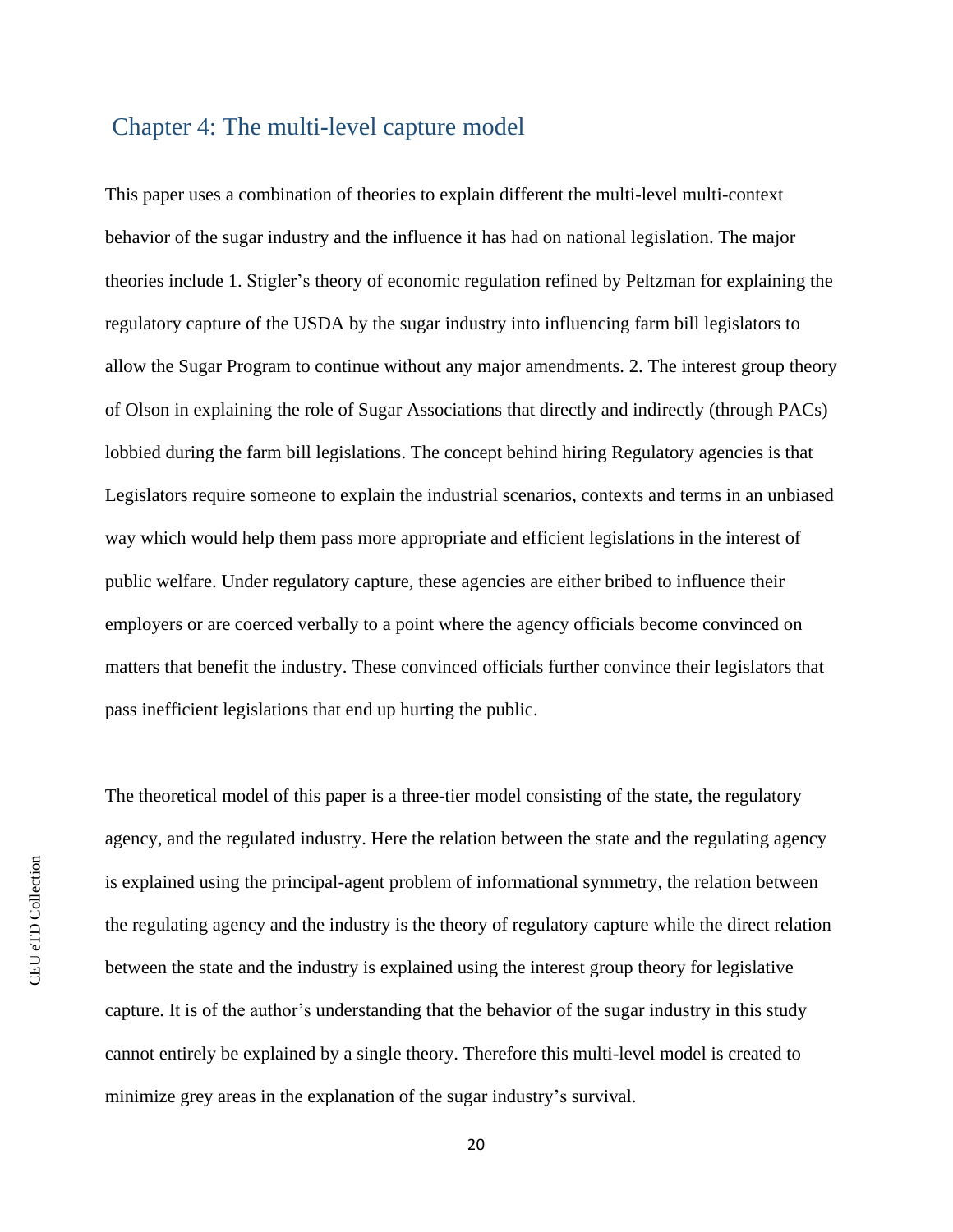## Chapter 4: The multi-level capture model

This paper uses a combination of theories to explain different the multi-level multi-context behavior of the sugar industry and the influence it has had on national legislation. The major theories include 1. Stigler's theory of economic regulation refined by Peltzman for explaining the regulatory capture of the USDA by the sugar industry into influencing farm bill legislators to allow the Sugar Program to continue without any major amendments. 2. The interest group theory of Olson in explaining the role of Sugar Associations that directly and indirectly (through PACs) lobbied during the farm bill legislations. The concept behind hiring Regulatory agencies is that Legislators require someone to explain the industrial scenarios, contexts and terms in an unbiased way which would help them pass more appropriate and efficient legislations in the interest of public welfare. Under regulatory capture, these agencies are either bribed to influence their employers or are coerced verbally to a point where the agency officials become convinced on matters that benefit the industry. These convinced officials further convince their legislators that pass inefficient legislations that end up hurting the public.

The theoretical model of this paper is a three-tier model consisting of the state, the regulatory agency, and the regulated industry. Here the relation between the state and the regulating agency is explained using the principal-agent problem of informational symmetry, the relation between the regulating agency and the industry is the theory of regulatory capture while the direct relation between the state and the industry is explained using the interest group theory for legislative capture. It is of the author's understanding that the behavior of the sugar industry in this study cannot entirely be explained by a single theory. Therefore this multi-level model is created to minimize grey areas in the explanation of the sugar industry's survival.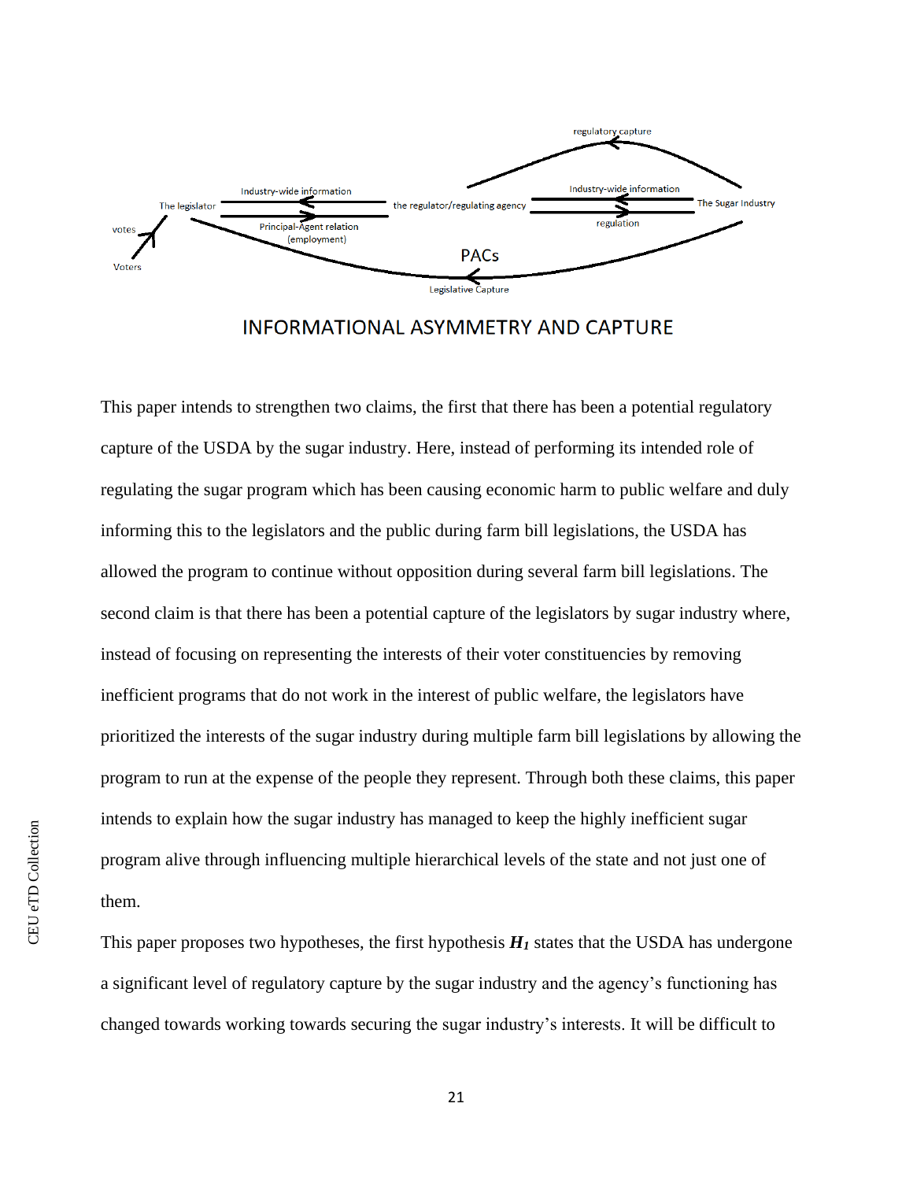INFORMATIONAL ASYMMETRY AND CAPTURE

This paper intends to strengthen two claims, the first that there has been a potential regulatory capture of the USDA by the sugar industry. Here, instead of performing its intended role of regulating the sugar program which has been causing economic harm to public welfare and duly informing this to the legislators and the public during farm bill legislations, the USDA has allowed the program to continue without opposition during several farm bill legislations. The second claim is that there has been a potential capture of the legislators by sugar industry where, instead of focusing on representing the interests of their voter constituencies by removing inefficient programs that do not work in the interest of public welfare, the legislators have prioritized the interests of the sugar industry during multiple farm bill legislations by allowing the program to run at the expense of the people they represent. Through both these claims, this paper intends to explain how the sugar industry has managed to keep the highly inefficient sugar program alive through influencing multiple hierarchical levels of the state and not just one of them.

This paper proposes two hypotheses, the first hypothesis $H_1$ states that the USDA has undergone a significant level of regulatory capture by the sugar industry and the agency's functioning has changed towards working towards securing the sugar industry's interests. It will be difficult to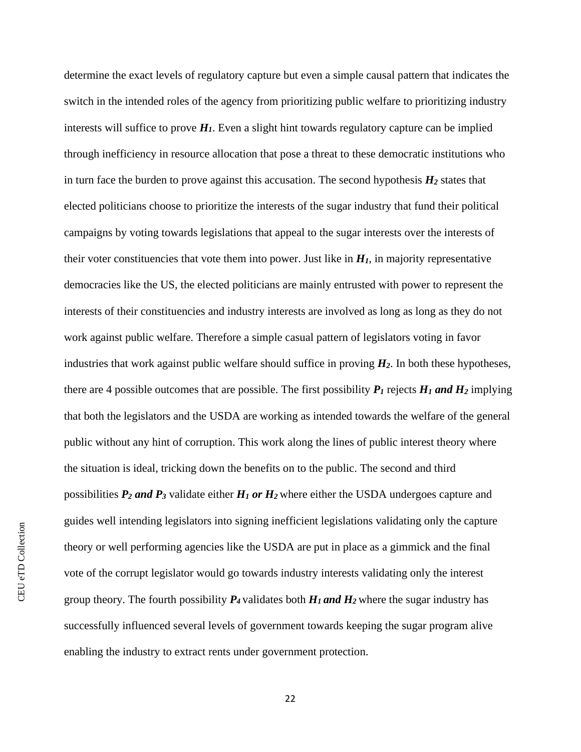determine the exact levels of regulatory capture but even a simple causal pattern that indicates the switch in the intended roles of the agency from prioritizing public welfare to prioritizing industry interests will suffice to prove $\boldsymbol{H_1}$. Even a slight hint towards regulatory capture can be implied through inefficiency in resource allocation that pose a threat to these democratic institutions who in turn face the burden to prove against this accusation. The second hypothesis $\boldsymbol{H_2}$ states that elected politicians choose to prioritize the interests of the sugar industry that fund their political campaigns by voting towards legislations that appeal to the sugar interests over the interests of their voter constituencies that vote them into power. Just like in $\boldsymbol{H_1}$, in majority representative democracies like the US, the elected politicians are mainly entrusted with power to represent the interests of their constituencies and industry interests are involved as long as long as they do not work against public welfare. Therefore a simple casual pattern of legislators voting in favor industries that work against public welfare should suffice in proving $\boldsymbol{H_2}$. In both these hypotheses, there are 4 possible outcomes that are possible. The first possibility $\boldsymbol{P_1}$ rejects $\boldsymbol{H_1}$ ***and*** $\boldsymbol{H_2}$ implying that both the legislators and the USDA are working as intended towards the welfare of the general public without any hint of corruption. This work along the lines of public interest theory where the situation is ideal, tricking down the benefits on to the public. The second and third possibilities $\boldsymbol{P_2}$ ***and*** $\boldsymbol{P_3}$ validate either $\boldsymbol{H_1}$ ***or*** $\boldsymbol{H_2}$ where either the USDA undergoes capture and guides well intending legislators into signing inefficient legislations validating only the capture theory or well performing agencies like the USDA are put in place as a gimmick and the final vote of the corrupt legislator would go towards industry interests validating only the interest group theory. The fourth possibility $\boldsymbol{P_4}$ validates both $\boldsymbol{H_1}$ ***and*** $\boldsymbol{H_2}$ where the sugar industry has successfully influenced several levels of government towards keeping the sugar program alive enabling the industry to extract rents under government protection.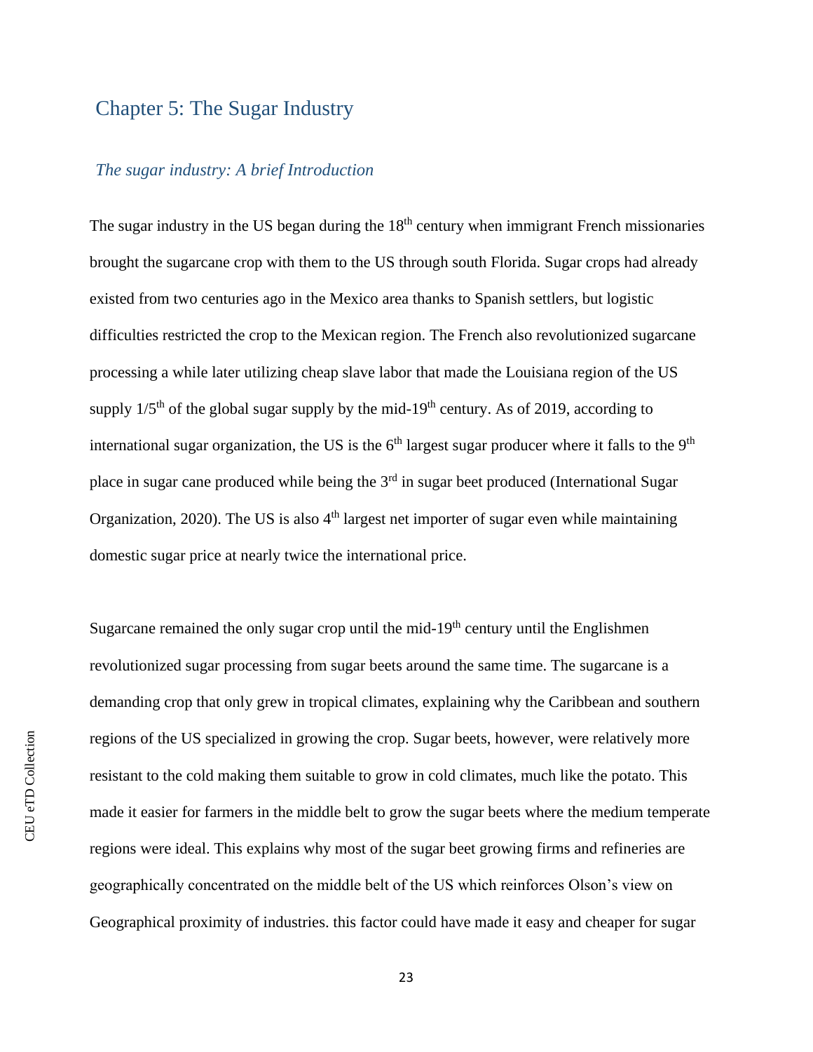## Chapter 5: The Sugar Industry

### *The sugar industry: A brief Introduction*

The sugar industry in the US began during the 18th century when immigrant French missionaries brought the sugarcane crop with them to the US through south Florida. Sugar crops had already existed from two centuries ago in the Mexico area thanks to Spanish settlers, but logistic difficulties restricted the crop to the Mexican region. The French also revolutionized sugarcane processing a while later utilizing cheap slave labor that made the Louisiana region of the US supply 1/5th of the global sugar supply by the mid-19th century. As of 2019, according to international sugar organization, the US is the 6th largest sugar producer where it falls to the 9th place in sugar cane produced while being the 3rd in sugar beet produced (International Sugar Organization, 2020). The US is also 4th largest net importer of sugar even while maintaining domestic sugar price at nearly twice the international price.

Sugarcane remained the only sugar crop until the mid-19th century until the Englishmen revolutionized sugar processing from sugar beets around the same time. The sugarcane is a demanding crop that only grew in tropical climates, explaining why the Caribbean and southern regions of the US specialized in growing the crop. Sugar beets, however, were relatively more resistant to the cold making them suitable to grow in cold climates, much like the potato. This made it easier for farmers in the middle belt to grow the sugar beets where the medium temperate regions were ideal. This explains why most of the sugar beet growing firms and refineries are geographically concentrated on the middle belt of the US which reinforces Olson's view on Geographical proximity of industries. this factor could have made it easy and cheaper for sugar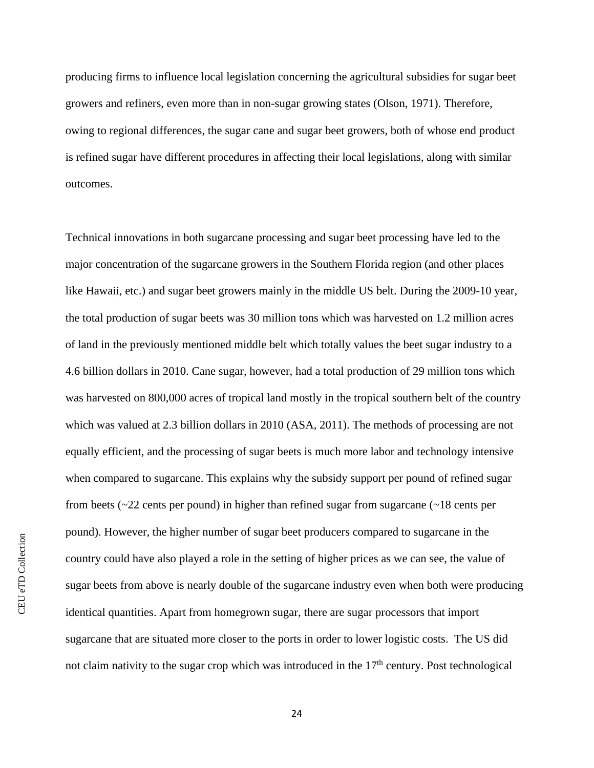producing firms to influence local legislation concerning the agricultural subsidies for sugar beet growers and refiners, even more than in non-sugar growing states (Olson, 1971). Therefore, owing to regional differences, the sugar cane and sugar beet growers, both of whose end product is refined sugar have different procedures in affecting their local legislations, along with similar outcomes.

Technical innovations in both sugarcane processing and sugar beet processing have led to the major concentration of the sugarcane growers in the Southern Florida region (and other places like Hawaii, etc.) and sugar beet growers mainly in the middle US belt. During the 2009-10 year, the total production of sugar beets was 30 million tons which was harvested on 1.2 million acres of land in the previously mentioned middle belt which totally values the beet sugar industry to a 4.6 billion dollars in 2010. Cane sugar, however, had a total production of 29 million tons which was harvested on 800,000 acres of tropical land mostly in the tropical southern belt of the country which was valued at 2.3 billion dollars in 2010 (ASA, 2011). The methods of processing are not equally efficient, and the processing of sugar beets is much more labor and technology intensive when compared to sugarcane. This explains why the subsidy support per pound of refined sugar from beets (~22 cents per pound) in higher than refined sugar from sugarcane (~18 cents per pound). However, the higher number of sugar beet producers compared to sugarcane in the country could have also played a role in the setting of higher prices as we can see, the value of sugar beets from above is nearly double of the sugarcane industry even when both were producing identical quantities. Apart from homegrown sugar, there are sugar processors that import sugarcane that are situated more closer to the ports in order to lower logistic costs. The US did not claim nativity to the sugar crop which was introduced in the 17th century. Post technological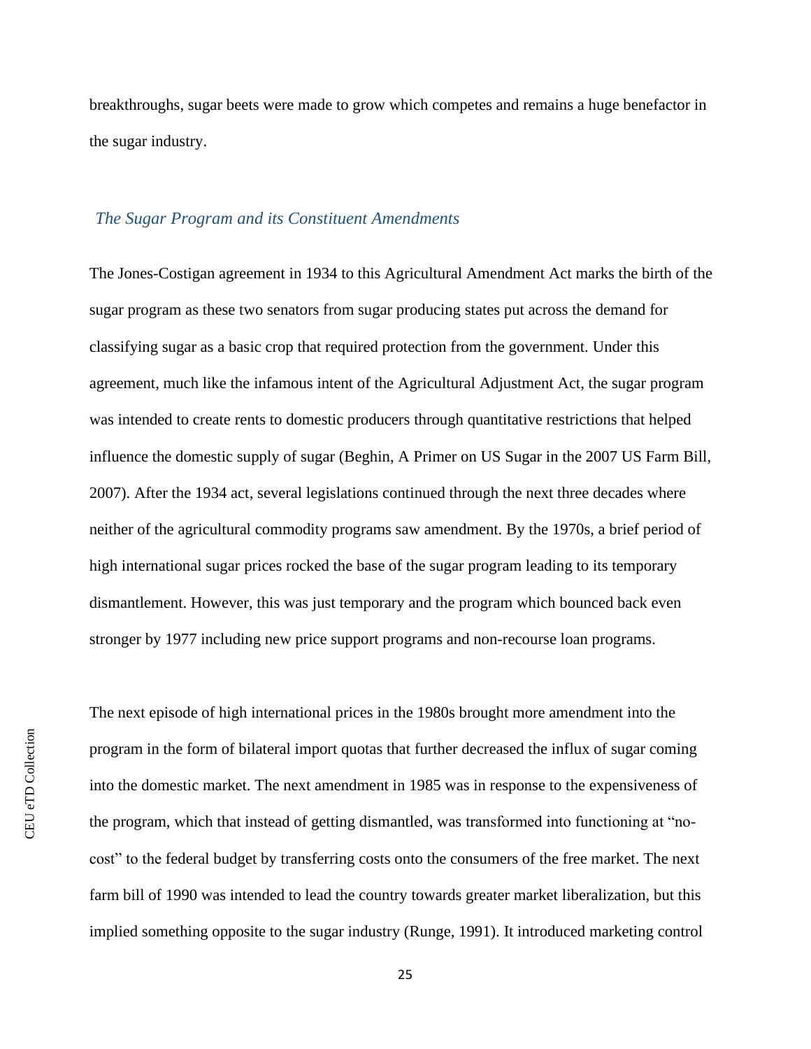breakthroughs, sugar beets were made to grow which competes and remains a huge benefactor in the sugar industry.

### *The Sugar Program and its Constituent Amendments*

The Jones-Costigan agreement in 1934 to this Agricultural Amendment Act marks the birth of the sugar program as these two senators from sugar producing states put across the demand for classifying sugar as a basic crop that required protection from the government. Under this agreement, much like the infamous intent of the Agricultural Adjustment Act, the sugar program was intended to create rents to domestic producers through quantitative restrictions that helped influence the domestic supply of sugar (Beghin, A Primer on US Sugar in the 2007 US Farm Bill, 2007). After the 1934 act, several legislations continued through the next three decades where neither of the agricultural commodity programs saw amendment. By the 1970s, a brief period of high international sugar prices rocked the base of the sugar program leading to its temporary dismantlement. However, this was just temporary and the program which bounced back even stronger by 1977 including new price support programs and non-recourse loan programs.

The next episode of high international prices in the 1980s brought more amendment into the program in the form of bilateral import quotas that further decreased the influx of sugar coming into the domestic market. The next amendment in 1985 was in response to the expensiveness of the program, which that instead of getting dismantled, was transformed into functioning at "no-cost" to the federal budget by transferring costs onto the consumers of the free market. The next farm bill of 1990 was intended to lead the country towards greater market liberalization, but this implied something opposite to the sugar industry (Runge, 1991). It introduced marketing control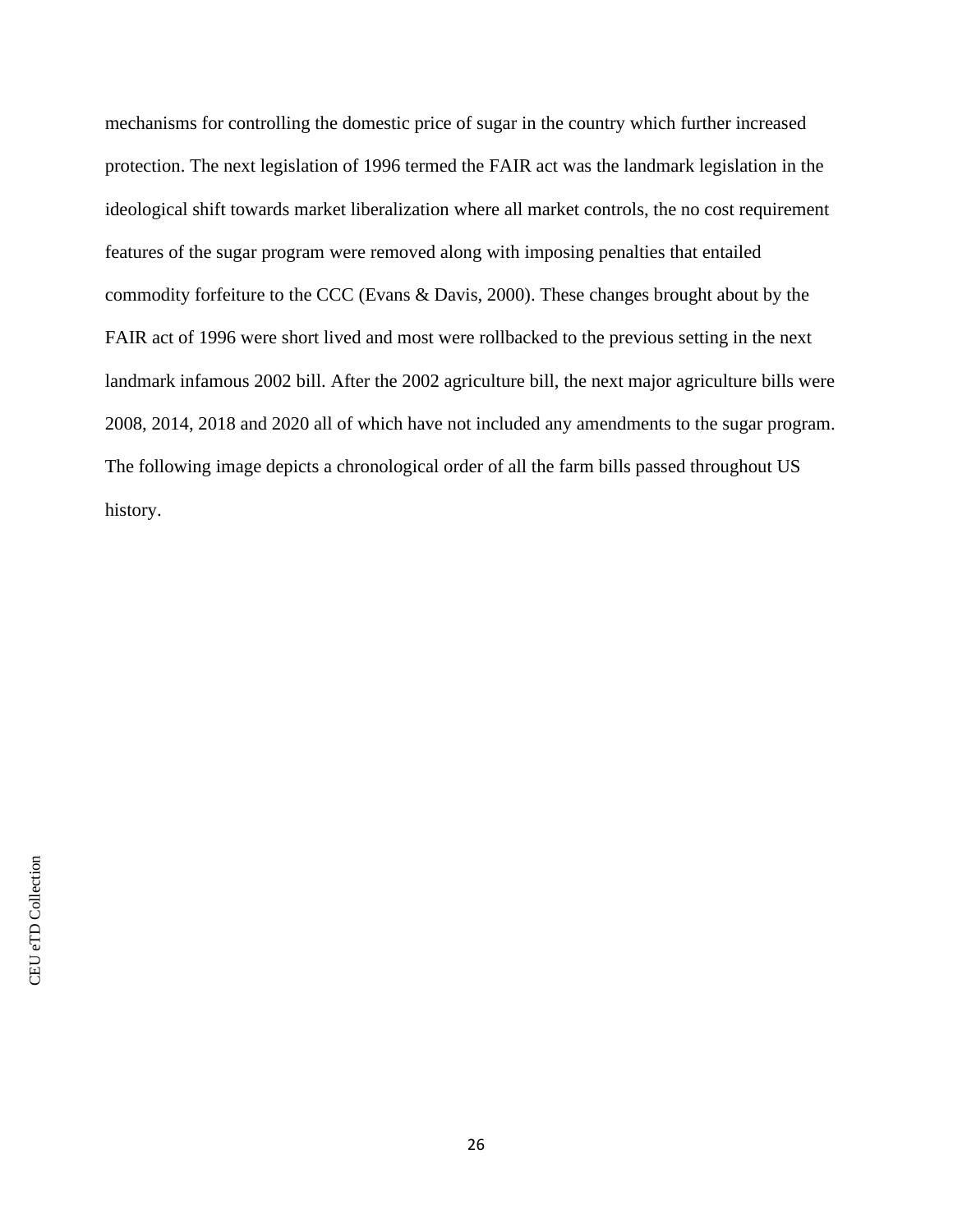mechanisms for controlling the domestic price of sugar in the country which further increased protection. The next legislation of 1996 termed the FAIR act was the landmark legislation in the ideological shift towards market liberalization where all market controls, the no cost requirement features of the sugar program were removed along with imposing penalties that entailed commodity forfeiture to the CCC (Evans & Davis, 2000). These changes brought about by the FAIR act of 1996 were short lived and most were rollbacked to the previous setting in the next landmark infamous 2002 bill. After the 2002 agriculture bill, the next major agriculture bills were 2008, 2014, 2018 and 2020 all of which have not included any amendments to the sugar program. The following image depicts a chronological order of all the farm bills passed throughout US history.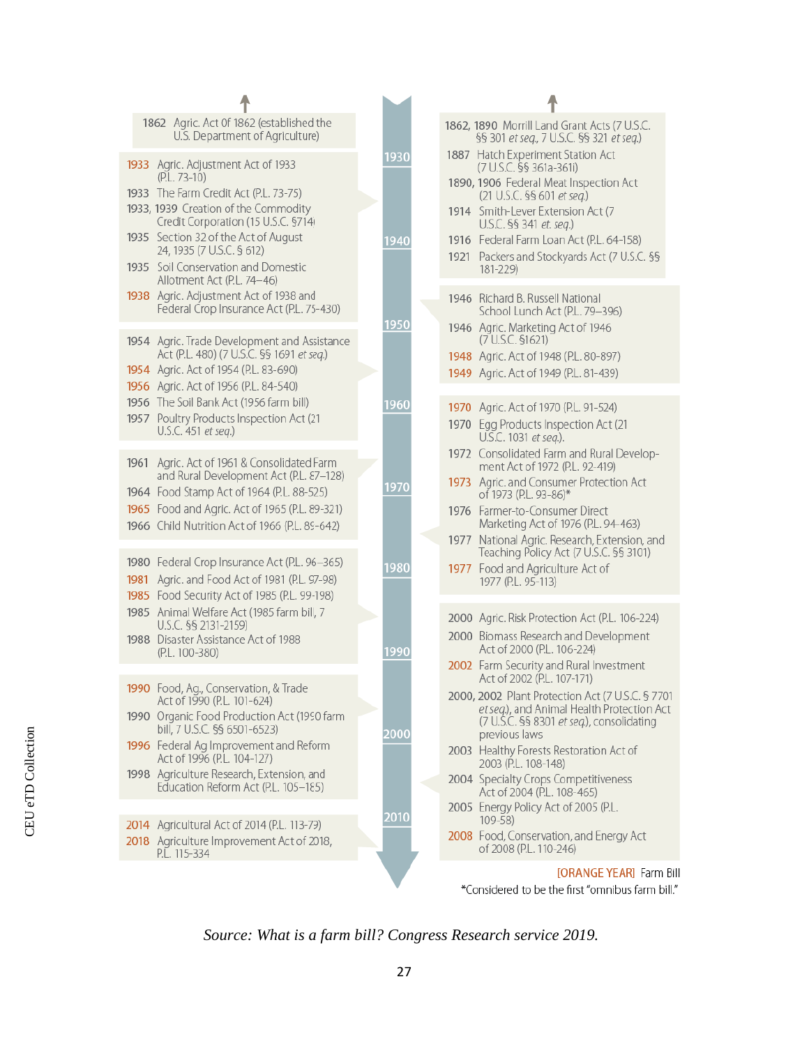- 1862 Agric. Act 0f 1862 (established the U.S. Department of Agriculture)
- 1933 Agric. Adjustment Act of 1933 (P.L. 73-10)
- 1933 The Farm Credit Act (P.L. 73-75)
- 1933, 1939 Creation of the Commodity Credit Corporation (15 U.S.C. §714)
- 1935 Section 32 of the Act of August 24, 1935 (7 U.S.C. § 612)
- 1935 Soil Conservation and Domestic Allotment Act (P.L. 74–46)
- 1938 Agric. Adjustment Act of 1938 and Federal Crop Insurance Act (P.L. 75-430)
- 1954 Agric. Trade Development and Assistance Act (P.L. 480) (7 U.S.C. §§ 1691 *et seq.*)
- 1954 Agric. Act of 1954 (P.L. 83-690)
- 1956 Agric. Act of 1956 (P.L. 84-540)
- 1956 The Soil Bank Act (1956 farm bill)
- 1957 Poultry Products Inspection Act (21 U.S.C. 451 *et seq.*)
- 1961 Agric. Act of 1961 & Consolidated Farm and Rural Development Act (P.L. 87–128)
- 1964 Food Stamp Act of 1964 (P.L. 88-525)
- 1965 Food and Agric. Act of 1965 (P.L. 89-321)
- 1966 Child Nutrition Act of 1966 (P.L. 89-642)
- 1980 Federal Crop Insurance Act (P.L. 96–365)
- 1981 Agric. and Food Act of 1981 (P.L. 97-98)
- 1985 Food Security Act of 1985 (P.L. 99-198)
- 1985 Animal Welfare Act (1985 farm bill, 7 U.S.C. §§ 2131-2159)
- 1988 Disaster Assistance Act of 1988 (P.L. 100-380)
- 1990 Food, Ag., Conservation, & Trade Act of 1990 (P.L. 101-624)
- 1990 Organic Food Production Act (1990 farm bill, 7 U.S.C. §§ 6501-6523)
- 1996 Federal Ag Improvement and Reform Act of 1996 (P.L. 104-127)
- 1998 Agriculture Research, Extension, and Education Reform Act (P.L. 105–185)
- 2014 Agricultural Act of 2014 (P.L. 113-79)
- 2018 Agriculture Improvement Act of 2018, P.L. 115-334

Timeline: 1930, 1940, 1950, 1960, 1970, 1980, 1990, 2000, 2010

- 1862, 1890 Morrill Land Grant Acts (7 U.S.C. §§ 301 *et seq.*, 7 U.S.C. §§ 321 *et seq.*)
- 1887 Hatch Experiment Station Act (7 U.S.C. §§ 361a-361i)
- 1890, 1906 Federal Meat Inspection Act (21 U.S.C. §§ 601 *et seq.*)
- 1914 Smith-Lever Extension Act (7 U.S.C. §§ 341 *et. seq.*)
- 1916 Federal Farm Loan Act (P.L. 64-158)
- 1921 Packers and Stockyards Act (7 U.S.C. §§ 181-229)
- 1946 Richard B. Russell National School Lunch Act (P.L. 79–396)
- 1946 Agric. Marketing Act of 1946 (7 U.S.C. §1621)
- 1948 Agric. Act of 1948 (P.L. 80-897)
- 1949 Agric. Act of 1949 (P.L. 81-439)
- 1970 Agric. Act of 1970 (P.L. 91-524)
- 1970 Egg Products Inspection Act (21 U.S.C. 1031 *et seq.*).
- 1972 Consolidated Farm and Rural Development Act of 1972 (P.L. 92-419)
- 1973 Agric. and Consumer Protection Act of 1973 (P.L. 93-86)*
- 1976 Farmer-to-Consumer Direct Marketing Act of 1976 (P.L. 94-463)
- 1977 National Agric. Research, Extension, and Teaching Policy Act (7 U.S.C. §§ 3101)
- 1977 Food and Agriculture Act of 1977 (P.L. 95-113)
- 2000 Agric. Risk Protection Act (P.L. 106-224)
- 2000 Biomass Research and Development Act of 2000 (P.L. 106-224)
- 2002 Farm Security and Rural Investment Act of 2002 (P.L. 107-171)
- 2000, 2002 Plant Protection Act (7 U.S.C. § 7701 *et seq.*), and Animal Health Protection Act (7 U.S.C. §§ 8301 *et seq.*), consolidating previous laws
- 2003 Healthy Forests Restoration Act of 2003 (P.L. 108-148)
- 2004 Specialty Crops Competitiveness Act of 2004 (P.L. 108-465)
- 2005 Energy Policy Act of 2005 (P.L. 109-58)
- 2008 Food, Conservation, and Energy Act of 2008 (P.L. 110-246)

[ORANGE YEAR] Farm Bill

*Considered to be the first "omnibus farm bill."

*Source: What is a farm bill? Congress Research service 2019.*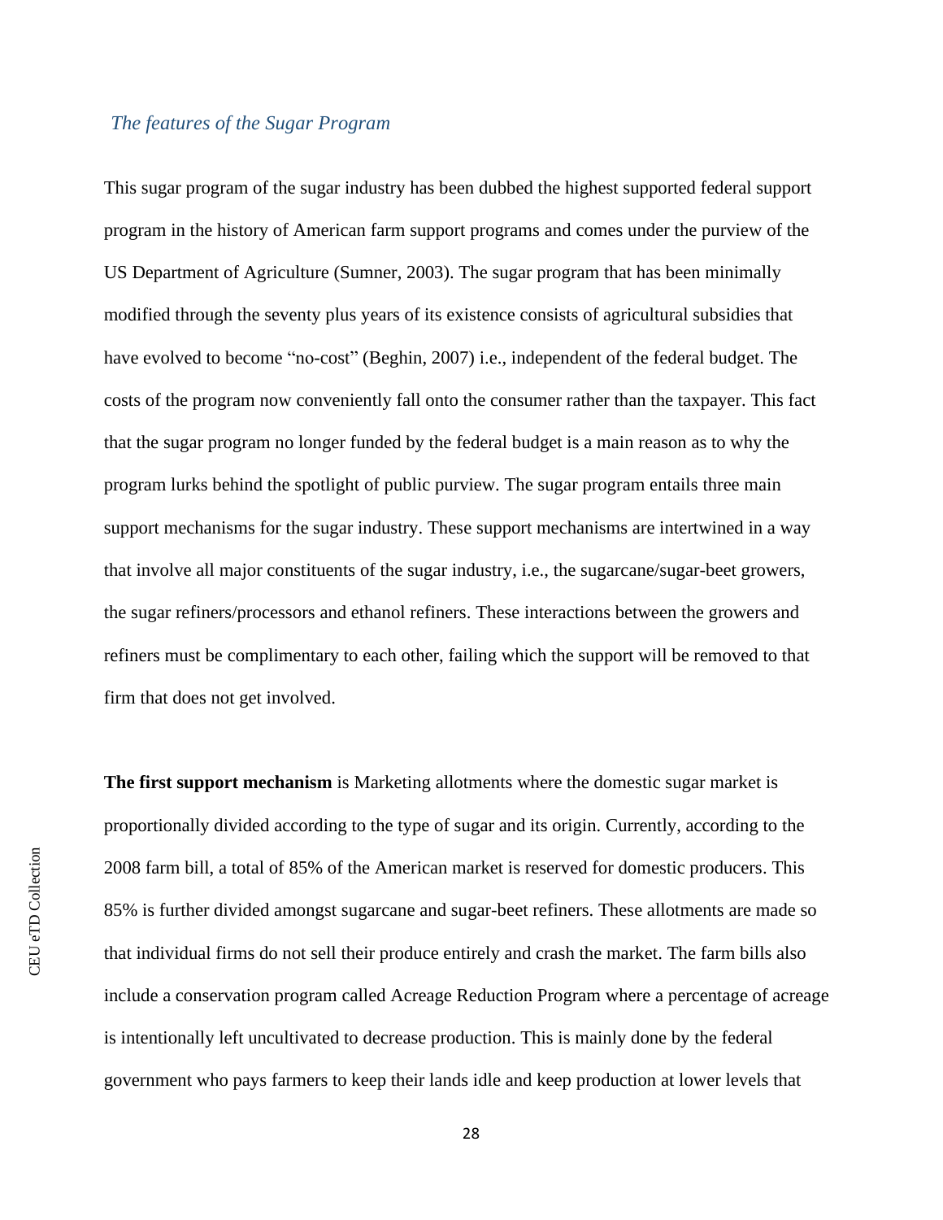### *The features of the Sugar Program*

This sugar program of the sugar industry has been dubbed the highest supported federal support program in the history of American farm support programs and comes under the purview of the US Department of Agriculture (Sumner, 2003). The sugar program that has been minimally modified through the seventy plus years of its existence consists of agricultural subsidies that have evolved to become "no-cost" (Beghin, 2007) i.e., independent of the federal budget. The costs of the program now conveniently fall onto the consumer rather than the taxpayer. This fact that the sugar program no longer funded by the federal budget is a main reason as to why the program lurks behind the spotlight of public purview. The sugar program entails three main support mechanisms for the sugar industry. These support mechanisms are intertwined in a way that involve all major constituents of the sugar industry, i.e., the sugarcane/sugar-beet growers, the sugar refiners/processors and ethanol refiners. These interactions between the growers and refiners must be complimentary to each other, failing which the support will be removed to that firm that does not get involved.

**The first support mechanism** is Marketing allotments where the domestic sugar market is proportionally divided according to the type of sugar and its origin. Currently, according to the 2008 farm bill, a total of 85% of the American market is reserved for domestic producers. This 85% is further divided amongst sugarcane and sugar-beet refiners. These allotments are made so that individual firms do not sell their produce entirely and crash the market. The farm bills also include a conservation program called Acreage Reduction Program where a percentage of acreage is intentionally left uncultivated to decrease production. This is mainly done by the federal government who pays farmers to keep their lands idle and keep production at lower levels that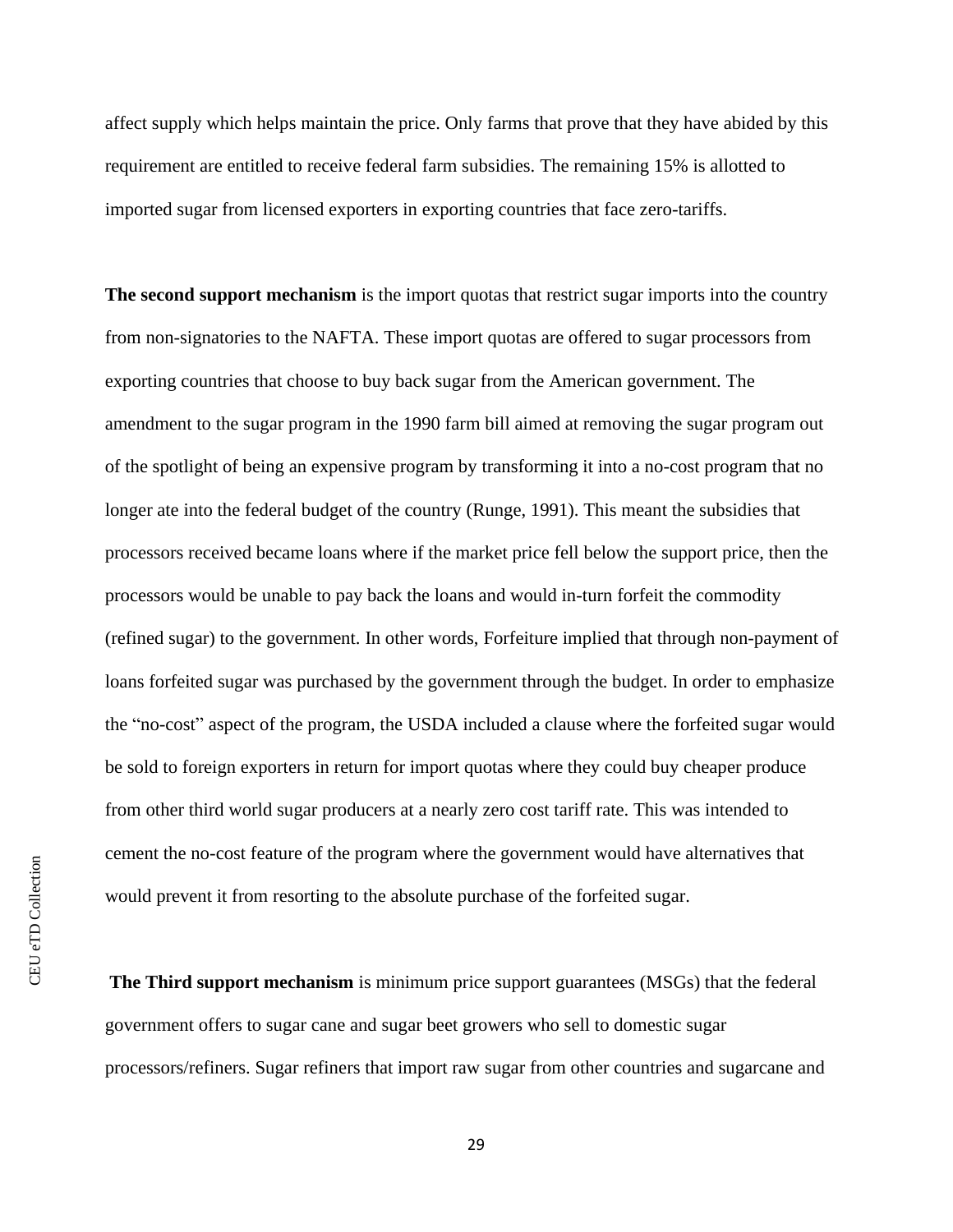affect supply which helps maintain the price. Only farms that prove that they have abided by this requirement are entitled to receive federal farm subsidies. The remaining 15% is allotted to imported sugar from licensed exporters in exporting countries that face zero-tariffs.

**The second support mechanism** is the import quotas that restrict sugar imports into the country from non-signatories to the NAFTA. These import quotas are offered to sugar processors from exporting countries that choose to buy back sugar from the American government. The amendment to the sugar program in the 1990 farm bill aimed at removing the sugar program out of the spotlight of being an expensive program by transforming it into a no-cost program that no longer ate into the federal budget of the country (Runge, 1991). This meant the subsidies that processors received became loans where if the market price fell below the support price, then the processors would be unable to pay back the loans and would in-turn forfeit the commodity (refined sugar) to the government. In other words, Forfeiture implied that through non-payment of loans forfeited sugar was purchased by the government through the budget. In order to emphasize the "no-cost" aspect of the program, the USDA included a clause where the forfeited sugar would be sold to foreign exporters in return for import quotas where they could buy cheaper produce from other third world sugar producers at a nearly zero cost tariff rate. This was intended to cement the no-cost feature of the program where the government would have alternatives that would prevent it from resorting to the absolute purchase of the forfeited sugar.

**The Third support mechanism** is minimum price support guarantees (MSGs) that the federal government offers to sugar cane and sugar beet growers who sell to domestic sugar processors/refiners. Sugar refiners that import raw sugar from other countries and sugarcane and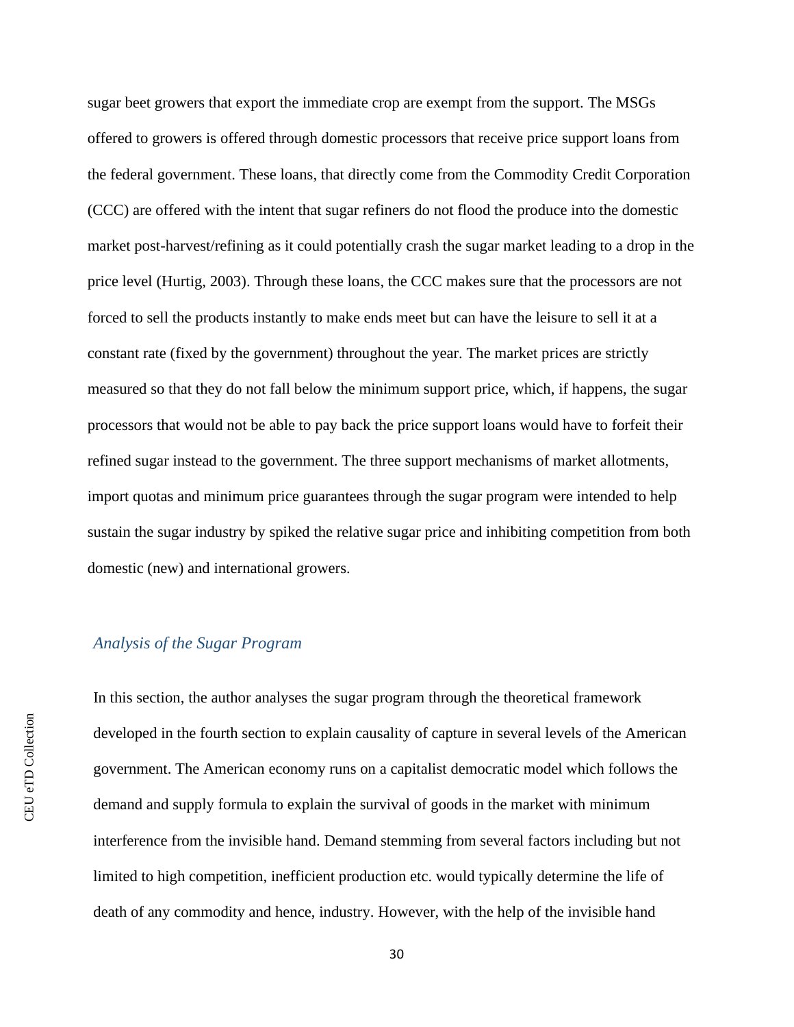sugar beet growers that export the immediate crop are exempt from the support. The MSGs offered to growers is offered through domestic processors that receive price support loans from the federal government. These loans, that directly come from the Commodity Credit Corporation (CCC) are offered with the intent that sugar refiners do not flood the produce into the domestic market post-harvest/refining as it could potentially crash the sugar market leading to a drop in the price level (Hurtig, 2003). Through these loans, the CCC makes sure that the processors are not forced to sell the products instantly to make ends meet but can have the leisure to sell it at a constant rate (fixed by the government) throughout the year. The market prices are strictly measured so that they do not fall below the minimum support price, which, if happens, the sugar processors that would not be able to pay back the price support loans would have to forfeit their refined sugar instead to the government. The three support mechanisms of market allotments, import quotas and minimum price guarantees through the sugar program were intended to help sustain the sugar industry by spiked the relative sugar price and inhibiting competition from both domestic (new) and international growers.

### *Analysis of the Sugar Program*

In this section, the author analyses the sugar program through the theoretical framework developed in the fourth section to explain causality of capture in several levels of the American government. The American economy runs on a capitalist democratic model which follows the demand and supply formula to explain the survival of goods in the market with minimum interference from the invisible hand. Demand stemming from several factors including but not limited to high competition, inefficient production etc. would typically determine the life of death of any commodity and hence, industry. However, with the help of the invisible hand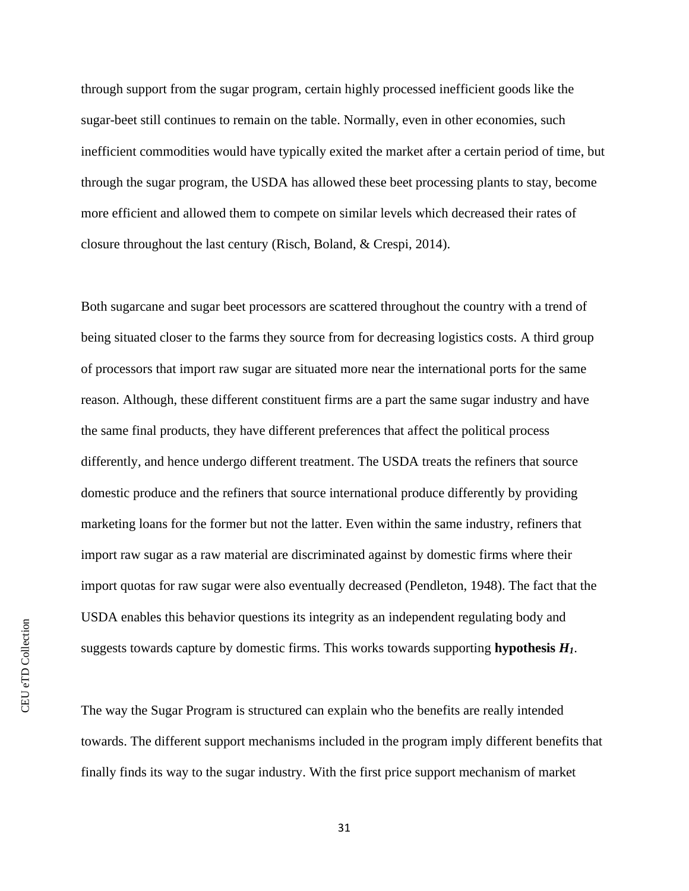through support from the sugar program, certain highly processed inefficient goods like the sugar-beet still continues to remain on the table. Normally, even in other economies, such inefficient commodities would have typically exited the market after a certain period of time, but through the sugar program, the USDA has allowed these beet processing plants to stay, become more efficient and allowed them to compete on similar levels which decreased their rates of closure throughout the last century (Risch, Boland, & Crespi, 2014).

Both sugarcane and sugar beet processors are scattered throughout the country with a trend of being situated closer to the farms they source from for decreasing logistics costs. A third group of processors that import raw sugar are situated more near the international ports for the same reason. Although, these different constituent firms are a part the same sugar industry and have the same final products, they have different preferences that affect the political process differently, and hence undergo different treatment. The USDA treats the refiners that source domestic produce and the refiners that source international produce differently by providing marketing loans for the former but not the latter. Even within the same industry, refiners that import raw sugar as a raw material are discriminated against by domestic firms where their import quotas for raw sugar were also eventually decreased (Pendleton, 1948). The fact that the USDA enables this behavior questions its integrity as an independent regulating body and suggests towards capture by domestic firms. This works towards supporting **hypothesis** $\boldsymbol{H_1}$.

The way the Sugar Program is structured can explain who the benefits are really intended towards. The different support mechanisms included in the program imply different benefits that finally finds its way to the sugar industry. With the first price support mechanism of market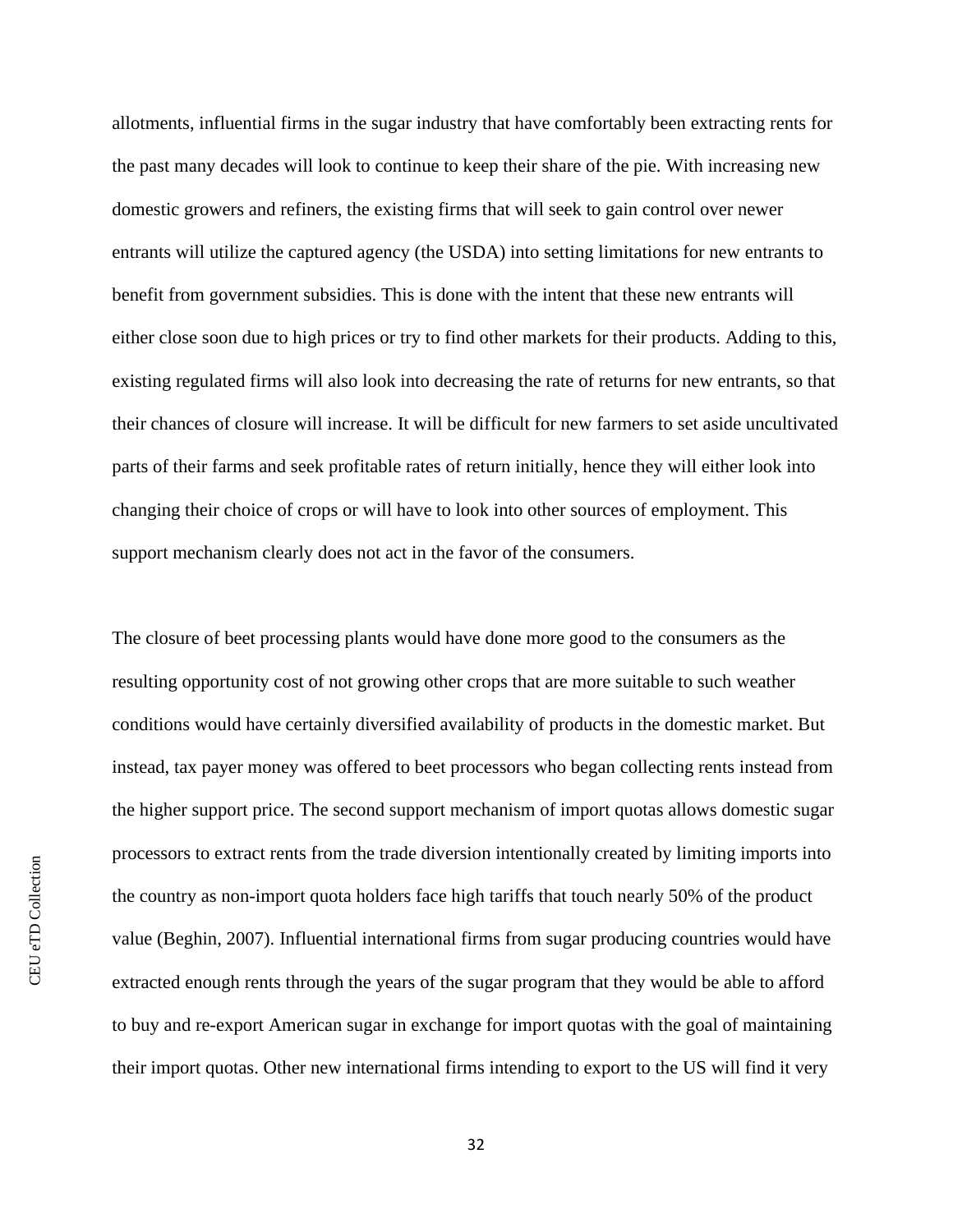allotments, influential firms in the sugar industry that have comfortably been extracting rents for the past many decades will look to continue to keep their share of the pie. With increasing new domestic growers and refiners, the existing firms that will seek to gain control over newer entrants will utilize the captured agency (the USDA) into setting limitations for new entrants to benefit from government subsidies. This is done with the intent that these new entrants will either close soon due to high prices or try to find other markets for their products. Adding to this, existing regulated firms will also look into decreasing the rate of returns for new entrants, so that their chances of closure will increase. It will be difficult for new farmers to set aside uncultivated parts of their farms and seek profitable rates of return initially, hence they will either look into changing their choice of crops or will have to look into other sources of employment. This support mechanism clearly does not act in the favor of the consumers.

The closure of beet processing plants would have done more good to the consumers as the resulting opportunity cost of not growing other crops that are more suitable to such weather conditions would have certainly diversified availability of products in the domestic market. But instead, tax payer money was offered to beet processors who began collecting rents instead from the higher support price. The second support mechanism of import quotas allows domestic sugar processors to extract rents from the trade diversion intentionally created by limiting imports into the country as non-import quota holders face high tariffs that touch nearly 50% of the product value (Beghin, 2007). Influential international firms from sugar producing countries would have extracted enough rents through the years of the sugar program that they would be able to afford to buy and re-export American sugar in exchange for import quotas with the goal of maintaining their import quotas. Other new international firms intending to export to the US will find it very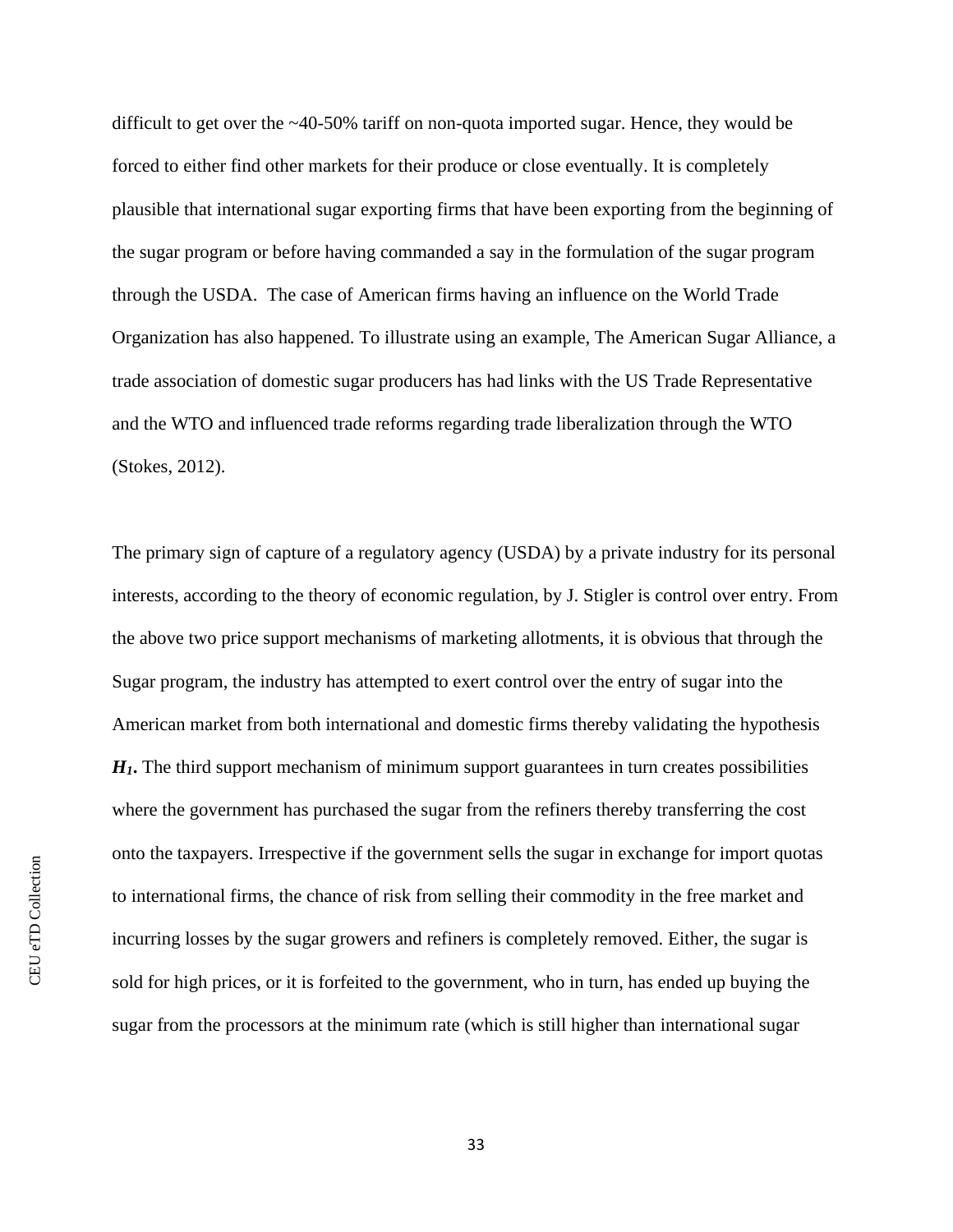difficult to get over the ~40-50% tariff on non-quota imported sugar. Hence, they would be forced to either find other markets for their produce or close eventually. It is completely plausible that international sugar exporting firms that have been exporting from the beginning of the sugar program or before having commanded a say in the formulation of the sugar program through the USDA. The case of American firms having an influence on the World Trade Organization has also happened. To illustrate using an example, The American Sugar Alliance, a trade association of domestic sugar producers has had links with the US Trade Representative and the WTO and influenced trade reforms regarding trade liberalization through the WTO (Stokes, 2012).

The primary sign of capture of a regulatory agency (USDA) by a private industry for its personal interests, according to the theory of economic regulation, by J. Stigler is control over entry. From the above two price support mechanisms of marketing allotments, it is obvious that through the Sugar program, the industry has attempted to exert control over the entry of sugar into the American market from both international and domestic firms thereby validating the hypothesis ***$H_1$*.** The third support mechanism of minimum support guarantees in turn creates possibilities where the government has purchased the sugar from the refiners thereby transferring the cost onto the taxpayers. Irrespective if the government sells the sugar in exchange for import quotas to international firms, the chance of risk from selling their commodity in the free market and incurring losses by the sugar growers and refiners is completely removed. Either, the sugar is sold for high prices, or it is forfeited to the government, who in turn, has ended up buying the sugar from the processors at the minimum rate (which is still higher than international sugar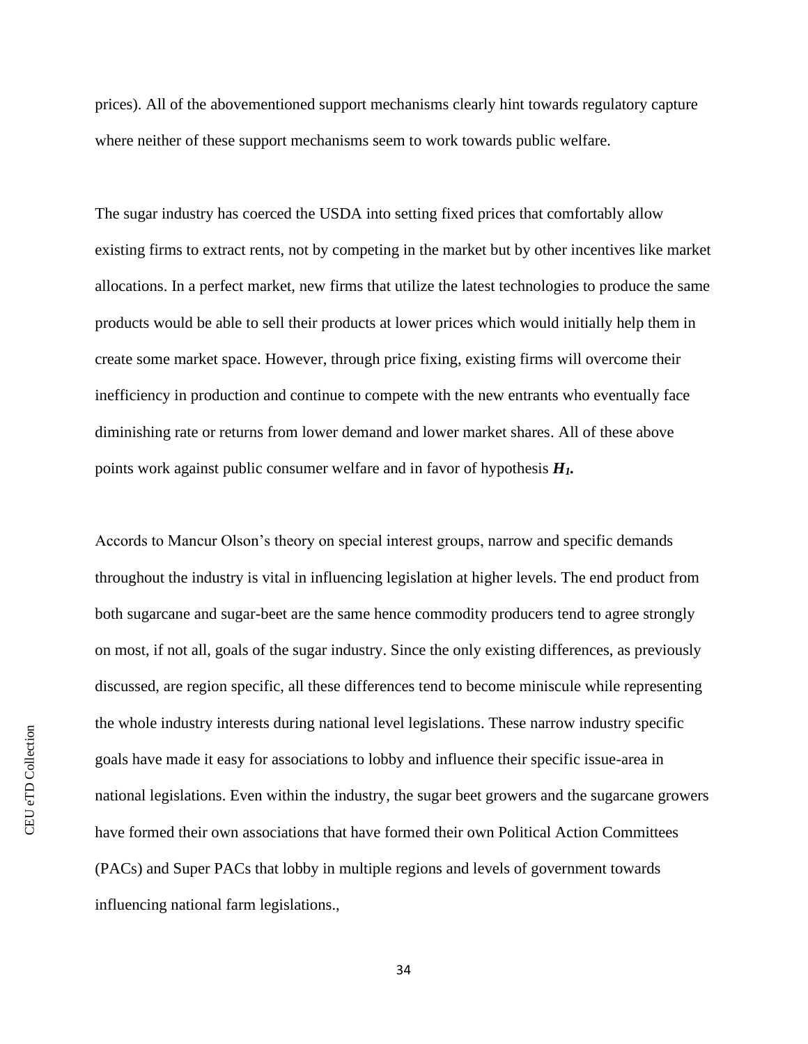prices). All of the abovementioned support mechanisms clearly hint towards regulatory capture where neither of these support mechanisms seem to work towards public welfare.

The sugar industry has coerced the USDA into setting fixed prices that comfortably allow existing firms to extract rents, not by competing in the market but by other incentives like market allocations. In a perfect market, new firms that utilize the latest technologies to produce the same products would be able to sell their products at lower prices which would initially help them in create some market space. However, through price fixing, existing firms will overcome their inefficiency in production and continue to compete with the new entrants who eventually face diminishing rate or returns from lower demand and lower market shares. All of these above points work against public consumer welfare and in favor of hypothesis $\boldsymbol{H_1}$**.**

Accords to Mancur Olson's theory on special interest groups, narrow and specific demands throughout the industry is vital in influencing legislation at higher levels. The end product from both sugarcane and sugar-beet are the same hence commodity producers tend to agree strongly on most, if not all, goals of the sugar industry. Since the only existing differences, as previously discussed, are region specific, all these differences tend to become miniscule while representing the whole industry interests during national level legislations. These narrow industry specific goals have made it easy for associations to lobby and influence their specific issue-area in national legislations. Even within the industry, the sugar beet growers and the sugarcane growers have formed their own associations that have formed their own Political Action Committees (PACs) and Super PACs that lobby in multiple regions and levels of government towards influencing national farm legislations.,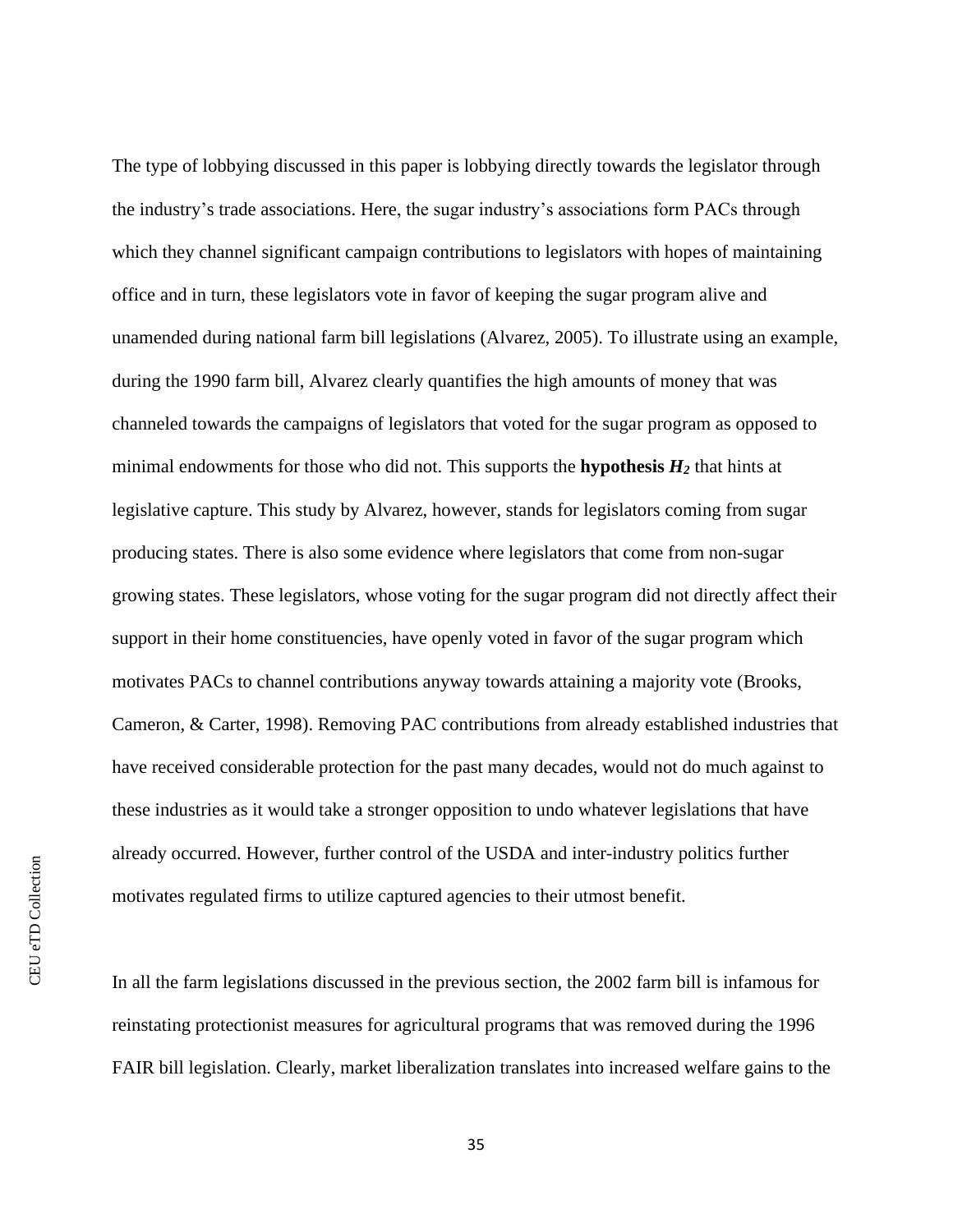The type of lobbying discussed in this paper is lobbying directly towards the legislator through the industry's trade associations. Here, the sugar industry's associations form PACs through which they channel significant campaign contributions to legislators with hopes of maintaining office and in turn, these legislators vote in favor of keeping the sugar program alive and unamended during national farm bill legislations (Alvarez, 2005). To illustrate using an example, during the 1990 farm bill, Alvarez clearly quantifies the high amounts of money that was channeled towards the campaigns of legislators that voted for the sugar program as opposed to minimal endowments for those who did not. This supports the **hypothesis $H_2$** that hints at legislative capture. This study by Alvarez, however, stands for legislators coming from sugar producing states. There is also some evidence where legislators that come from non-sugar growing states. These legislators, whose voting for the sugar program did not directly affect their support in their home constituencies, have openly voted in favor of the sugar program which motivates PACs to channel contributions anyway towards attaining a majority vote (Brooks, Cameron, & Carter, 1998). Removing PAC contributions from already established industries that have received considerable protection for the past many decades, would not do much against to these industries as it would take a stronger opposition to undo whatever legislations that have already occurred. However, further control of the USDA and inter-industry politics further motivates regulated firms to utilize captured agencies to their utmost benefit.

In all the farm legislations discussed in the previous section, the 2002 farm bill is infamous for reinstating protectionist measures for agricultural programs that was removed during the 1996 FAIR bill legislation. Clearly, market liberalization translates into increased welfare gains to the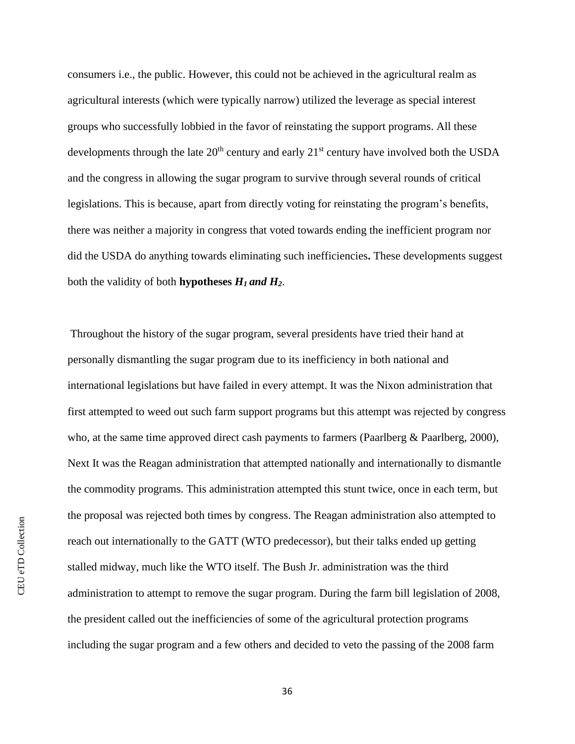consumers i.e., the public. However, this could not be achieved in the agricultural realm as agricultural interests (which were typically narrow) utilized the leverage as special interest groups who successfully lobbied in the favor of reinstating the support programs. All these developments through the late 20th century and early 21st century have involved both the USDA and the congress in allowing the sugar program to survive through several rounds of critical legislations. This is because, apart from directly voting for reinstating the program's benefits, there was neither a majority in congress that voted towards ending the inefficient program nor did the USDA do anything towards eliminating such inefficiencies**.** These developments suggest both the validity of both **hypotheses** ***$H_1$* and *$H_2$***.

Throughout the history of the sugar program, several presidents have tried their hand at personally dismantling the sugar program due to its inefficiency in both national and international legislations but have failed in every attempt. It was the Nixon administration that first attempted to weed out such farm support programs but this attempt was rejected by congress who, at the same time approved direct cash payments to farmers (Paarlberg & Paarlberg, 2000), Next It was the Reagan administration that attempted nationally and internationally to dismantle the commodity programs. This administration attempted this stunt twice, once in each term, but the proposal was rejected both times by congress. The Reagan administration also attempted to reach out internationally to the GATT (WTO predecessor), but their talks ended up getting stalled midway, much like the WTO itself. The Bush Jr. administration was the third administration to attempt to remove the sugar program. During the farm bill legislation of 2008, the president called out the inefficiencies of some of the agricultural protection programs including the sugar program and a few others and decided to veto the passing of the 2008 farm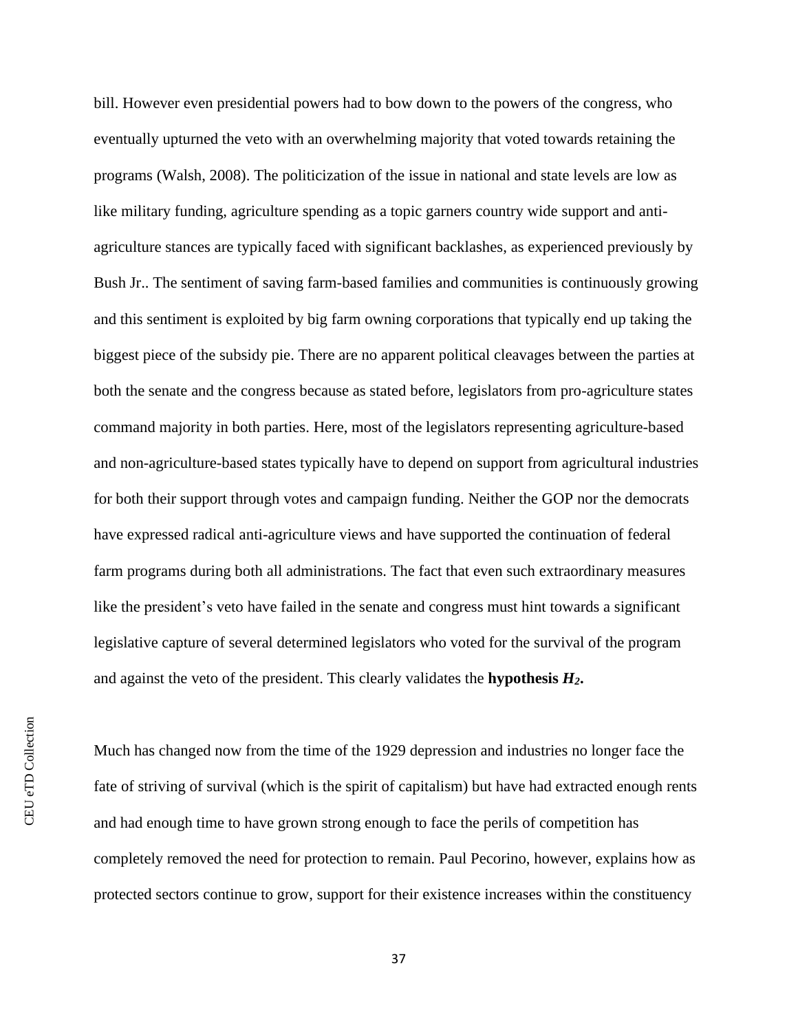bill. However even presidential powers had to bow down to the powers of the congress, who eventually upturned the veto with an overwhelming majority that voted towards retaining the programs (Walsh, 2008). The politicization of the issue in national and state levels are low as like military funding, agriculture spending as a topic garners country wide support and anti-agriculture stances are typically faced with significant backlashes, as experienced previously by Bush Jr.. The sentiment of saving farm-based families and communities is continuously growing and this sentiment is exploited by big farm owning corporations that typically end up taking the biggest piece of the subsidy pie. There are no apparent political cleavages between the parties at both the senate and the congress because as stated before, legislators from pro-agriculture states command majority in both parties. Here, most of the legislators representing agriculture-based and non-agriculture-based states typically have to depend on support from agricultural industries for both their support through votes and campaign funding. Neither the GOP nor the democrats have expressed radical anti-agriculture views and have supported the continuation of federal farm programs during both all administrations. The fact that even such extraordinary measures like the president's veto have failed in the senate and congress must hint towards a significant legislative capture of several determined legislators who voted for the survival of the program and against the veto of the president. This clearly validates the **hypothesis $H_2$.**

Much has changed now from the time of the 1929 depression and industries no longer face the fate of striving of survival (which is the spirit of capitalism) but have had extracted enough rents and had enough time to have grown strong enough to face the perils of competition has completely removed the need for protection to remain. Paul Pecorino, however, explains how as protected sectors continue to grow, support for their existence increases within the constituency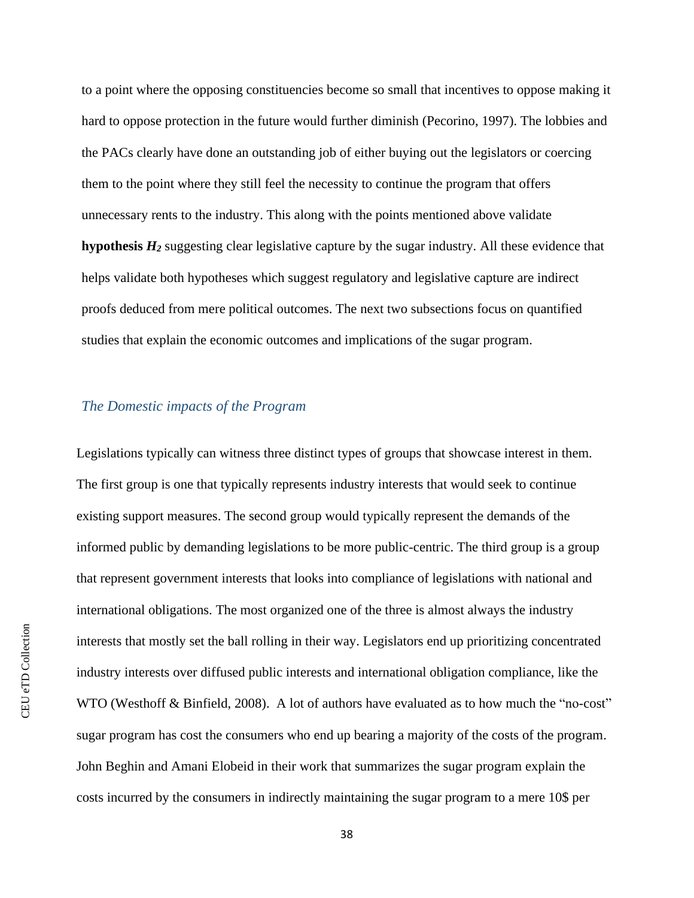to a point where the opposing constituencies become so small that incentives to oppose making it hard to oppose protection in the future would further diminish (Pecorino, 1997). The lobbies and the PACs clearly have done an outstanding job of either buying out the legislators or coercing them to the point where they still feel the necessity to continue the program that offers unnecessary rents to the industry. This along with the points mentioned above validate **hypothesis $H_2$** suggesting clear legislative capture by the sugar industry. All these evidence that helps validate both hypotheses which suggest regulatory and legislative capture are indirect proofs deduced from mere political outcomes. The next two subsections focus on quantified studies that explain the economic outcomes and implications of the sugar program.

### *The Domestic impacts of the Program*

Legislations typically can witness three distinct types of groups that showcase interest in them. The first group is one that typically represents industry interests that would seek to continue existing support measures. The second group would typically represent the demands of the informed public by demanding legislations to be more public-centric. The third group is a group that represent government interests that looks into compliance of legislations with national and international obligations. The most organized one of the three is almost always the industry interests that mostly set the ball rolling in their way. Legislators end up prioritizing concentrated industry interests over diffused public interests and international obligation compliance, like the WTO (Westhoff & Binfield, 2008). A lot of authors have evaluated as to how much the "no-cost" sugar program has cost the consumers who end up bearing a majority of the costs of the program. John Beghin and Amani Elobeid in their work that summarizes the sugar program explain the costs incurred by the consumers in indirectly maintaining the sugar program to a mere 10$ per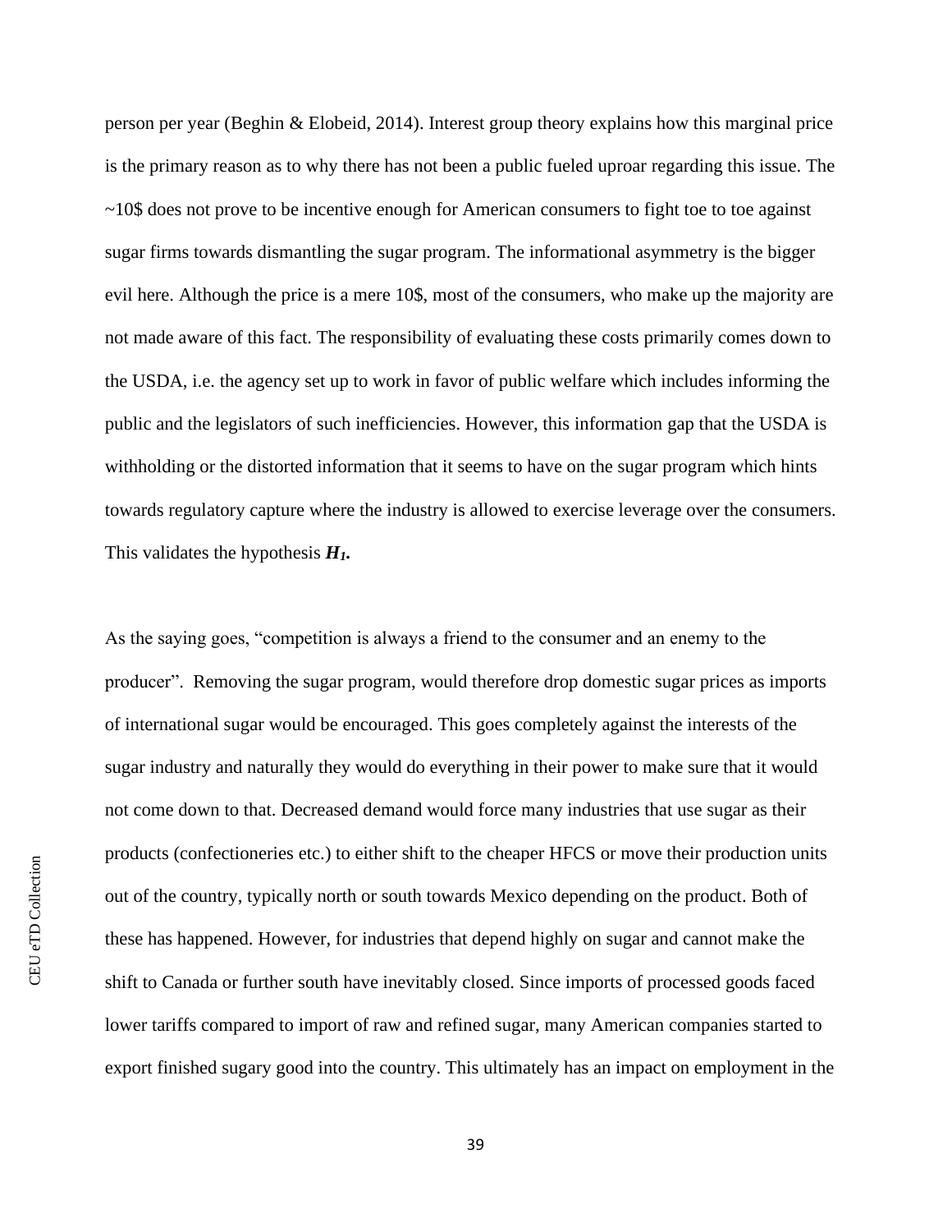person per year (Beghin & Elobeid, 2014). Interest group theory explains how this marginal price is the primary reason as to why there has not been a public fueled uproar regarding this issue. The ~10$ does not prove to be incentive enough for American consumers to fight toe to toe against sugar firms towards dismantling the sugar program. The informational asymmetry is the bigger evil here. Although the price is a mere 10$, most of the consumers, who make up the majority are not made aware of this fact. The responsibility of evaluating these costs primarily comes down to the USDA, i.e. the agency set up to work in favor of public welfare which includes informing the public and the legislators of such inefficiencies. However, this information gap that the USDA is withholding or the distorted information that it seems to have on the sugar program which hints towards regulatory capture where the industry is allowed to exercise leverage over the consumers. This validates the hypothesis ***$H_1$*.**

As the saying goes, "competition is always a friend to the consumer and an enemy to the producer". Removing the sugar program, would therefore drop domestic sugar prices as imports of international sugar would be encouraged. This goes completely against the interests of the sugar industry and naturally they would do everything in their power to make sure that it would not come down to that. Decreased demand would force many industries that use sugar as their products (confectioneries etc.) to either shift to the cheaper HFCS or move their production units out of the country, typically north or south towards Mexico depending on the product. Both of these has happened. However, for industries that depend highly on sugar and cannot make the shift to Canada or further south have inevitably closed. Since imports of processed goods faced lower tariffs compared to import of raw and refined sugar, many American companies started to export finished sugary good into the country. This ultimately has an impact on employment in the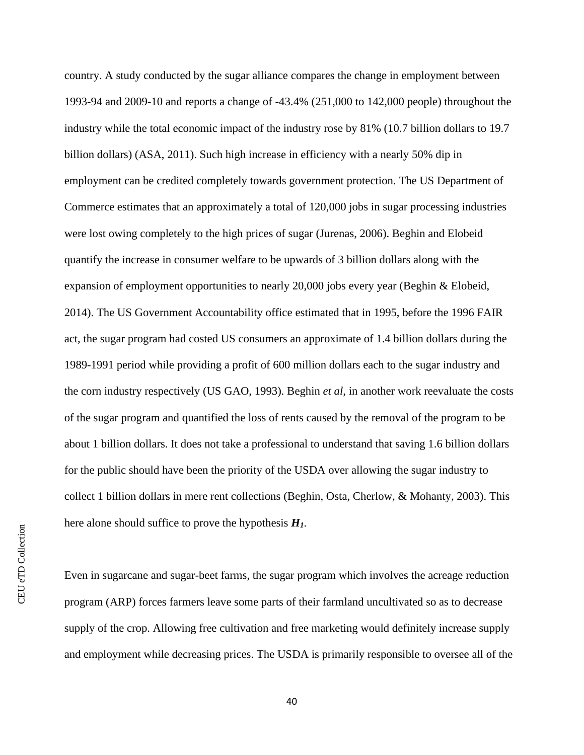country. A study conducted by the sugar alliance compares the change in employment between 1993-94 and 2009-10 and reports a change of -43.4% (251,000 to 142,000 people) throughout the industry while the total economic impact of the industry rose by 81% (10.7 billion dollars to 19.7 billion dollars) (ASA, 2011). Such high increase in efficiency with a nearly 50% dip in employment can be credited completely towards government protection. The US Department of Commerce estimates that an approximately a total of 120,000 jobs in sugar processing industries were lost owing completely to the high prices of sugar (Jurenas, 2006). Beghin and Elobeid quantify the increase in consumer welfare to be upwards of 3 billion dollars along with the expansion of employment opportunities to nearly 20,000 jobs every year (Beghin & Elobeid, 2014). The US Government Accountability office estimated that in 1995, before the 1996 FAIR act, the sugar program had costed US consumers an approximate of 1.4 billion dollars during the 1989-1991 period while providing a profit of 600 million dollars each to the sugar industry and the corn industry respectively (US GAO, 1993). Beghin *et al*, in another work reevaluate the costs of the sugar program and quantified the loss of rents caused by the removal of the program to be about 1 billion dollars. It does not take a professional to understand that saving 1.6 billion dollars for the public should have been the priority of the USDA over allowing the sugar industry to collect 1 billion dollars in mere rent collections (Beghin, Osta, Cherlow, & Mohanty, 2003). This here alone should suffice to prove the hypothesis $H_1$.

Even in sugarcane and sugar-beet farms, the sugar program which involves the acreage reduction program (ARP) forces farmers leave some parts of their farmland uncultivated so as to decrease supply of the crop. Allowing free cultivation and free marketing would definitely increase supply and employment while decreasing prices. The USDA is primarily responsible to oversee all of the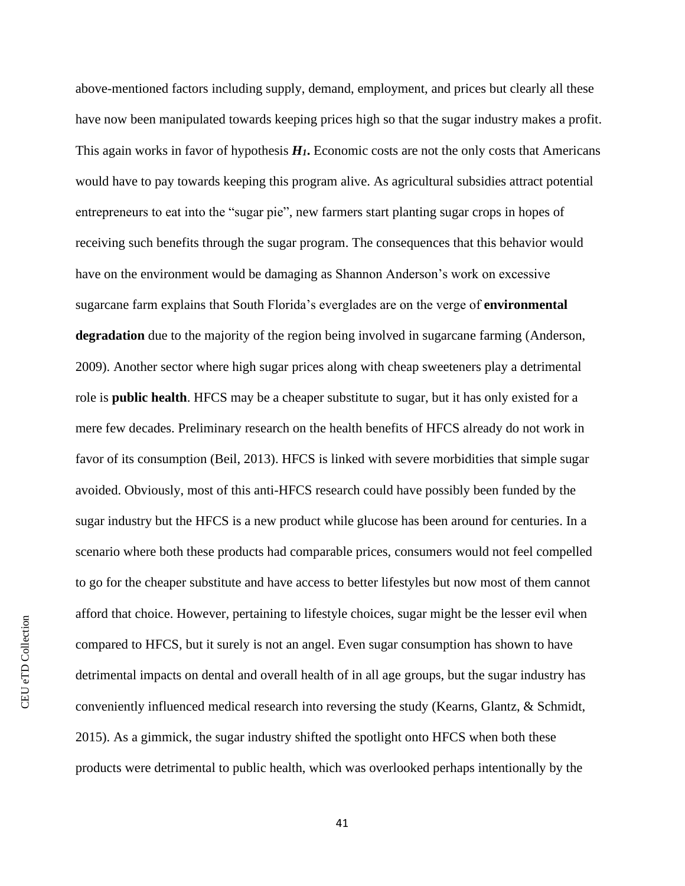above-mentioned factors including supply, demand, employment, and prices but clearly all these have now been manipulated towards keeping prices high so that the sugar industry makes a profit. This again works in favor of hypothesis $\boldsymbol{H_1}$**.** Economic costs are not the only costs that Americans would have to pay towards keeping this program alive. As agricultural subsidies attract potential entrepreneurs to eat into the "sugar pie", new farmers start planting sugar crops in hopes of receiving such benefits through the sugar program. The consequences that this behavior would have on the environment would be damaging as Shannon Anderson's work on excessive sugarcane farm explains that South Florida's everglades are on the verge of **environmental degradation** due to the majority of the region being involved in sugarcane farming (Anderson, 2009). Another sector where high sugar prices along with cheap sweeteners play a detrimental role is **public health**. HFCS may be a cheaper substitute to sugar, but it has only existed for a mere few decades. Preliminary research on the health benefits of HFCS already do not work in favor of its consumption (Beil, 2013). HFCS is linked with severe morbidities that simple sugar avoided. Obviously, most of this anti-HFCS research could have possibly been funded by the sugar industry but the HFCS is a new product while glucose has been around for centuries. In a scenario where both these products had comparable prices, consumers would not feel compelled to go for the cheaper substitute and have access to better lifestyles but now most of them cannot afford that choice. However, pertaining to lifestyle choices, sugar might be the lesser evil when compared to HFCS, but it surely is not an angel. Even sugar consumption has shown to have detrimental impacts on dental and overall health of in all age groups, but the sugar industry has conveniently influenced medical research into reversing the study (Kearns, Glantz, & Schmidt, 2015). As a gimmick, the sugar industry shifted the spotlight onto HFCS when both these products were detrimental to public health, which was overlooked perhaps intentionally by the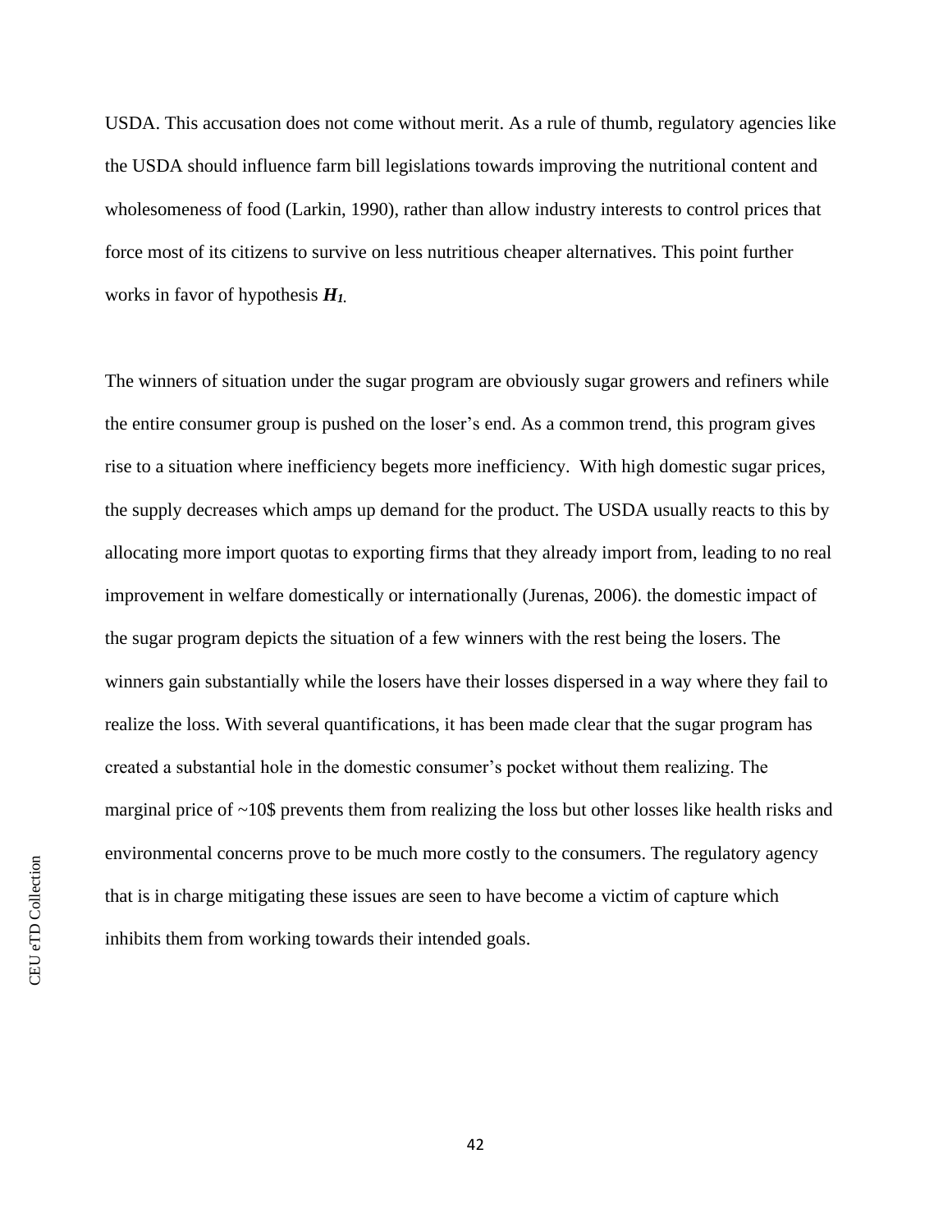USDA. This accusation does not come without merit. As a rule of thumb, regulatory agencies like the USDA should influence farm bill legislations towards improving the nutritional content and wholesomeness of food (Larkin, 1990), rather than allow industry interests to control prices that force most of its citizens to survive on less nutritious cheaper alternatives. This point further works in favor of hypothesis $\boldsymbol{H_1}$.

The winners of situation under the sugar program are obviously sugar growers and refiners while the entire consumer group is pushed on the loser's end. As a common trend, this program gives rise to a situation where inefficiency begets more inefficiency. With high domestic sugar prices, the supply decreases which amps up demand for the product. The USDA usually reacts to this by allocating more import quotas to exporting firms that they already import from, leading to no real improvement in welfare domestically or internationally (Jurenas, 2006). the domestic impact of the sugar program depicts the situation of a few winners with the rest being the losers. The winners gain substantially while the losers have their losses dispersed in a way where they fail to realize the loss. With several quantifications, it has been made clear that the sugar program has created a substantial hole in the domestic consumer's pocket without them realizing. The marginal price of ~10$ prevents them from realizing the loss but other losses like health risks and environmental concerns prove to be much more costly to the consumers. The regulatory agency that is in charge mitigating these issues are seen to have become a victim of capture which inhibits them from working towards their intended goals.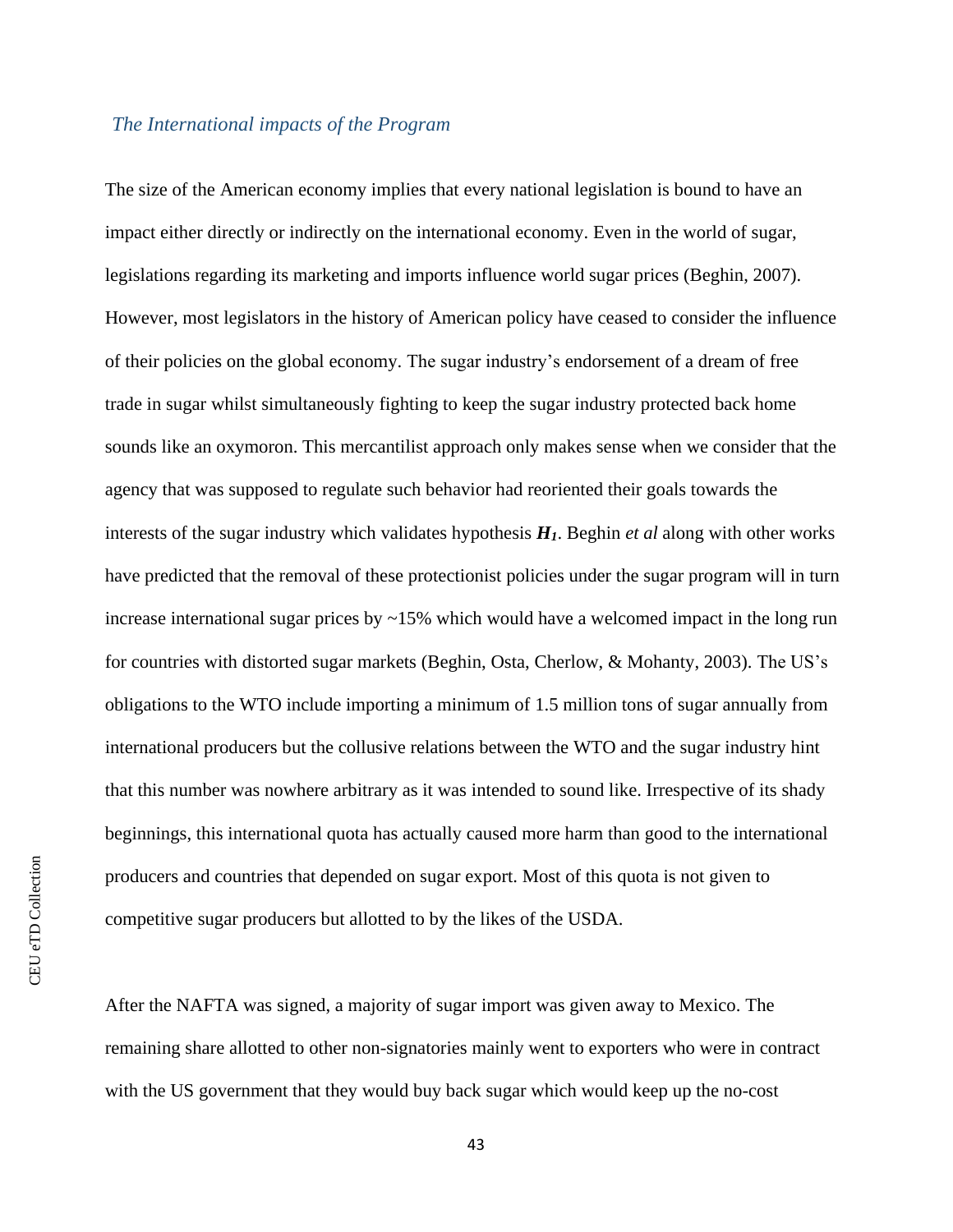### *The International impacts of the Program*

The size of the American economy implies that every national legislation is bound to have an impact either directly or indirectly on the international economy. Even in the world of sugar, legislations regarding its marketing and imports influence world sugar prices (Beghin, 2007). However, most legislators in the history of American policy have ceased to consider the influence of their policies on the global economy. The sugar industry's endorsement of a dream of free trade in sugar whilst simultaneously fighting to keep the sugar industry protected back home sounds like an oxymoron. This mercantilist approach only makes sense when we consider that the agency that was supposed to regulate such behavior had reoriented their goals towards the interests of the sugar industry which validates hypothesis $\boldsymbol{H_1}$. Beghin *et al* along with other works have predicted that the removal of these protectionist policies under the sugar program will in turn increase international sugar prices by ~15% which would have a welcomed impact in the long run for countries with distorted sugar markets (Beghin, Osta, Cherlow, & Mohanty, 2003). The US's obligations to the WTO include importing a minimum of 1.5 million tons of sugar annually from international producers but the collusive relations between the WTO and the sugar industry hint that this number was nowhere arbitrary as it was intended to sound like. Irrespective of its shady beginnings, this international quota has actually caused more harm than good to the international producers and countries that depended on sugar export. Most of this quota is not given to competitive sugar producers but allotted to by the likes of the USDA.

After the NAFTA was signed, a majority of sugar import was given away to Mexico. The remaining share allotted to other non-signatories mainly went to exporters who were in contract with the US government that they would buy back sugar which would keep up the no-cost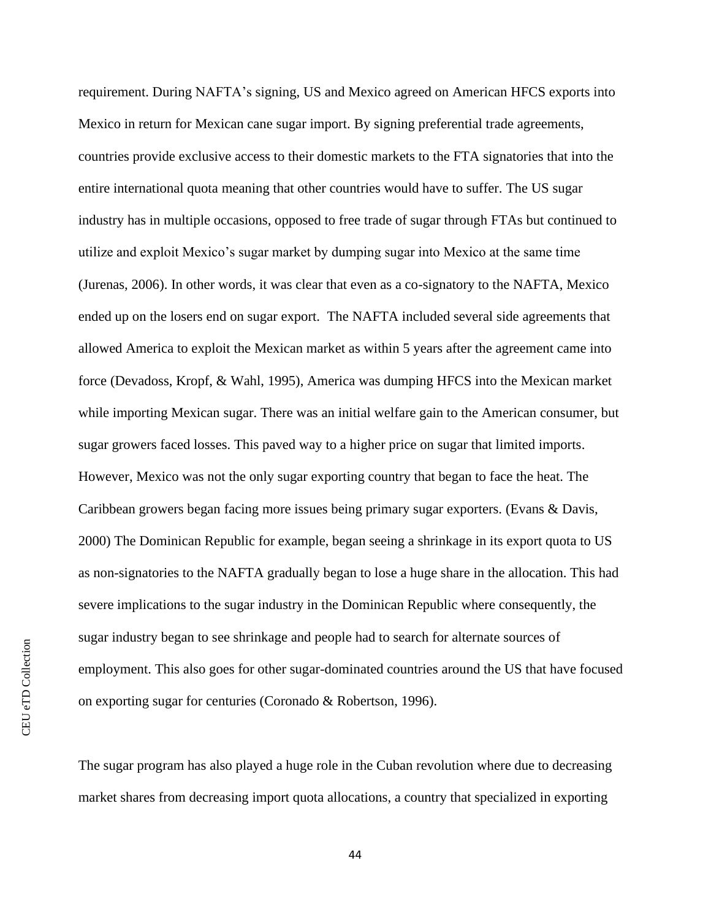requirement. During NAFTA's signing, US and Mexico agreed on American HFCS exports into Mexico in return for Mexican cane sugar import. By signing preferential trade agreements, countries provide exclusive access to their domestic markets to the FTA signatories that into the entire international quota meaning that other countries would have to suffer. The US sugar industry has in multiple occasions, opposed to free trade of sugar through FTAs but continued to utilize and exploit Mexico's sugar market by dumping sugar into Mexico at the same time (Jurenas, 2006). In other words, it was clear that even as a co-signatory to the NAFTA, Mexico ended up on the losers end on sugar export. The NAFTA included several side agreements that allowed America to exploit the Mexican market as within 5 years after the agreement came into force (Devadoss, Kropf, & Wahl, 1995), America was dumping HFCS into the Mexican market while importing Mexican sugar. There was an initial welfare gain to the American consumer, but sugar growers faced losses. This paved way to a higher price on sugar that limited imports. However, Mexico was not the only sugar exporting country that began to face the heat. The Caribbean growers began facing more issues being primary sugar exporters. (Evans & Davis, 2000) The Dominican Republic for example, began seeing a shrinkage in its export quota to US as non-signatories to the NAFTA gradually began to lose a huge share in the allocation. This had severe implications to the sugar industry in the Dominican Republic where consequently, the sugar industry began to see shrinkage and people had to search for alternate sources of employment. This also goes for other sugar-dominated countries around the US that have focused on exporting sugar for centuries (Coronado & Robertson, 1996).

The sugar program has also played a huge role in the Cuban revolution where due to decreasing market shares from decreasing import quota allocations, a country that specialized in exporting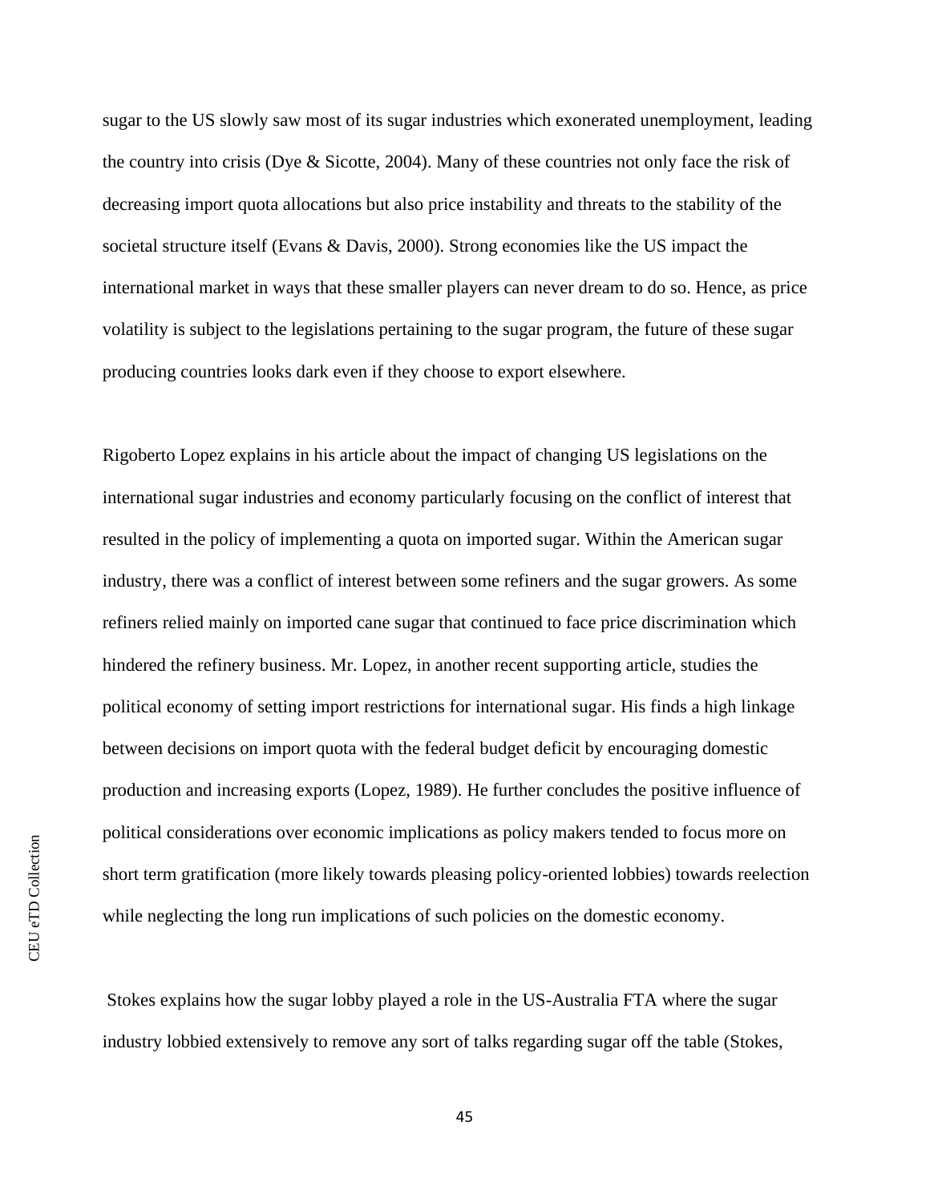sugar to the US slowly saw most of its sugar industries which exonerated unemployment, leading the country into crisis (Dye & Sicotte, 2004). Many of these countries not only face the risk of decreasing import quota allocations but also price instability and threats to the stability of the societal structure itself (Evans & Davis, 2000). Strong economies like the US impact the international market in ways that these smaller players can never dream to do so. Hence, as price volatility is subject to the legislations pertaining to the sugar program, the future of these sugar producing countries looks dark even if they choose to export elsewhere.

Rigoberto Lopez explains in his article about the impact of changing US legislations on the international sugar industries and economy particularly focusing on the conflict of interest that resulted in the policy of implementing a quota on imported sugar. Within the American sugar industry, there was a conflict of interest between some refiners and the sugar growers. As some refiners relied mainly on imported cane sugar that continued to face price discrimination which hindered the refinery business. Mr. Lopez, in another recent supporting article, studies the political economy of setting import restrictions for international sugar. His finds a high linkage between decisions on import quota with the federal budget deficit by encouraging domestic production and increasing exports (Lopez, 1989). He further concludes the positive influence of political considerations over economic implications as policy makers tended to focus more on short term gratification (more likely towards pleasing policy-oriented lobbies) towards reelection while neglecting the long run implications of such policies on the domestic economy.

Stokes explains how the sugar lobby played a role in the US-Australia FTA where the sugar industry lobbied extensively to remove any sort of talks regarding sugar off the table (Stokes,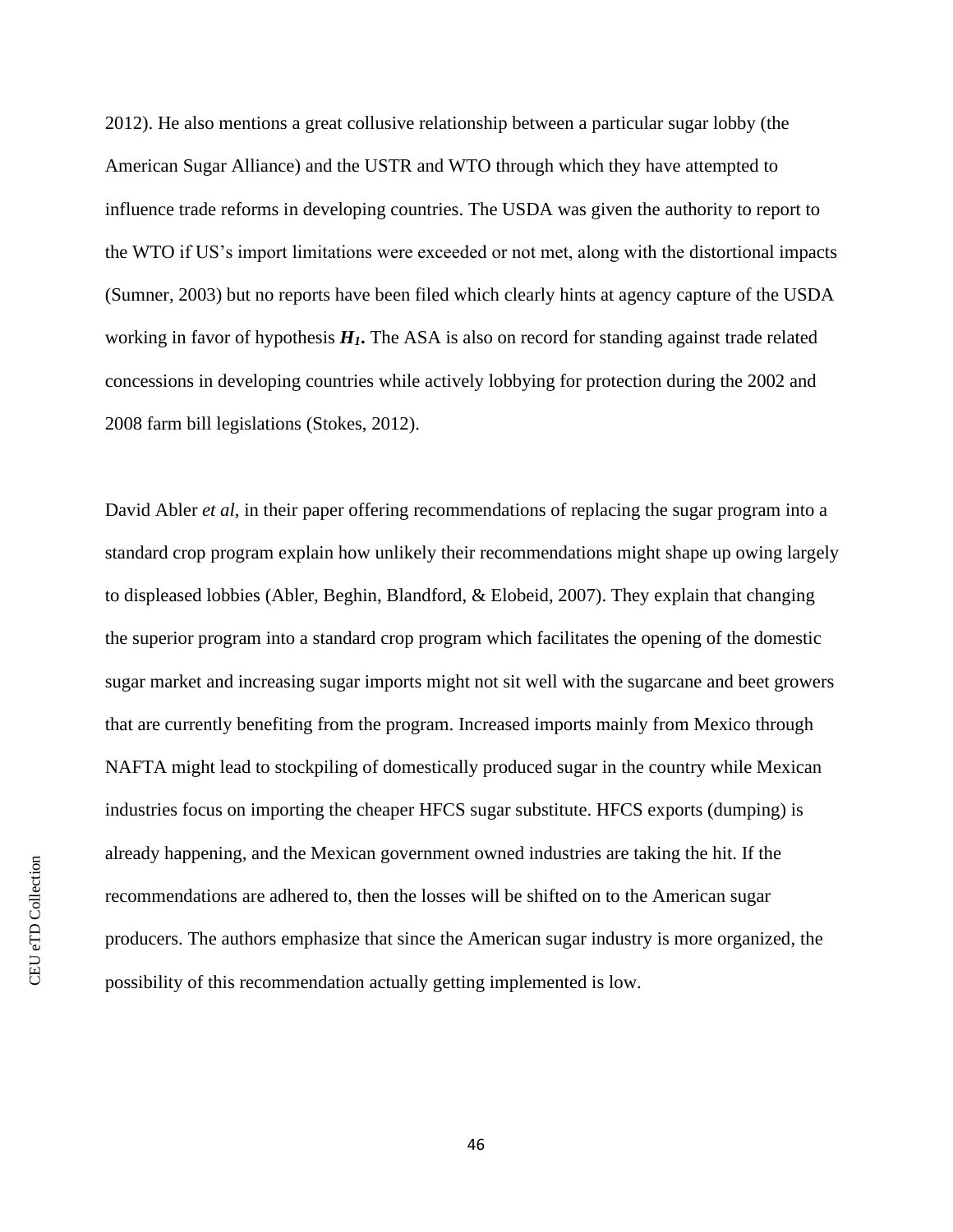2012). He also mentions a great collusive relationship between a particular sugar lobby (the American Sugar Alliance) and the USTR and WTO through which they have attempted to influence trade reforms in developing countries. The USDA was given the authority to report to the WTO if US's import limitations were exceeded or not met, along with the distortional impacts (Sumner, 2003) but no reports have been filed which clearly hints at agency capture of the USDA working in favor of hypothesis $\boldsymbol{H_1}$**.** The ASA is also on record for standing against trade related concessions in developing countries while actively lobbying for protection during the 2002 and 2008 farm bill legislations (Stokes, 2012).

David Abler *et al*, in their paper offering recommendations of replacing the sugar program into a standard crop program explain how unlikely their recommendations might shape up owing largely to displeased lobbies (Abler, Beghin, Blandford, & Elobeid, 2007). They explain that changing the superior program into a standard crop program which facilitates the opening of the domestic sugar market and increasing sugar imports might not sit well with the sugarcane and beet growers that are currently benefiting from the program. Increased imports mainly from Mexico through NAFTA might lead to stockpiling of domestically produced sugar in the country while Mexican industries focus on importing the cheaper HFCS sugar substitute. HFCS exports (dumping) is already happening, and the Mexican government owned industries are taking the hit. If the recommendations are adhered to, then the losses will be shifted on to the American sugar producers. The authors emphasize that since the American sugar industry is more organized, the possibility of this recommendation actually getting implemented is low.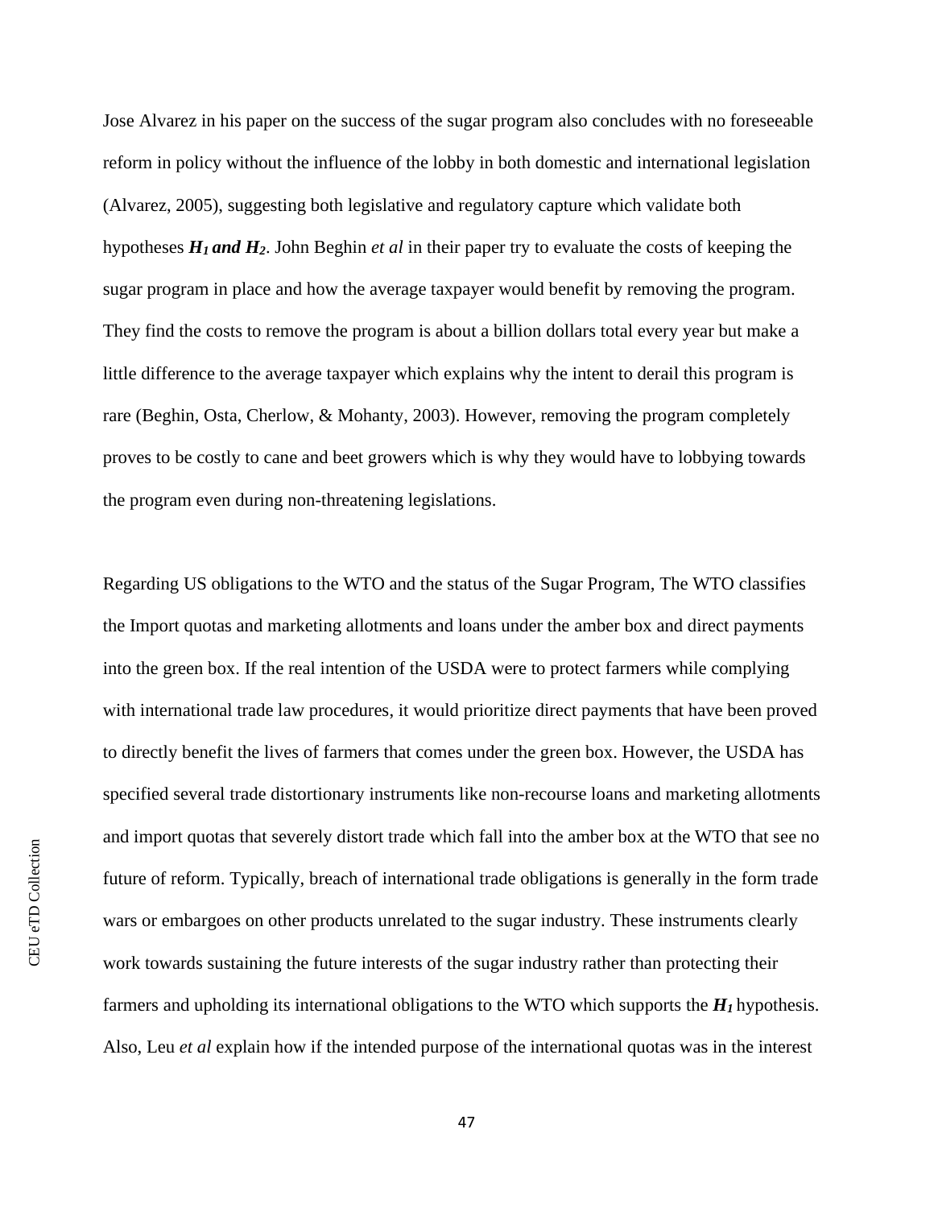Jose Alvarez in his paper on the success of the sugar program also concludes with no foreseeable reform in policy without the influence of the lobby in both domestic and international legislation (Alvarez, 2005), suggesting both legislative and regulatory capture which validate both hypotheses ***$H_1$* and *$H_2$***. John Beghin *et al* in their paper try to evaluate the costs of keeping the sugar program in place and how the average taxpayer would benefit by removing the program. They find the costs to remove the program is about a billion dollars total every year but make a little difference to the average taxpayer which explains why the intent to derail this program is rare (Beghin, Osta, Cherlow, & Mohanty, 2003). However, removing the program completely proves to be costly to cane and beet growers which is why they would have to lobbying towards the program even during non-threatening legislations.

Regarding US obligations to the WTO and the status of the Sugar Program, The WTO classifies the Import quotas and marketing allotments and loans under the amber box and direct payments into the green box. If the real intention of the USDA were to protect farmers while complying with international trade law procedures, it would prioritize direct payments that have been proved to directly benefit the lives of farmers that comes under the green box. However, the USDA has specified several trade distortionary instruments like non-recourse loans and marketing allotments and import quotas that severely distort trade which fall into the amber box at the WTO that see no future of reform. Typically, breach of international trade obligations is generally in the form trade wars or embargoes on other products unrelated to the sugar industry. These instruments clearly work towards sustaining the future interests of the sugar industry rather than protecting their farmers and upholding its international obligations to the WTO which supports the ***$H_1$*** hypothesis. Also, Leu *et al* explain how if the intended purpose of the international quotas was in the interest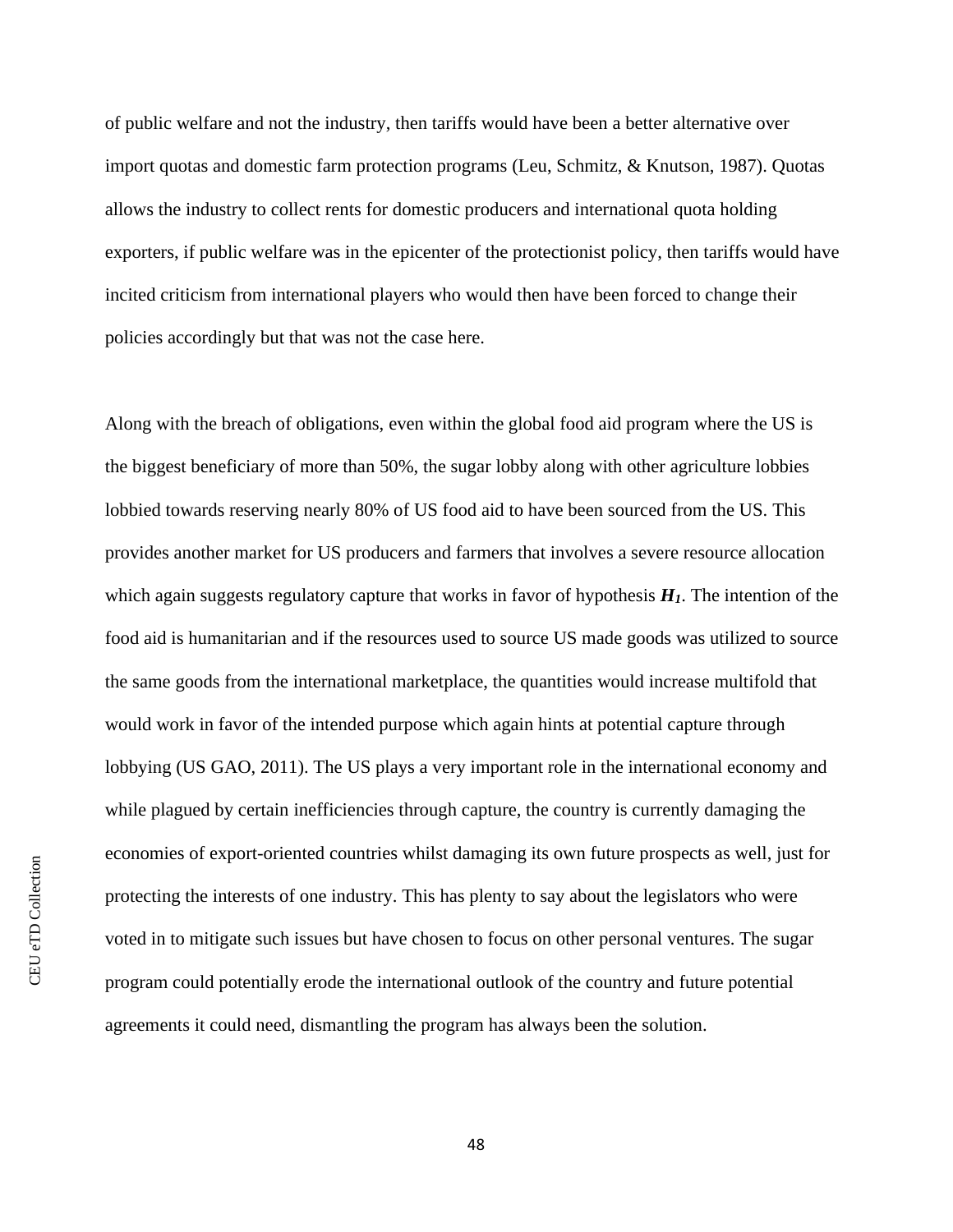of public welfare and not the industry, then tariffs would have been a better alternative over import quotas and domestic farm protection programs (Leu, Schmitz, & Knutson, 1987). Quotas allows the industry to collect rents for domestic producers and international quota holding exporters, if public welfare was in the epicenter of the protectionist policy, then tariffs would have incited criticism from international players who would then have been forced to change their policies accordingly but that was not the case here.

Along with the breach of obligations, even within the global food aid program where the US is the biggest beneficiary of more than 50%, the sugar lobby along with other agriculture lobbies lobbied towards reserving nearly 80% of US food aid to have been sourced from the US. This provides another market for US producers and farmers that involves a severe resource allocation which again suggests regulatory capture that works in favor of hypothesis $\boldsymbol{H_1}$. The intention of the food aid is humanitarian and if the resources used to source US made goods was utilized to source the same goods from the international marketplace, the quantities would increase multifold that would work in favor of the intended purpose which again hints at potential capture through lobbying (US GAO, 2011). The US plays a very important role in the international economy and while plagued by certain inefficiencies through capture, the country is currently damaging the economies of export-oriented countries whilst damaging its own future prospects as well, just for protecting the interests of one industry. This has plenty to say about the legislators who were voted in to mitigate such issues but have chosen to focus on other personal ventures. The sugar program could potentially erode the international outlook of the country and future potential agreements it could need, dismantling the program has always been the solution.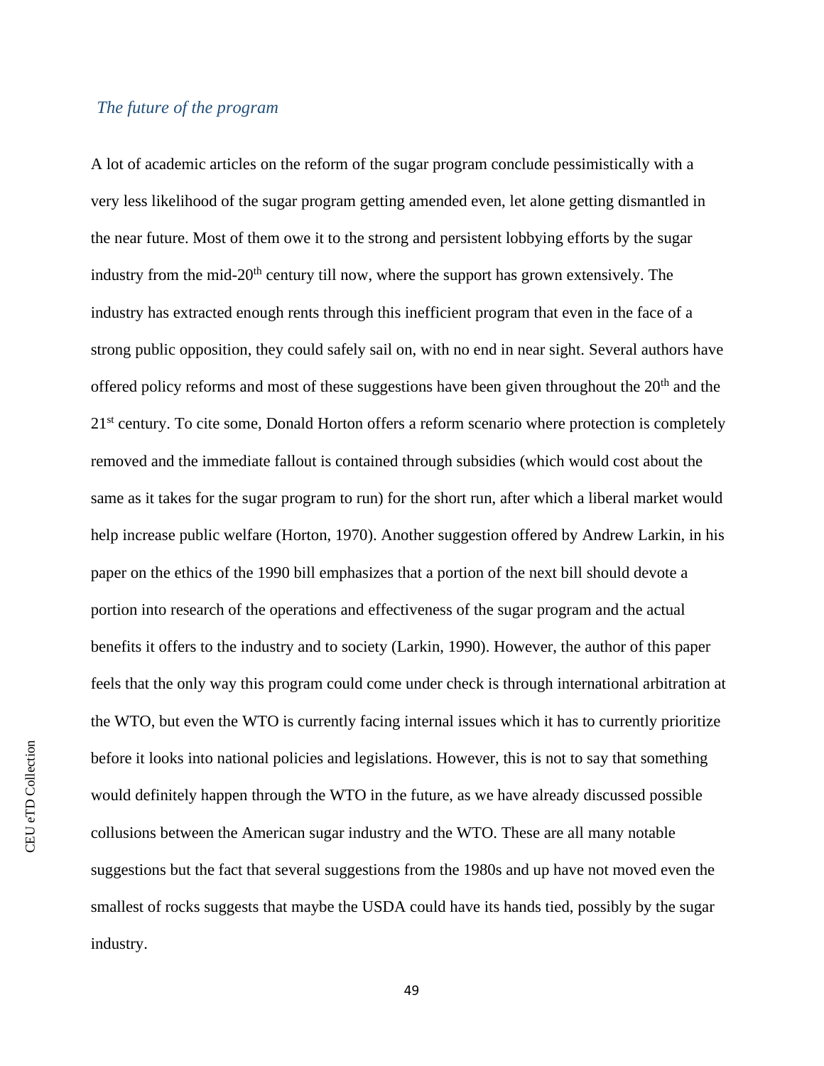### *The future of the program*

A lot of academic articles on the reform of the sugar program conclude pessimistically with a very less likelihood of the sugar program getting amended even, let alone getting dismantled in the near future. Most of them owe it to the strong and persistent lobbying efforts by the sugar industry from the mid-20th century till now, where the support has grown extensively. The industry has extracted enough rents through this inefficient program that even in the face of a strong public opposition, they could safely sail on, with no end in near sight. Several authors have offered policy reforms and most of these suggestions have been given throughout the 20th and the 21st century. To cite some, Donald Horton offers a reform scenario where protection is completely removed and the immediate fallout is contained through subsidies (which would cost about the same as it takes for the sugar program to run) for the short run, after which a liberal market would help increase public welfare (Horton, 1970). Another suggestion offered by Andrew Larkin, in his paper on the ethics of the 1990 bill emphasizes that a portion of the next bill should devote a portion into research of the operations and effectiveness of the sugar program and the actual benefits it offers to the industry and to society (Larkin, 1990). However, the author of this paper feels that the only way this program could come under check is through international arbitration at the WTO, but even the WTO is currently facing internal issues which it has to currently prioritize before it looks into national policies and legislations. However, this is not to say that something would definitely happen through the WTO in the future, as we have already discussed possible collusions between the American sugar industry and the WTO. These are all many notable suggestions but the fact that several suggestions from the 1980s and up have not moved even the smallest of rocks suggests that maybe the USDA could have its hands tied, possibly by the sugar industry.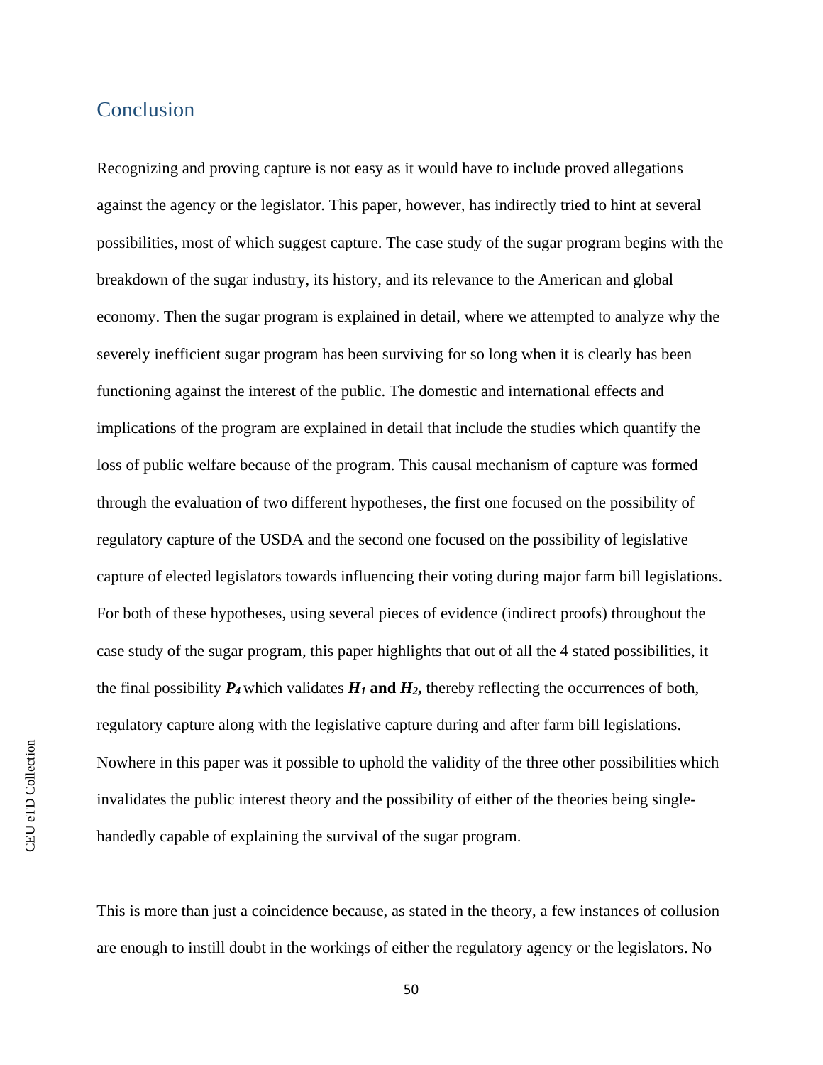## Conclusion

Recognizing and proving capture is not easy as it would have to include proved allegations against the agency or the legislator. This paper, however, has indirectly tried to hint at several possibilities, most of which suggest capture. The case study of the sugar program begins with the breakdown of the sugar industry, its history, and its relevance to the American and global economy. Then the sugar program is explained in detail, where we attempted to analyze why the severely inefficient sugar program has been surviving for so long when it is clearly has been functioning against the interest of the public. The domestic and international effects and implications of the program are explained in detail that include the studies which quantify the loss of public welfare because of the program. This causal mechanism of capture was formed through the evaluation of two different hypotheses, the first one focused on the possibility of regulatory capture of the USDA and the second one focused on the possibility of legislative capture of elected legislators towards influencing their voting during major farm bill legislations. For both of these hypotheses, using several pieces of evidence (indirect proofs) throughout the case study of the sugar program, this paper highlights that out of all the 4 stated possibilities, it the final possibility $P_4$ which validates $H_1$ **and** $H_2$**,** thereby reflecting the occurrences of both, regulatory capture along with the legislative capture during and after farm bill legislations. Nowhere in this paper was it possible to uphold the validity of the three other possibilities which invalidates the public interest theory and the possibility of either of the theories being single-handedly capable of explaining the survival of the sugar program.

This is more than just a coincidence because, as stated in the theory, a few instances of collusion are enough to instill doubt in the workings of either the regulatory agency or the legislators. No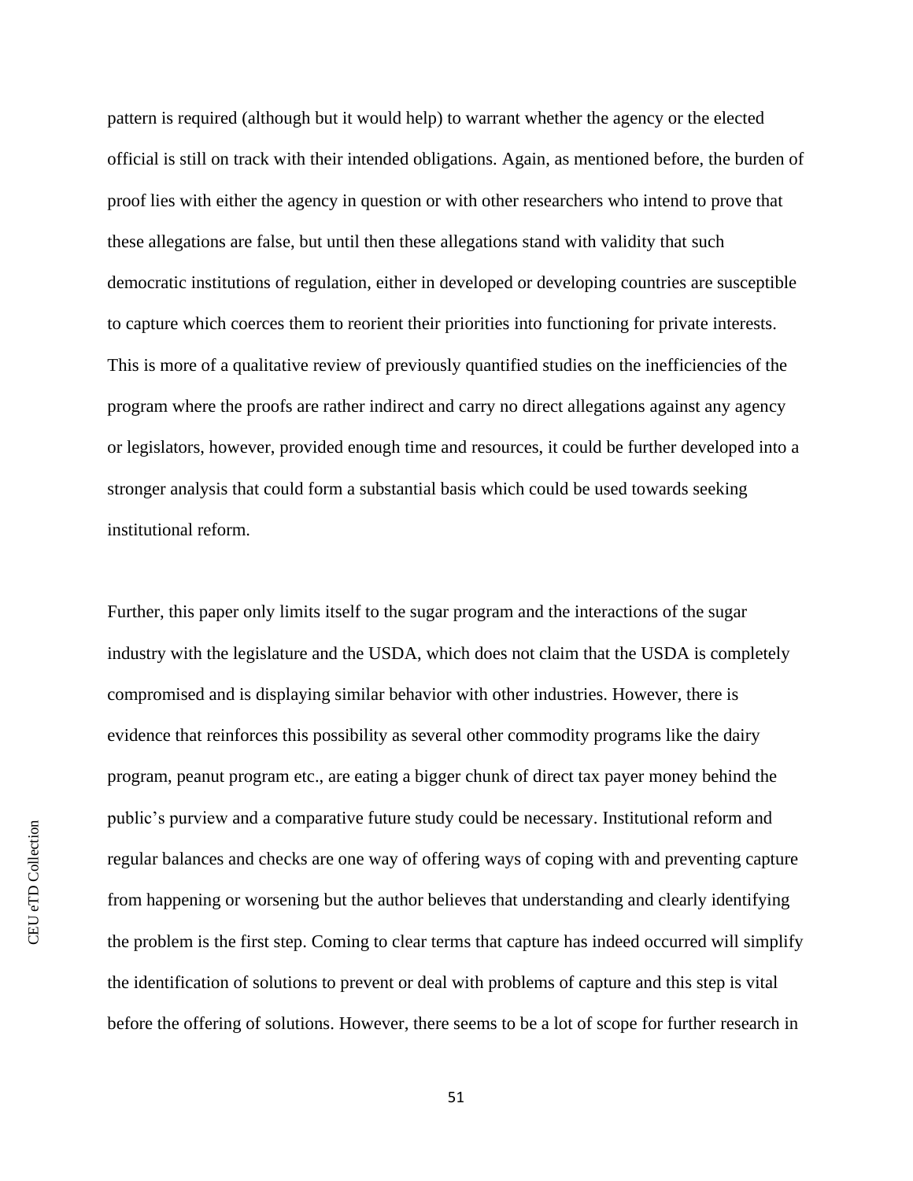pattern is required (although but it would help) to warrant whether the agency or the elected official is still on track with their intended obligations. Again, as mentioned before, the burden of proof lies with either the agency in question or with other researchers who intend to prove that these allegations are false, but until then these allegations stand with validity that such democratic institutions of regulation, either in developed or developing countries are susceptible to capture which coerces them to reorient their priorities into functioning for private interests. This is more of a qualitative review of previously quantified studies on the inefficiencies of the program where the proofs are rather indirect and carry no direct allegations against any agency or legislators, however, provided enough time and resources, it could be further developed into a stronger analysis that could form a substantial basis which could be used towards seeking institutional reform.

Further, this paper only limits itself to the sugar program and the interactions of the sugar industry with the legislature and the USDA, which does not claim that the USDA is completely compromised and is displaying similar behavior with other industries. However, there is evidence that reinforces this possibility as several other commodity programs like the dairy program, peanut program etc., are eating a bigger chunk of direct tax payer money behind the public's purview and a comparative future study could be necessary. Institutional reform and regular balances and checks are one way of offering ways of coping with and preventing capture from happening or worsening but the author believes that understanding and clearly identifying the problem is the first step. Coming to clear terms that capture has indeed occurred will simplify the identification of solutions to prevent or deal with problems of capture and this step is vital before the offering of solutions. However, there seems to be a lot of scope for further research in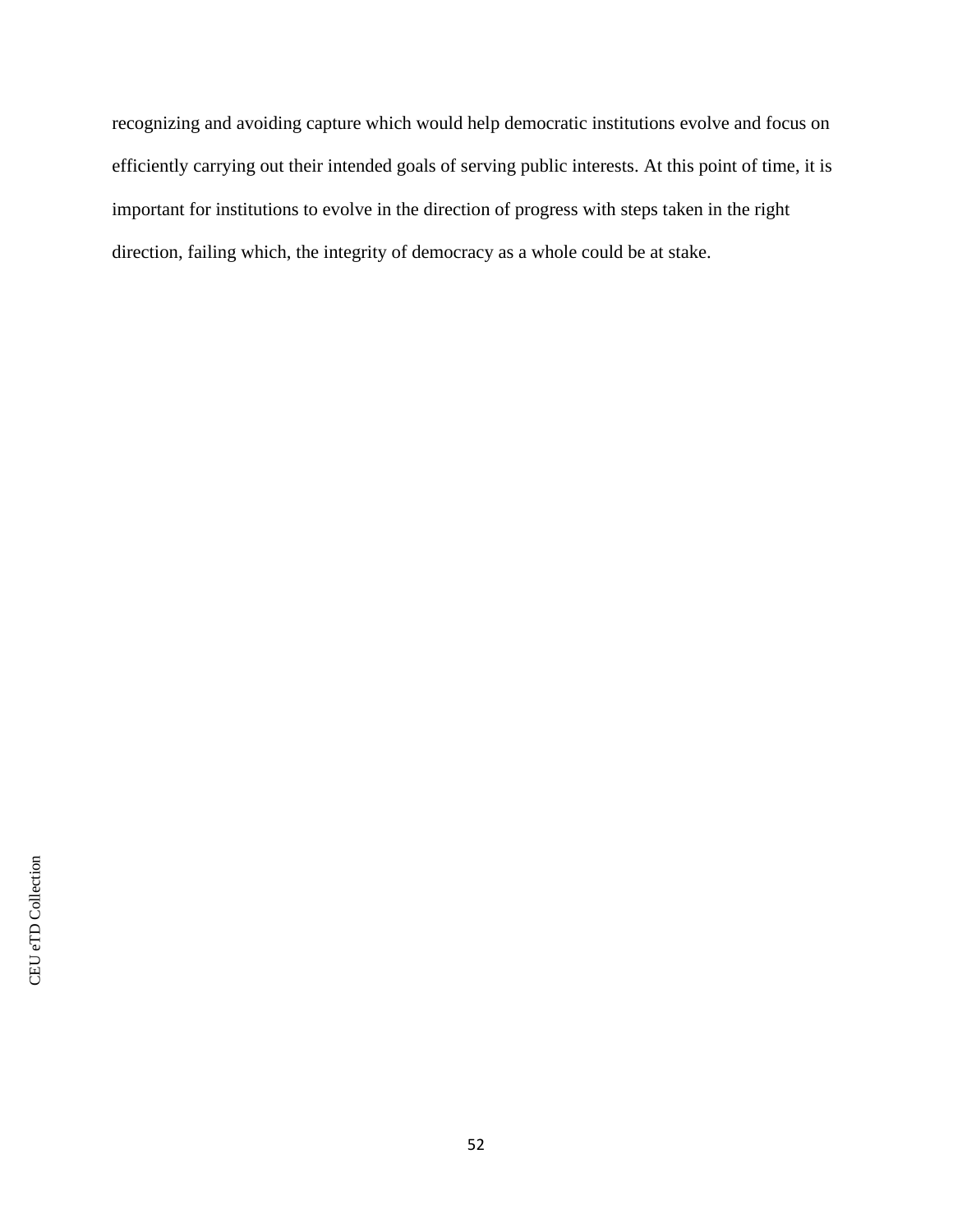recognizing and avoiding capture which would help democratic institutions evolve and focus on efficiently carrying out their intended goals of serving public interests. At this point of time, it is important for institutions to evolve in the direction of progress with steps taken in the right direction, failing which, the integrity of democracy as a whole could be at stake.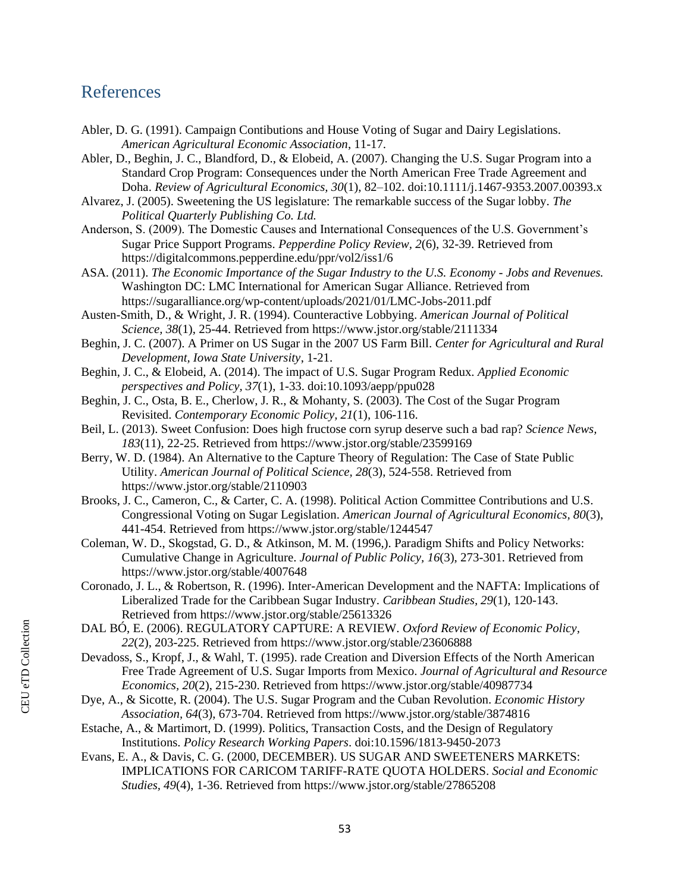## References

Abler, D. G. (1991). Campaign Contibutions and House Voting of Sugar and Dairy Legislations. *American Agricultural Economic Association*, 11-17.

Abler, D., Beghin, J. C., Blandford, D., & Elobeid, A. (2007). Changing the U.S. Sugar Program into a Standard Crop Program: Consequences under the North American Free Trade Agreement and Doha. *Review of Agricultural Economics, 30*(1), 82–102. doi:10.1111/j.1467-9353.2007.00393.x

Alvarez, J. (2005). Sweetening the US legislature: The remarkable success of the Sugar lobby. *The Political Quarterly Publishing Co. Ltd.*

Anderson, S. (2009). The Domestic Causes and International Consequences of the U.S. Government's Sugar Price Support Programs. *Pepperdine Policy Review, 2*(6), 32-39. Retrieved from https://digitalcommons.pepperdine.edu/ppr/vol2/iss1/6

ASA. (2011). *The Economic Importance of the Sugar Industry to the U.S. Economy - Jobs and Revenues.* Washington DC: LMC International for American Sugar Alliance. Retrieved from https://sugaralliance.org/wp-content/uploads/2021/01/LMC-Jobs-2011.pdf

Austen-Smith, D., & Wright, J. R. (1994). Counteractive Lobbying. *American Journal of Political Science, 38*(1), 25-44. Retrieved from https://www.jstor.org/stable/2111334

Beghin, J. C. (2007). A Primer on US Sugar in the 2007 US Farm Bill. *Center for Agricultural and Rural Development, Iowa State University*, 1-21.

Beghin, J. C., & Elobeid, A. (2014). The impact of U.S. Sugar Program Redux. *Applied Economic perspectives and Policy, 37*(1), 1-33. doi:10.1093/aepp/ppu028

Beghin, J. C., Osta, B. E., Cherlow, J. R., & Mohanty, S. (2003). The Cost of the Sugar Program Revisited. *Contemporary Economic Policy, 21*(1), 106-116.

Beil, L. (2013). Sweet Confusion: Does high fructose corn syrup deserve such a bad rap? *Science News, 183*(11), 22-25. Retrieved from https://www.jstor.org/stable/23599169

Berry, W. D. (1984). An Alternative to the Capture Theory of Regulation: The Case of State Public Utility. *American Journal of Political Science, 28*(3), 524-558. Retrieved from https://www.jstor.org/stable/2110903

Brooks, J. C., Cameron, C., & Carter, C. A. (1998). Political Action Committee Contributions and U.S. Congressional Voting on Sugar Legislation. *American Journal of Agricultural Economics, 80*(3), 441-454. Retrieved from https://www.jstor.org/stable/1244547

Coleman, W. D., Skogstad, G. D., & Atkinson, M. M. (1996,). Paradigm Shifts and Policy Networks: Cumulative Change in Agriculture. *Journal of Public Policy, 16*(3), 273-301. Retrieved from https://www.jstor.org/stable/4007648

Coronado, J. L., & Robertson, R. (1996). Inter-American Development and the NAFTA: Implications of Liberalized Trade for the Caribbean Sugar Industry. *Caribbean Studies, 29*(1), 120-143. Retrieved from https://www.jstor.org/stable/25613326

DAL BÓ, E. (2006). REGULATORY CAPTURE: A REVIEW. *Oxford Review of Economic Policy, 22*(2), 203-225. Retrieved from https://www.jstor.org/stable/23606888

Devadoss, S., Kropf, J., & Wahl, T. (1995). rade Creation and Diversion Effects of the North American Free Trade Agreement of U.S. Sugar Imports from Mexico. *Journal of Agricultural and Resource Economics, 20*(2), 215-230. Retrieved from https://www.jstor.org/stable/40987734

Dye, A., & Sicotte, R. (2004). The U.S. Sugar Program and the Cuban Revolution. *Economic History Association, 64*(3), 673-704. Retrieved from https://www.jstor.org/stable/3874816

Estache, A., & Martimort, D. (1999). Politics, Transaction Costs, and the Design of Regulatory Institutions. *Policy Research Working Papers*. doi:10.1596/1813-9450-2073

Evans, E. A., & Davis, C. G. (2000, DECEMBER). US SUGAR AND SWEETENERS MARKETS: IMPLICATIONS FOR CARICOM TARIFF-RATE QUOTA HOLDERS. *Social and Economic Studies, 49*(4), 1-36. Retrieved from https://www.jstor.org/stable/27865208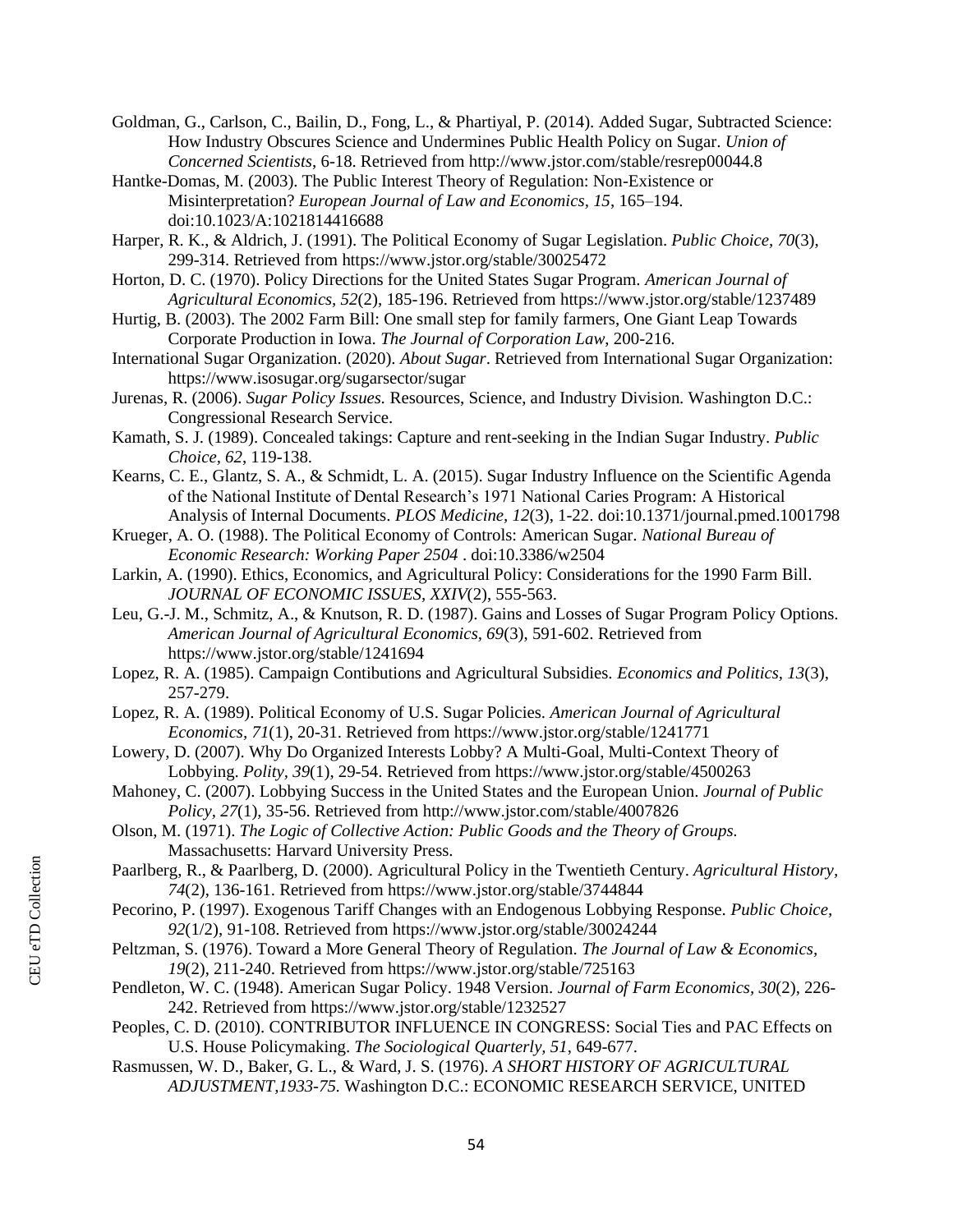Goldman, G., Carlson, C., Bailin, D., Fong, L., & Phartiyal, P. (2014). Added Sugar, Subtracted Science: How Industry Obscures Science and Undermines Public Health Policy on Sugar. *Union of Concerned Scientists*, 6-18. Retrieved from http://www.jstor.com/stable/resrep00044.8

Hantke-Domas, M. (2003). The Public Interest Theory of Regulation: Non-Existence or Misinterpretation? *European Journal of Law and Economics, 15*, 165–194. doi:10.1023/A:1021814416688

Harper, R. K., & Aldrich, J. (1991). The Political Economy of Sugar Legislation. *Public Choice, 70*(3), 299-314. Retrieved from https://www.jstor.org/stable/30025472

Horton, D. C. (1970). Policy Directions for the United States Sugar Program. *American Journal of Agricultural Economics, 52*(2), 185-196. Retrieved from https://www.jstor.org/stable/1237489

Hurtig, B. (2003). The 2002 Farm Bill: One small step for family farmers, One Giant Leap Towards Corporate Production in Iowa. *The Journal of Corporation Law*, 200-216.

International Sugar Organization. (2020). *About Sugar*. Retrieved from International Sugar Organization: https://www.isosugar.org/sugarsector/sugar

Jurenas, R. (2006). *Sugar Policy Issues.* Resources, Science, and Industry Division. Washington D.C.: Congressional Research Service.

Kamath, S. J. (1989). Concealed takings: Capture and rent-seeking in the Indian Sugar Industry. *Public Choice, 62*, 119-138.

Kearns, C. E., Glantz, S. A., & Schmidt, L. A. (2015). Sugar Industry Influence on the Scientific Agenda of the National Institute of Dental Research's 1971 National Caries Program: A Historical Analysis of Internal Documents. *PLOS Medicine, 12*(3), 1-22. doi:10.1371/journal.pmed.1001798

Krueger, A. O. (1988). The Political Economy of Controls: American Sugar. *National Bureau of Economic Research: Working Paper 2504* . doi:10.3386/w2504

Larkin, A. (1990). Ethics, Economics, and Agricultural Policy: Considerations for the 1990 Farm Bill. *JOURNAL OF ECONOMIC ISSUES, XXIV*(2), 555-563.

Leu, G.-J. M., Schmitz, A., & Knutson, R. D. (1987). Gains and Losses of Sugar Program Policy Options. *American Journal of Agricultural Economics, 69*(3), 591-602. Retrieved from https://www.jstor.org/stable/1241694

Lopez, R. A. (1985). Campaign Contibutions and Agricultural Subsidies. *Economics and Politics, 13*(3), 257-279.

Lopez, R. A. (1989). Political Economy of U.S. Sugar Policies. *American Journal of Agricultural Economics, 71*(1), 20-31. Retrieved from https://www.jstor.org/stable/1241771

Lowery, D. (2007). Why Do Organized Interests Lobby? A Multi-Goal, Multi-Context Theory of Lobbying. *Polity, 39*(1), 29-54. Retrieved from https://www.jstor.org/stable/4500263

Mahoney, C. (2007). Lobbying Success in the United States and the European Union. *Journal of Public Policy, 27*(1), 35-56. Retrieved from http://www.jstor.com/stable/4007826

Olson, M. (1971). *The Logic of Collective Action: Public Goods and the Theory of Groups.* Massachusetts: Harvard University Press.

Paarlberg, R., & Paarlberg, D. (2000). Agricultural Policy in the Twentieth Century. *Agricultural History, 74*(2), 136-161. Retrieved from https://www.jstor.org/stable/3744844

Pecorino, P. (1997). Exogenous Tariff Changes with an Endogenous Lobbying Response. *Public Choice, 92*(1/2), 91-108. Retrieved from https://www.jstor.org/stable/30024244

Peltzman, S. (1976). Toward a More General Theory of Regulation. *The Journal of Law & Economics, 19*(2), 211-240. Retrieved from https://www.jstor.org/stable/725163

Pendleton, W. C. (1948). American Sugar Policy. 1948 Version. *Journal of Farm Economics, 30*(2), 226-242. Retrieved from https://www.jstor.org/stable/1232527

Peoples, C. D. (2010). CONTRIBUTOR INFLUENCE IN CONGRESS: Social Ties and PAC Effects on U.S. House Policymaking. *The Sociological Quarterly, 51*, 649-677.

Rasmussen, W. D., Baker, G. L., & Ward, J. S. (1976). *A SHORT HISTORY OF AGRICULTURAL ADJUSTMENT,1933-75.* Washington D.C.: ECONOMIC RESEARCH SERVICE, UNITED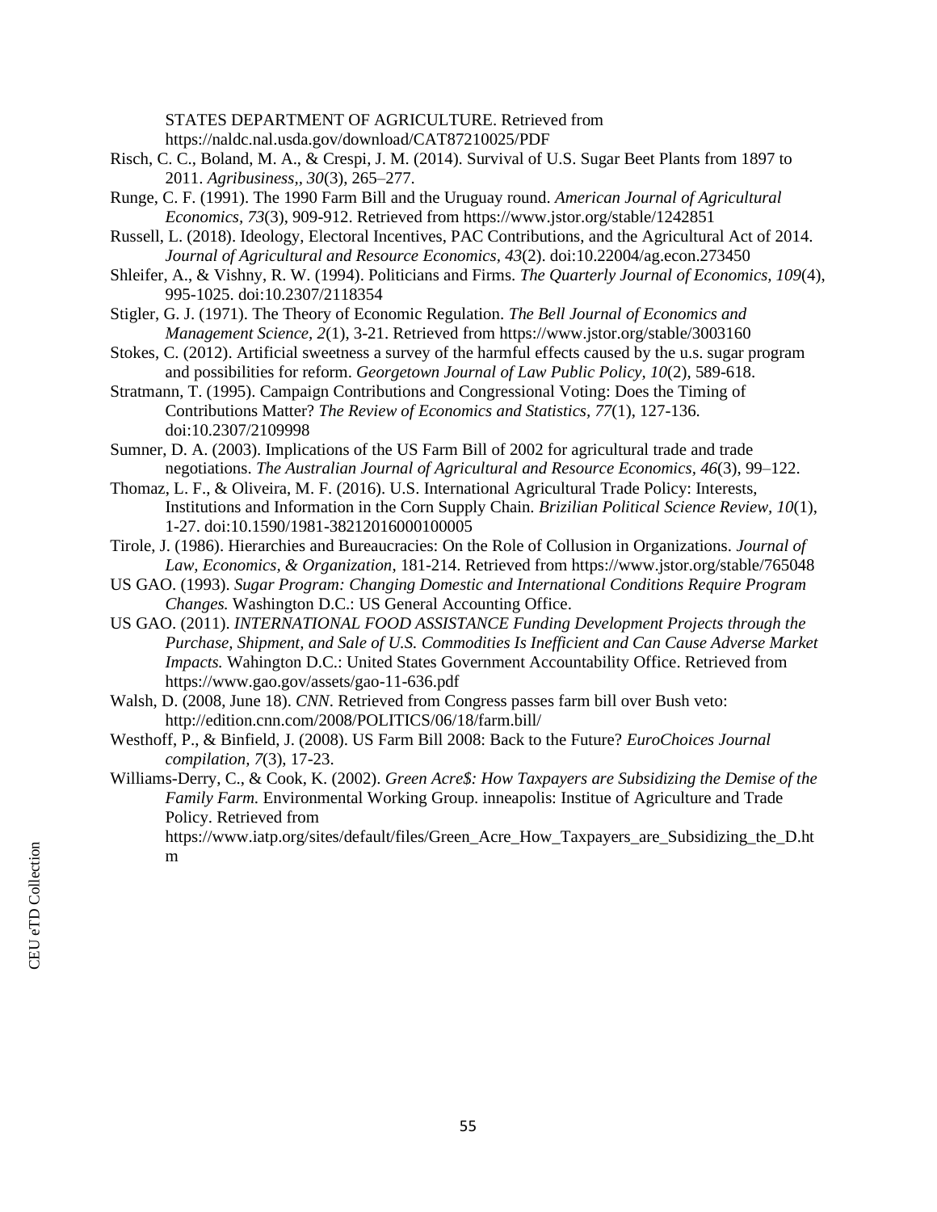STATES DEPARTMENT OF AGRICULTURE. Retrieved from https://naldc.nal.usda.gov/download/CAT87210025/PDF

Risch, C. C., Boland, M. A., & Crespi, J. M. (2014). Survival of U.S. Sugar Beet Plants from 1897 to 2011. *Agribusiness,, 30*(3), 265–277.

Runge, C. F. (1991). The 1990 Farm Bill and the Uruguay round. *American Journal of Agricultural Economics, 73*(3), 909-912. Retrieved from https://www.jstor.org/stable/1242851

Russell, L. (2018). Ideology, Electoral Incentives, PAC Contributions, and the Agricultural Act of 2014. *Journal of Agricultural and Resource Economics, 43*(2). doi:10.22004/ag.econ.273450

Shleifer, A., & Vishny, R. W. (1994). Politicians and Firms. *The Quarterly Journal of Economics, 109*(4), 995-1025. doi:10.2307/2118354

Stigler, G. J. (1971). The Theory of Economic Regulation. *The Bell Journal of Economics and Management Science, 2*(1), 3-21. Retrieved from https://www.jstor.org/stable/3003160

Stokes, C. (2012). Artificial sweetness a survey of the harmful effects caused by the u.s. sugar program and possibilities for reform. *Georgetown Journal of Law Public Policy, 10*(2), 589-618.

Stratmann, T. (1995). Campaign Contributions and Congressional Voting: Does the Timing of Contributions Matter? *The Review of Economics and Statistics, 77*(1), 127-136. doi:10.2307/2109998

Sumner, D. A. (2003). Implications of the US Farm Bill of 2002 for agricultural trade and trade negotiations. *The Australian Journal of Agricultural and Resource Economics, 46*(3), 99–122.

Thomaz, L. F., & Oliveira, M. F. (2016). U.S. International Agricultural Trade Policy: Interests, Institutions and Information in the Corn Supply Chain. *Brizilian Political Science Review, 10*(1), 1-27. doi:10.1590/1981-38212016000100005

Tirole, J. (1986). Hierarchies and Bureaucracies: On the Role of Collusion in Organizations. *Journal of Law, Economics, & Organization*, 181-214. Retrieved from https://www.jstor.org/stable/765048

US GAO. (1993). *Sugar Program: Changing Domestic and International Conditions Require Program Changes.* Washington D.C.: US General Accounting Office.

US GAO. (2011). *INTERNATIONAL FOOD ASSISTANCE Funding Development Projects through the Purchase, Shipment, and Sale of U.S. Commodities Is Inefficient and Can Cause Adverse Market Impacts.* Wahington D.C.: United States Government Accountability Office. Retrieved from https://www.gao.gov/assets/gao-11-636.pdf

Walsh, D. (2008, June 18). *CNN*. Retrieved from Congress passes farm bill over Bush veto: http://edition.cnn.com/2008/POLITICS/06/18/farm.bill/

Westhoff, P., & Binfield, J. (2008). US Farm Bill 2008: Back to the Future? *EuroChoices Journal compilation, 7*(3), 17-23.

Williams-Derry, C., & Cook, K. (2002). *Green Acre$: How Taxpayers are Subsidizing the Demise of the Family Farm.* Environmental Working Group. inneapolis: Institue of Agriculture and Trade Policy. Retrieved from https://www.iatp.org/sites/default/files/Green_Acre_How_Taxpayers_are_Subsidizing_the_D.htm